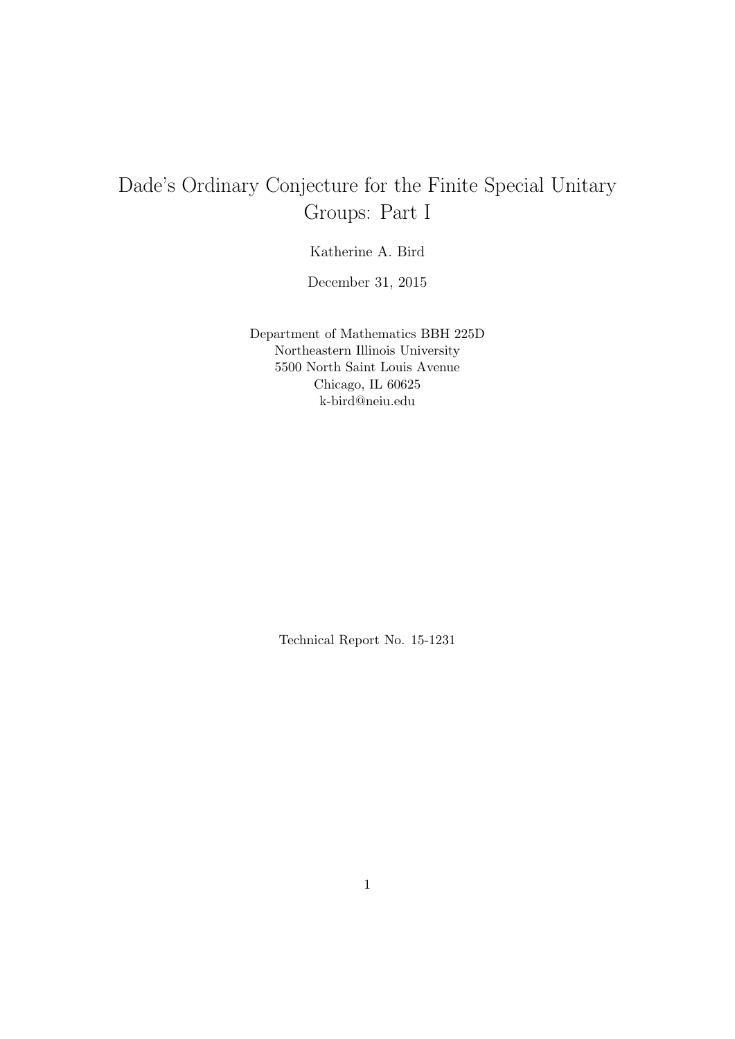# Dade's Ordinary Conjecture for the Finite Special Unitary Groups: Part I

Katherine A. Bird

December 31, 2015

Department of Mathematics BBH 225D
Northeastern Illinois University
5500 North Saint Louis Avenue
Chicago, IL 60625
k-bird@neiu.edu

Technical Report No. 15-1231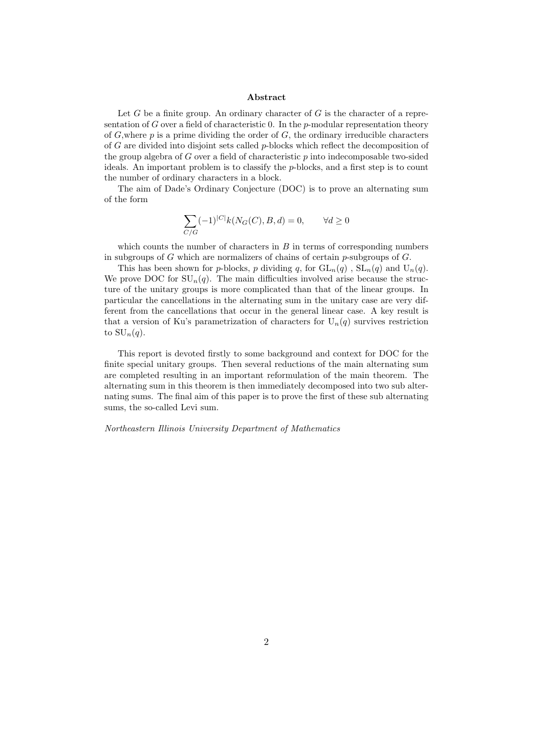## Abstract

Let $G$ be a finite group. An ordinary character of $G$ is the character of a representation of $G$ over a field of characteristic 0. In the $p$-modular representation theory of $G$,where $p$ is a prime dividing the order of $G$, the ordinary irreducible characters of $G$ are divided into disjoint sets called $p$-blocks which reflect the decomposition of the group algebra of $G$ over a field of characteristic $p$ into indecomposable two-sided ideals. An important problem is to classify the $p$-blocks, and a first step is to count the number of ordinary characters in a block.

The aim of Dade's Ordinary Conjecture (DOC) is to prove an alternating sum of the form

$$\sum_{C/G}(-1)^{|C|}k(N_G(C), B, d) = 0, \qquad \forall d \geq 0$$

which counts the number of characters in $B$ in terms of corresponding numbers in subgroups of $G$ which are normalizers of chains of certain $p$-subgroups of $G$.

This has been shown for $p$-blocks, $p$ dividing $q$, for $\mathrm{GL}_n(q)$ , $\mathrm{SL}_n(q)$ and $\mathrm{U}_n(q)$. We prove DOC for $\mathrm{SU}_n(q)$. The main difficulties involved arise because the structure of the unitary groups is more complicated than that of the linear groups. In particular the cancellations in the alternating sum in the unitary case are very different from the cancellations that occur in the general linear case. A key result is that a version of Ku's parametrization of characters for $\mathrm{U}_n(q)$ survives restriction to $\mathrm{SU}_n(q)$.

This report is devoted firstly to some background and context for DOC for the finite special unitary groups. Then several reductions of the main alternating sum are completed resulting in an important reformulation of the main theorem. The alternating sum in this theorem is then immediately decomposed into two sub alternating sums. The final aim of this paper is to prove the first of these sub alternating sums, the so-called Levi sum.

*Northeastern Illinois University Department of Mathematics*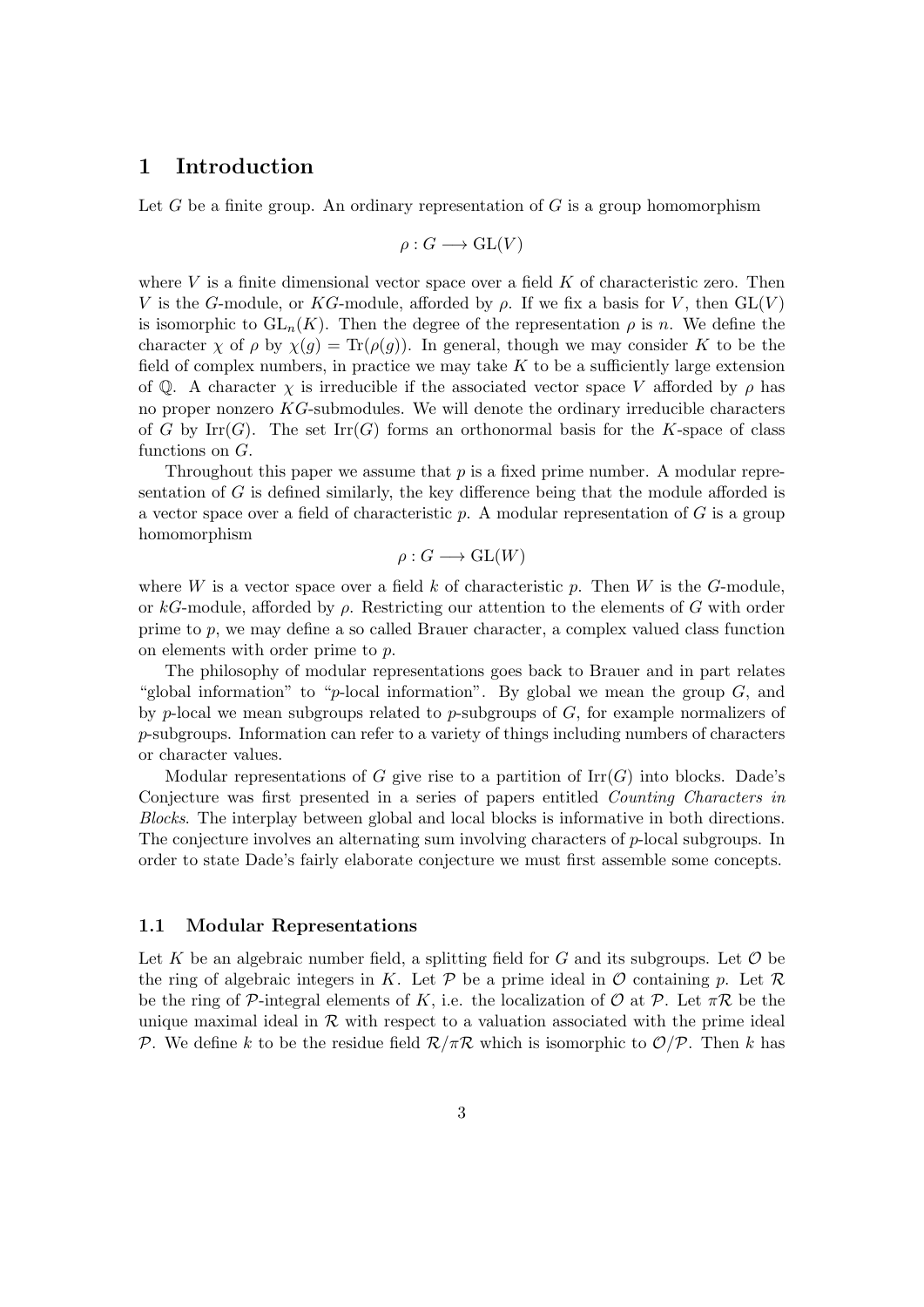# 1 Introduction

Let $G$ be a finite group. An ordinary representation of $G$ is a group homomorphism

$$\rho : G \longrightarrow \mathrm{GL}(V)$$

where $V$ is a finite dimensional vector space over a field $K$ of characteristic zero. Then $V$ is the $G$-module, or $KG$-module, afforded by $\rho$. If we fix a basis for $V$, then $\mathrm{GL}(V)$ is isomorphic to $\mathrm{GL}_n(K)$. Then the degree of the representation $\rho$ is $n$. We define the character $\chi$ of $\rho$ by $\chi(g) = \mathrm{Tr}(\rho(g))$. In general, though we may consider $K$ to be the field of complex numbers, in practice we may take $K$ to be a sufficiently large extension of $\mathbb{Q}$. A character $\chi$ is irreducible if the associated vector space $V$ afforded by $\rho$ has no proper nonzero $KG$-submodules. We will denote the ordinary irreducible characters of $G$ by $\mathrm{Irr}(G)$. The set $\mathrm{Irr}(G)$ forms an orthonormal basis for the $K$-space of class functions on $G$.

Throughout this paper we assume that $p$ is a fixed prime number. A modular representation of $G$ is defined similarly, the key difference being that the module afforded is a vector space over a field of characteristic $p$. A modular representation of $G$ is a group homomorphism

$$\rho : G \longrightarrow \mathrm{GL}(W)$$

where $W$ is a vector space over a field $k$ of characteristic $p$. Then $W$ is the $G$-module, or $kG$-module, afforded by $\rho$. Restricting our attention to the elements of $G$ with order prime to $p$, we may define a so called Brauer character, a complex valued class function on elements with order prime to $p$.

The philosophy of modular representations goes back to Brauer and in part relates "global information" to "$p$-local information". By global we mean the group $G$, and by $p$-local we mean subgroups related to $p$-subgroups of $G$, for example normalizers of $p$-subgroups. Information can refer to a variety of things including numbers of characters or character values.

Modular representations of $G$ give rise to a partition of $\mathrm{Irr}(G)$ into blocks. Dade's Conjecture was first presented in a series of papers entitled *Counting Characters in Blocks*. The interplay between global and local blocks is informative in both directions. The conjecture involves an alternating sum involving characters of $p$-local subgroups. In order to state Dade's fairly elaborate conjecture we must first assemble some concepts.

## 1.1 Modular Representations

Let $K$ be an algebraic number field, a splitting field for $G$ and its subgroups. Let $\mathcal{O}$ be the ring of algebraic integers in $K$. Let $\mathcal{P}$ be a prime ideal in $\mathcal{O}$ containing $p$. Let $\mathcal{R}$ be the ring of $\mathcal{P}$-integral elements of $K$, i.e. the localization of $\mathcal{O}$ at $\mathcal{P}$. Let $\pi\mathcal{R}$ be the unique maximal ideal in $\mathcal{R}$ with respect to a valuation associated with the prime ideal $\mathcal{P}$. We define $k$ to be the residue field $\mathcal{R}/\pi\mathcal{R}$ which is isomorphic to $\mathcal{O}/\mathcal{P}$. Then $k$ has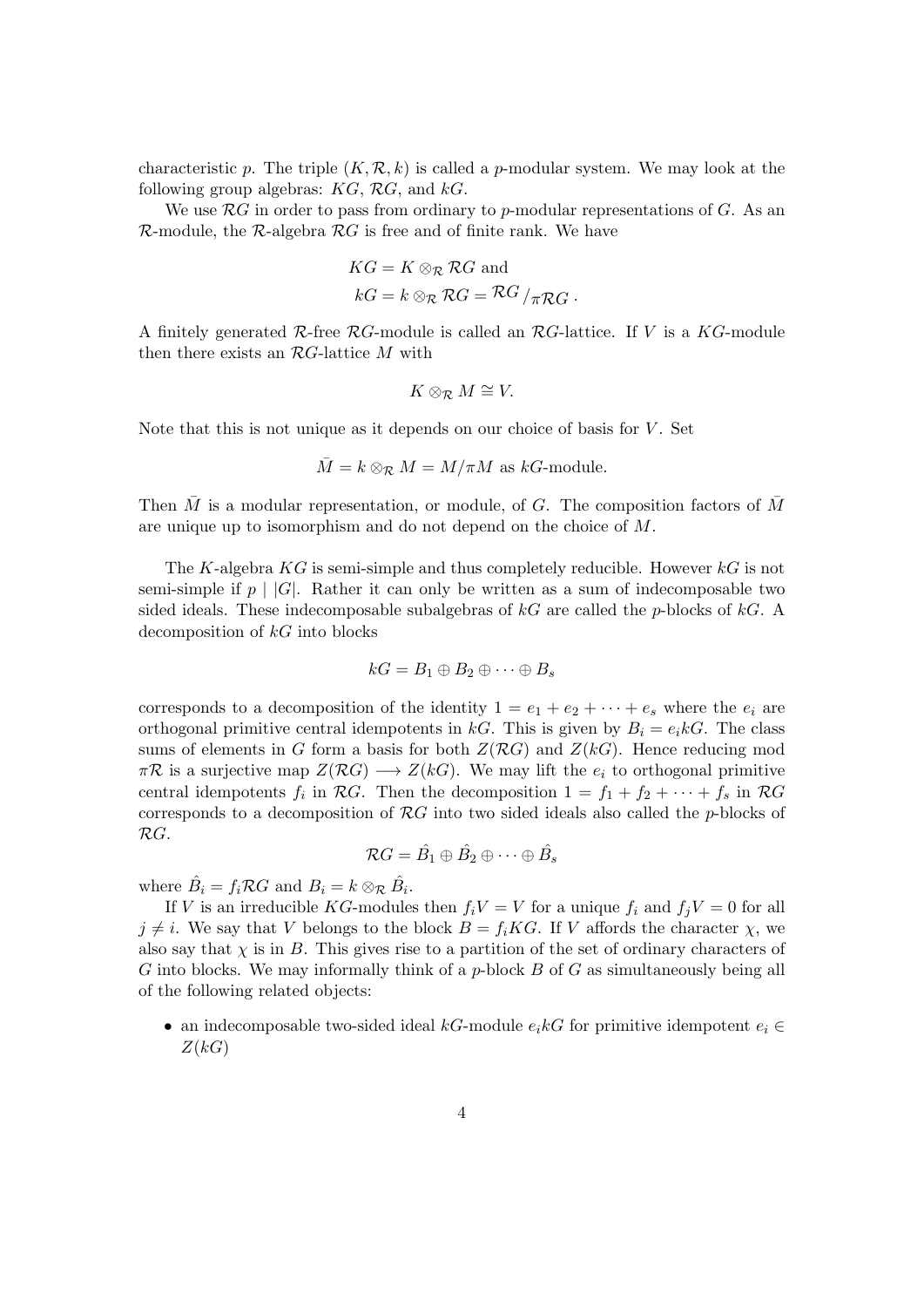characteristic $p$. The triple $(K, \mathcal{R}, k)$ is called a $p$-modular system. We may look at the following group algebras: $KG$, $\mathcal{R}G$, and $kG$.

We use $\mathcal{R}G$ in order to pass from ordinary to $p$-modular representations of $G$. As an $\mathcal{R}$-module, the $\mathcal{R}$-algebra $\mathcal{R}G$ is free and of finite rank. We have

$$KG = K \otimes_{\mathcal{R}} \mathcal{R}G \text{ and}$$
$$kG = k \otimes_{\mathcal{R}} \mathcal{R}G = {}^{\mathcal{R}G}/_{\pi\mathcal{R}G}\,.$$

A finitely generated $\mathcal{R}$-free $\mathcal{R}G$-module is called an $\mathcal{R}G$-lattice. If $V$ is a $KG$-module then there exists an $\mathcal{R}G$-lattice $M$ with

$$K \otimes_{\mathcal{R}} M \cong V.$$

Note that this is not unique as it depends on our choice of basis for $V$. Set

$$\bar{M} = k \otimes_{\mathcal{R}} M = M/\pi M \text{ as } kG\text{-module.}$$

Then $\bar{M}$ is a modular representation, or module, of $G$. The composition factors of $\bar{M}$ are unique up to isomorphism and do not depend on the choice of $M$.

The $K$-algebra $KG$ is semi-simple and thus completely reducible. However $kG$ is not semi-simple if $p \mid |G|$. Rather it can only be written as a sum of indecomposable two sided ideals. These indecomposable subalgebras of $kG$ are called the $p$-blocks of $kG$. A decomposition of $kG$ into blocks

$$kG = B_1 \oplus B_2 \oplus \cdots \oplus B_s$$

corresponds to a decomposition of the identity $1 = e_1 + e_2 + \cdots + e_s$ where the $e_i$ are orthogonal primitive central idempotents in $kG$. This is given by $B_i = e_i kG$. The class sums of elements in $G$ form a basis for both $Z(\mathcal{R}G)$ and $Z(kG)$. Hence reducing mod $\pi\mathcal{R}$ is a surjective map $Z(\mathcal{R}G) \longrightarrow Z(kG)$. We may lift the $e_i$ to orthogonal primitive central idempotents $f_i$ in $\mathcal{R}G$. Then the decomposition $1 = f_1 + f_2 + \cdots + f_s$ in $\mathcal{R}G$ corresponds to a decomposition of $\mathcal{R}G$ into two sided ideals also called the $p$-blocks of $\mathcal{R}G$.

$$\mathcal{R}G = \hat{B_1} \oplus \hat{B_2} \oplus \cdots \oplus \hat{B_s}$$

where $\hat{B_i} = f_i \mathcal{R}G$ and $B_i = k \otimes_{\mathcal{R}} \hat{B_i}$.

If $V$ is an irreducible $KG$-modules then $f_i V = V$ for a unique $f_i$ and $f_j V = 0$ for all $j \neq i$. We say that $V$ belongs to the block $B = f_i KG$. If $V$ affords the character $\chi$, we also say that $\chi$ is in $B$. This gives rise to a partition of the set of ordinary characters of $G$ into blocks. We may informally think of a $p$-block $B$ of $G$ as simultaneously being all of the following related objects:

- an indecomposable two-sided ideal $kG$-module $e_i kG$ for primitive idempotent $e_i \in Z(kG)$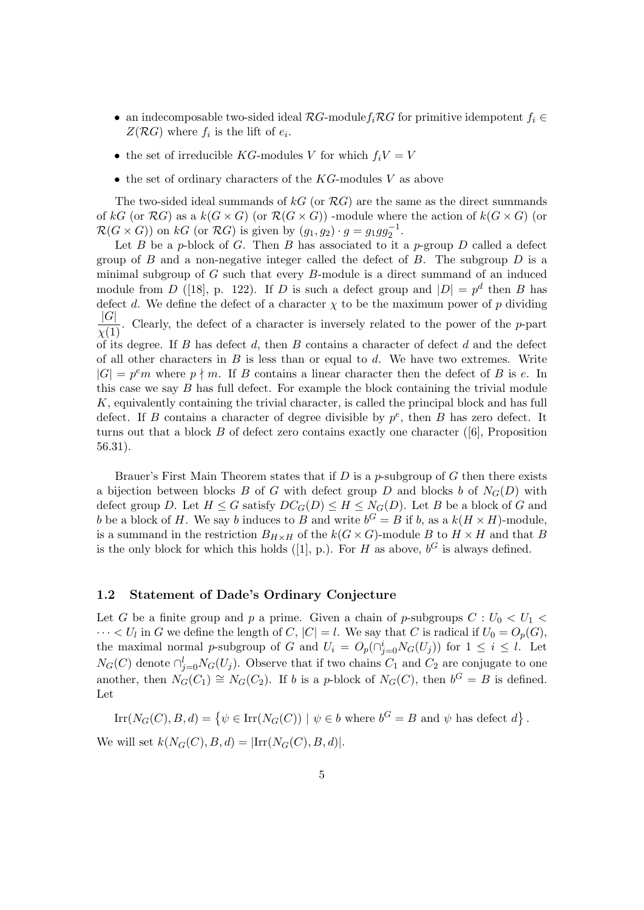- an indecomposable two-sided ideal $\mathcal{R}G$-module$f_i\mathcal{R}G$ for primitive idempotent $f_i \in Z(\mathcal{R}G)$ where $f_i$ is the lift of $e_i$.
- the set of irreducible $KG$-modules $V$ for which $f_iV = V$
- the set of ordinary characters of the $KG$-modules $V$ as above

The two-sided ideal summands of $kG$ (or $\mathcal{R}G$) are the same as the direct summands of $kG$ (or $\mathcal{R}G$) as a $k(G \times G)$ (or $\mathcal{R}(G \times G)$) -module where the action of $k(G \times G)$ (or $\mathcal{R}(G \times G)$) on $kG$ (or $\mathcal{R}G$) is given by $(g_1, g_2) \cdot g = g_1 g g_2^{-1}$.

Let $B$ be a $p$-block of $G$. Then $B$ has associated to it a $p$-group $D$ called a defect group of $B$ and a non-negative integer called the defect of $B$. The subgroup $D$ is a minimal subgroup of $G$ such that every $B$-module is a direct summand of an induced module from $D$ ([18], p. 122). If $D$ is such a defect group and $|D| = p^d$ then $B$ has defect $d$. We define the defect of a character $\chi$ to be the maximum power of $p$ dividing $\frac{|G|}{\chi(1)}$. Clearly, the defect of a character is inversely related to the power of the $p$-part of its degree. If $B$ has defect $d$, then $B$ contains a character of defect $d$ and the defect of all other characters in $B$ is less than or equal to $d$. We have two extremes. Write $|G| = p^e m$ where $p \nmid m$. If $B$ contains a linear character then the defect of $B$ is $e$. In this case we say $B$ has full defect. For example the block containing the trivial module $K$, equivalently containing the trivial character, is called the principal block and has full defect. If $B$ contains a character of degree divisible by $p^e$, then $B$ has zero defect. It turns out that a block $B$ of defect zero contains exactly one character ([6], Proposition 56.31).

Brauer's First Main Theorem states that if $D$ is a $p$-subgroup of $G$ then there exists a bijection between blocks $B$ of $G$ with defect group $D$ and blocks $b$ of $N_G(D)$ with defect group $D$. Let $H \le G$ satisfy $DC_G(D) \le H \le N_G(D)$. Let $B$ be a block of $G$ and $b$ be a block of $H$. We say $b$ induces to $B$ and write $b^G = B$ if $b$, as a $k(H \times H)$-module, is a summand in the restriction $B_{H \times H}$ of the $k(G \times G)$-module $B$ to $H \times H$ and that $B$ is the only block for which this holds ([1], p.). For $H$ as above, $b^G$ is always defined.

### 1.2 Statement of Dade's Ordinary Conjecture

Let $G$ be a finite group and $p$ a prime. Given a chain of $p$-subgroups $C : U_0 < U_1 < \cdots < U_l$ in $G$ we define the length of $C$, $|C| = l$. We say that $C$ is radical if $U_0 = O_p(G)$, the maximal normal $p$-subgroup of $G$ and $U_i = O_p(\cap_{j=0}^{i} N_G(U_j))$ for $1 \le i \le l$. Let $N_G(C)$ denote $\cap_{j=0}^{l} N_G(U_j)$. Observe that if two chains $C_1$ and $C_2$ are conjugate to one another, then $N_G(C_1) \cong N_G(C_2)$. If $b$ is a $p$-block of $N_G(C)$, then $b^G = B$ is defined. Let

$$\mathrm{Irr}(N_G(C), B, d) = \left\{ \psi \in \mathrm{Irr}(N_G(C)) \mid \psi \in b \text{ where } b^G = B \text{ and } \psi \text{ has defect } d \right\}.$$

We will set $k(N_G(C), B, d) = |\mathrm{Irr}(N_G(C), B, d)|$.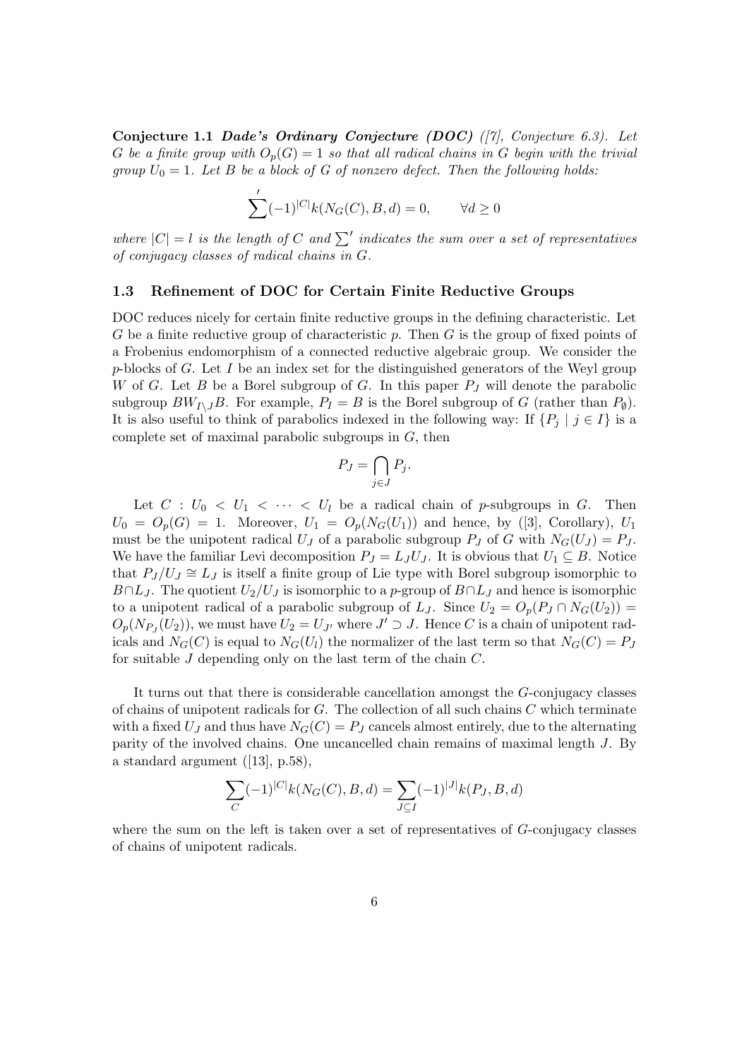**Conjecture 1.1** ***Dade's Ordinary Conjecture (DOC)*** *([7], Conjecture 6.3). Let $G$ be a finite group with $O_p(G) = 1$ so that all radical chains in $G$ begin with the trivial group $U_0 = 1$. Let $B$ be a block of $G$ of nonzero defect. Then the following holds:*

$$\sum{}'(-1)^{|C|}k(N_G(C), B, d) = 0, \qquad \forall d \geq 0$$

*where $|C| = l$ is the length of $C$ and $\sum'$ indicates the sum over a set of representatives of conjugacy classes of radical chains in $G$.*

### 1.3 Refinement of DOC for Certain Finite Reductive Groups

DOC reduces nicely for certain finite reductive groups in the defining characteristic. Let $G$ be a finite reductive group of characteristic $p$. Then $G$ is the group of fixed points of a Frobenius endomorphism of a connected reductive algebraic group. We consider the $p$-blocks of $G$. Let $I$ be an index set for the distinguished generators of the Weyl group $W$ of $G$. Let $B$ be a Borel subgroup of $G$. In this paper $P_J$ will denote the parabolic subgroup $BW_{I\setminus J}B$. For example, $P_I = B$ is the Borel subgroup of $G$ (rather than $P_\emptyset$). It is also useful to think of parabolics indexed in the following way: If $\{P_j \mid j \in I\}$ is a complete set of maximal parabolic subgroups in $G$, then

$$P_J = \bigcap_{j \in J} P_j.$$

Let $C : U_0 < U_1 < \cdots < U_l$ be a radical chain of $p$-subgroups in $G$. Then $U_0 = O_p(G) = 1$. Moreover, $U_1 = O_p(N_G(U_1))$ and hence, by ([3], Corollary), $U_1$ must be the unipotent radical $U_J$ of a parabolic subgroup $P_J$ of $G$ with $N_G(U_J) = P_J$. We have the familiar Levi decomposition $P_J = L_J U_J$. It is obvious that $U_1 \subseteq B$. Notice that $P_J/U_J \cong L_J$ is itself a finite group of Lie type with Borel subgroup isomorphic to $B \cap L_J$. The quotient $U_2/U_J$ is isomorphic to a $p$-group of $B \cap L_J$ and hence is isomorphic to a unipotent radical of a parabolic subgroup of $L_J$. Since $U_2 = O_p(P_J \cap N_G(U_2)) = O_p(N_{P_J}(U_2))$, we must have $U_2 = U_{J'}$ where $J' \supset J$. Hence $C$ is a chain of unipotent radicals and $N_G(C)$ is equal to $N_G(U_l)$ the normalizer of the last term so that $N_G(C) = P_J$ for suitable $J$ depending only on the last term of the chain $C$.

It turns out that there is considerable cancellation amongst the $G$-conjugacy classes of chains of unipotent radicals for $G$. The collection of all such chains $C$ which terminate with a fixed $U_J$ and thus have $N_G(C) = P_J$ cancels almost entirely, due to the alternating parity of the involved chains. One uncancelled chain remains of maximal length $J$. By a standard argument ([13], p.58),

$$\sum_C (-1)^{|C|}k(N_G(C), B, d) = \sum_{J \subseteq I} (-1)^{|J|}k(P_J, B, d)$$

where the sum on the left is taken over a set of representatives of $G$-conjugacy classes of chains of unipotent radicals.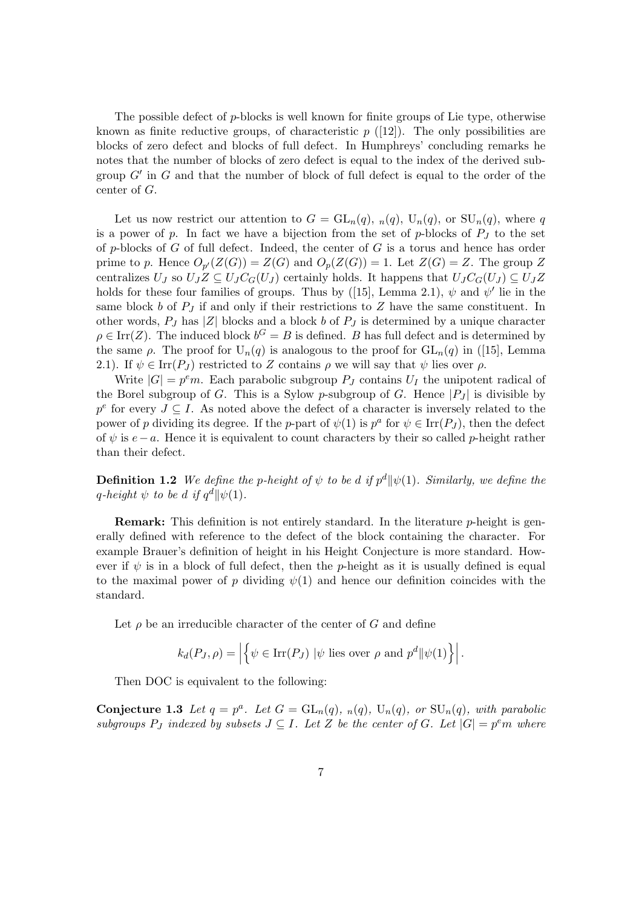The possible defect of $p$-blocks is well known for finite groups of Lie type, otherwise known as finite reductive groups, of characteristic $p$ ([12]). The only possibilities are blocks of zero defect and blocks of full defect. In Humphreys' concluding remarks he notes that the number of blocks of zero defect is equal to the index of the derived subgroup $G'$ in $G$ and that the number of block of full defect is equal to the order of the center of $G$.

Let us now restrict our attention to $G = \mathrm{GL}_n(q)$, ${}_n(q)$, $\mathrm{U}_n(q)$, or $\mathrm{SU}_n(q)$, where $q$ is a power of $p$. In fact we have a bijection from the set of $p$-blocks of $P_J$ to the set of $p$-blocks of $G$ of full defect. Indeed, the center of $G$ is a torus and hence has order prime to $p$. Hence $O_{p'}(Z(G)) = Z(G)$ and $O_p(Z(G)) = 1$. Let $Z(G) = Z$. The group $Z$ centralizes $U_J$ so $U_J Z \subseteq U_J C_G(U_J)$ certainly holds. It happens that $U_J C_G(U_J) \subseteq U_J Z$ holds for these four families of groups. Thus by ([15], Lemma 2.1), $\psi$ and $\psi'$ lie in the same block $b$ of $P_J$ if and only if their restrictions to $Z$ have the same constituent. In other words, $P_J$ has $|Z|$ blocks and a block $b$ of $P_J$ is determined by a unique character $\rho \in \mathrm{Irr}(Z)$. The induced block $b^G = B$ is defined. $B$ has full defect and is determined by the same $\rho$. The proof for $\mathrm{U}_n(q)$ is analogous to the proof for $\mathrm{GL}_n(q)$ in ([15], Lemma 2.1). If $\psi \in \mathrm{Irr}(P_J)$ restricted to $Z$ contains $\rho$ we will say that $\psi$ lies over $\rho$.

Write $|G| = p^e m$. Each parabolic subgroup $P_J$ contains $U_I$ the unipotent radical of the Borel subgroup of $G$. This is a Sylow $p$-subgroup of $G$. Hence $|P_J|$ is divisible by $p^e$ for every $J \subseteq I$. As noted above the defect of a character is inversely related to the power of $p$ dividing its degree. If the $p$-part of $\psi(1)$ is $p^a$ for $\psi \in \mathrm{Irr}(P_J)$, then the defect of $\psi$ is $e - a$. Hence it is equivalent to count characters by their so called $p$-height rather than their defect.

**Definition 1.2** *We define the $p$-height of $\psi$ to be $d$ if $p^d \| \psi(1)$. Similarly, we define the $q$-height $\psi$ to be $d$ if $q^d \| \psi(1)$.*

**Remark:** This definition is not entirely standard. In the literature $p$-height is generally defined with reference to the defect of the block containing the character. For example Brauer's definition of height in his Height Conjecture is more standard. However if $\psi$ is in a block of full defect, then the $p$-height as it is usually defined is equal to the maximal power of $p$ dividing $\psi(1)$ and hence our definition coincides with the standard.

Let $\rho$ be an irreducible character of the center of $G$ and define

$$k_d(P_J, \rho) = \left| \left\{ \psi \in \mathrm{Irr}(P_J) \mid \psi \text{ lies over } \rho \text{ and } p^d \| \psi(1) \right\} \right|.$$

Then DOC is equivalent to the following:

**Conjecture 1.3** *Let $q = p^a$. Let $G = \mathrm{GL}_n(q)$, ${}_n(q)$, $\mathrm{U}_n(q)$, or $\mathrm{SU}_n(q)$, with parabolic subgroups $P_J$ indexed by subsets $J \subseteq I$. Let $Z$ be the center of $G$. Let $|G| = p^e m$ where*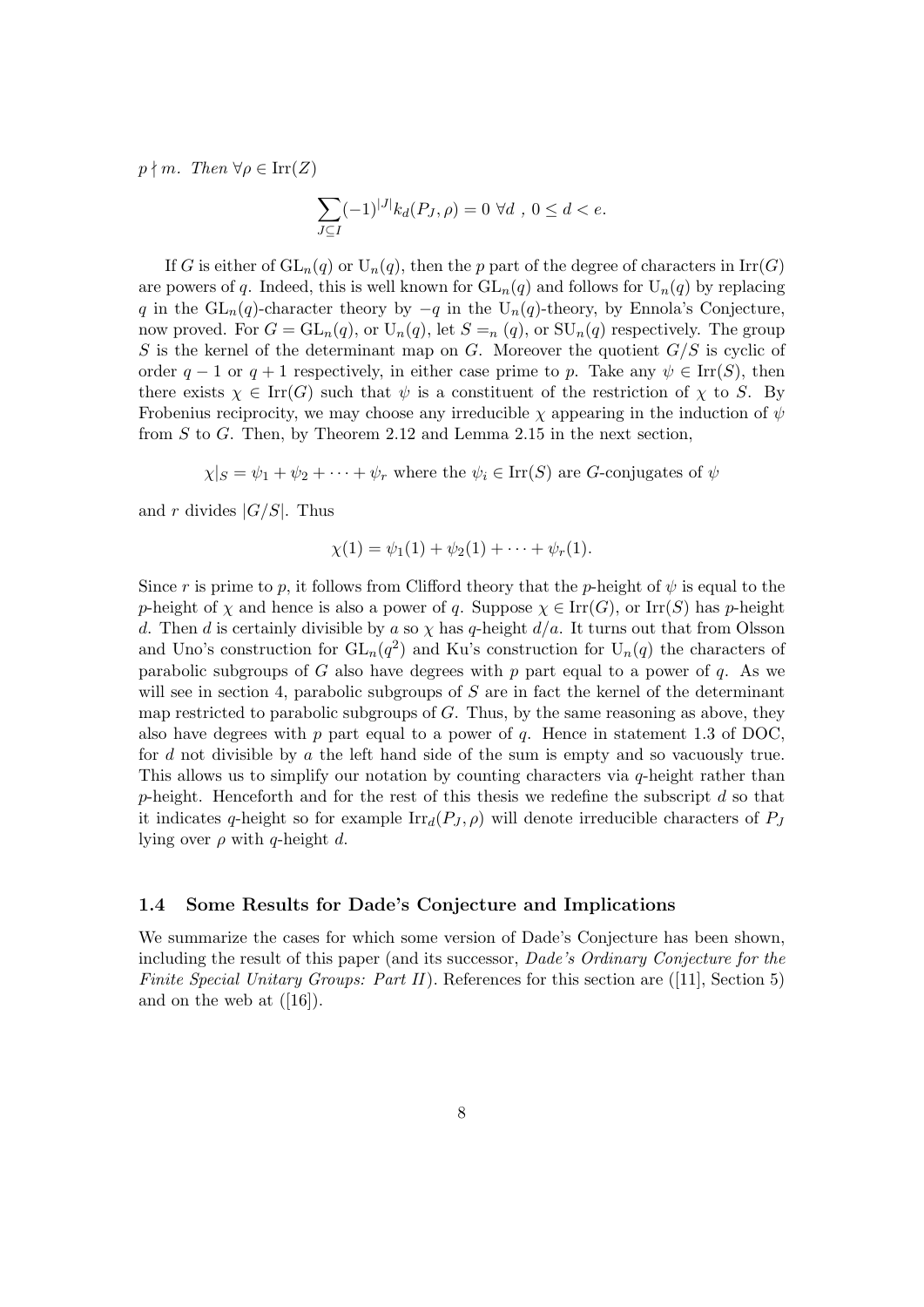$p \nmid m$. *Then* $\forall \rho \in \operatorname{Irr}(Z)$

$$\sum_{J \subseteq I} (-1)^{|J|} k_d(P_J, \rho) = 0 \ \forall d \ , \ 0 \leq d < e.$$

If $G$ is either of $\mathrm{GL}_n(q)$ or $\mathrm{U}_n(q)$, then the $p$ part of the degree of characters in $\operatorname{Irr}(G)$ are powers of $q$. Indeed, this is well known for $\mathrm{GL}_n(q)$ and follows for $\mathrm{U}_n(q)$ by replacing $q$ in the $\mathrm{GL}_n(q)$-character theory by $-q$ in the $\mathrm{U}_n(q)$-theory, by Ennola's Conjecture, now proved. For $G = \mathrm{GL}_n(q)$, or $\mathrm{U}_n(q)$, let $S =_n (q)$, or $\mathrm{SU}_n(q)$ respectively. The group $S$ is the kernel of the determinant map on $G$. Moreover the quotient $G/S$ is cyclic of order $q-1$ or $q+1$ respectively, in either case prime to $p$. Take any $\psi \in \operatorname{Irr}(S)$, then there exists $\chi \in \operatorname{Irr}(G)$ such that $\psi$ is a constituent of the restriction of $\chi$ to $S$. By Frobenius reciprocity, we may choose any irreducible $\chi$ appearing in the induction of $\psi$ from $S$ to $G$. Then, by Theorem 2.12 and Lemma 2.15 in the next section,

$$\chi|_S = \psi_1 + \psi_2 + \cdots + \psi_r \text{ where the } \psi_i \in \operatorname{Irr}(S) \text{ are } G\text{-conjugates of } \psi$$

and $r$ divides $|G/S|$. Thus

$$\chi(1) = \psi_1(1) + \psi_2(1) + \cdots + \psi_r(1).$$

Since $r$ is prime to $p$, it follows from Clifford theory that the $p$-height of $\psi$ is equal to the $p$-height of $\chi$ and hence is also a power of $q$. Suppose $\chi \in \operatorname{Irr}(G)$, or $\operatorname{Irr}(S)$ has $p$-height $d$. Then $d$ is certainly divisible by $a$ so $\chi$ has $q$-height $d/a$. It turns out that from Olsson and Uno's construction for $\mathrm{GL}_n(q^2)$ and Ku's construction for $\mathrm{U}_n(q)$ the characters of parabolic subgroups of $G$ also have degrees with $p$ part equal to a power of $q$. As we will see in section 4, parabolic subgroups of $S$ are in fact the kernel of the determinant map restricted to parabolic subgroups of $G$. Thus, by the same reasoning as above, they also have degrees with $p$ part equal to a power of $q$. Hence in statement 1.3 of DOC, for $d$ not divisible by $a$ the left hand side of the sum is empty and so vacuously true. This allows us to simplify our notation by counting characters via $q$-height rather than $p$-height. Henceforth and for the rest of this thesis we redefine the subscript $d$ so that it indicates $q$-height so for example $\operatorname{Irr}_d(P_J, \rho)$ will denote irreducible characters of $P_J$ lying over $\rho$ with $q$-height $d$.

### 1.4 Some Results for Dade's Conjecture and Implications

We summarize the cases for which some version of Dade's Conjecture has been shown, including the result of this paper (and its successor, *Dade's Ordinary Conjecture for the Finite Special Unitary Groups: Part II*). References for this section are ([11], Section 5) and on the web at ([16]).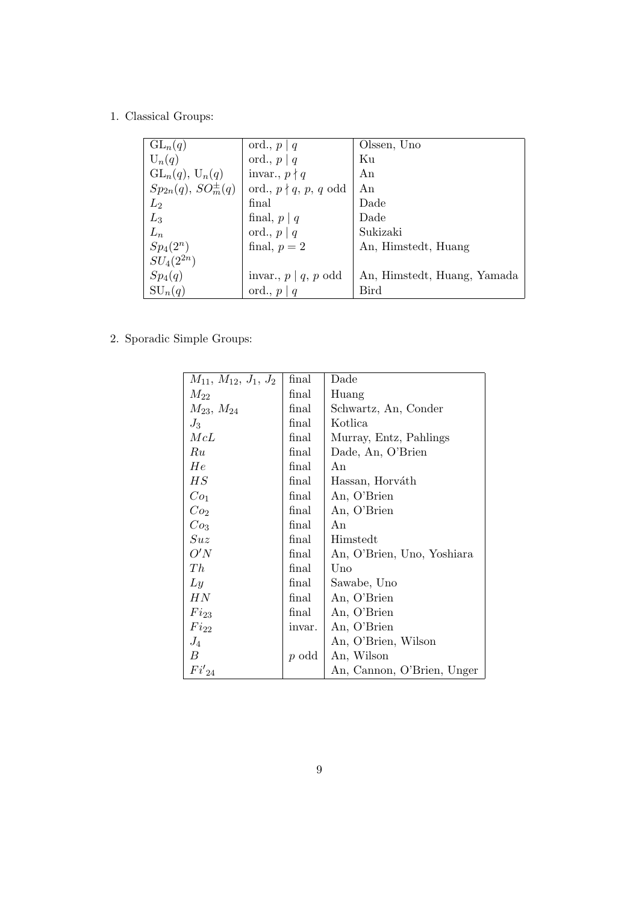1. Classical Groups:

| $\mathrm{GL}_n(q)$ | ord., $p \mid q$ | Olssen, Uno |
|---|---|---|
| $\mathrm{U}_n(q)$ | ord., $p \mid q$ | Ku |
| $\mathrm{GL}_n(q)$, $\mathrm{U}_n(q)$ | invar., $p \nmid q$ | An |
| $Sp_{2n}(q)$, $SO^{\pm}_m(q)$ | ord., $p \nmid q$, $p$, $q$ odd | An |
| $L_2$ | final | Dade |
| $L_3$ | final, $p \mid q$ | Dade |
| $L_n$ | ord., $p \mid q$ | Sukizaki |
| $Sp_4(2^n)$ $SU_4(2^{2n})$ | final, $p = 2$ | An, Himstedt, Huang |
| $Sp_4(q)$ | invar., $p \mid q$, $p$ odd | An, Himstedt, Huang, Yamada |
| $\mathrm{SU}_n(q)$ | ord., $p \mid q$ | Bird |

2. Sporadic Simple Groups:

| $M_{11}$, $M_{12}$, $J_1$, $J_2$ | final | Dade |
|---|---|---|
| $M_{22}$ | final | Huang |
| $M_{23}$, $M_{24}$ | final | Schwartz, An, Conder |
| $J_3$ | final | Kotlica |
| $McL$ | final | Murray, Entz, Pahlings |
| $Ru$ | final | Dade, An, O'Brien |
| $He$ | final | An |
| $HS$ | final | Hassan, Horváth |
| $Co_1$ | final | An, O'Brien |
| $Co_2$ | final | An, O'Brien |
| $Co_3$ | final | An |
| $Suz$ | final | Himstedt |
| $O'N$ | final | An, O'Brien, Uno, Yoshiara |
| $Th$ | final | Uno |
| $Ly$ | final | Sawabe, Uno |
| $HN$ | final | An, O'Brien |
| $Fi_{23}$ | final | An, O'Brien |
| $Fi_{22}$ | invar. | An, O'Brien |
| $J_4$ | | An, O'Brien, Wilson |
| $B$ | $p$ odd | An, Wilson |
| $Fi'_{24}$ | | An, Cannon, O'Brien, Unger |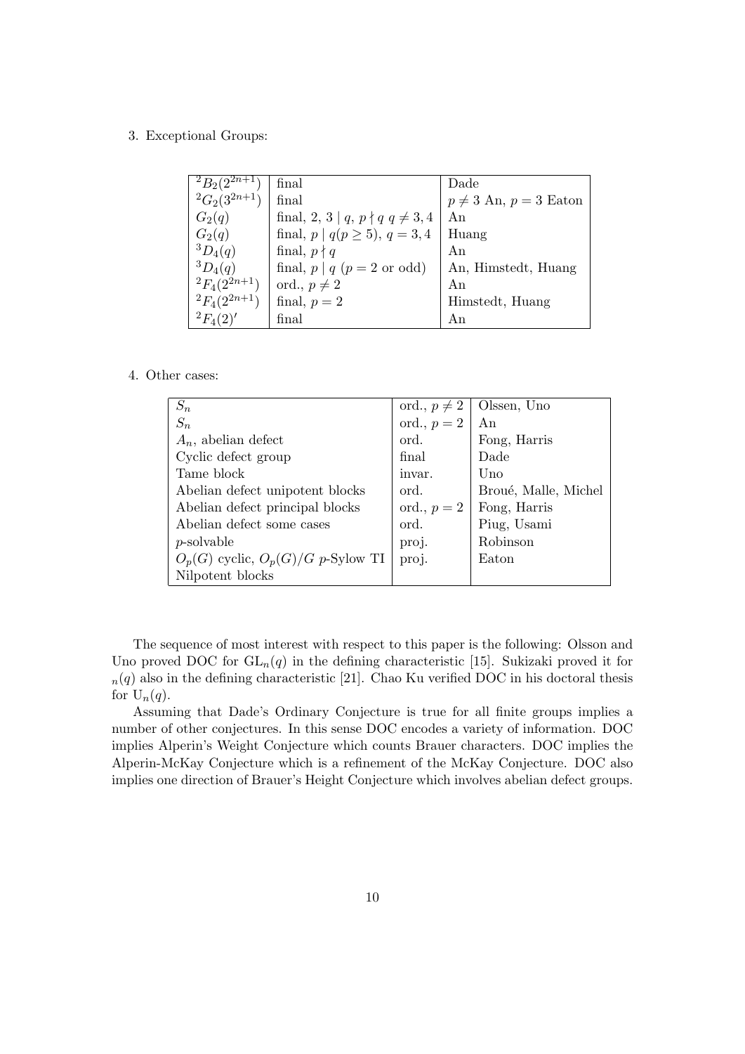3. Exceptional Groups:

| | | |
|---|---|---|
| ${}^2B_2(2^{2n+1})$ | final | Dade |
| ${}^2G_2(3^{2n+1})$ | final | $p \neq 3$ An, $p = 3$ Eaton |
| $G_2(q)$ | final, $2, 3 \mid q$, $p \nmid q$ $q \neq 3, 4$ | An |
| $G_2(q)$ | final, $p \mid q (p \geq 5)$, $q = 3, 4$ | Huang |
| ${}^3D_4(q)$ | final, $p \nmid q$ | An |
| ${}^3D_4(q)$ | final, $p \mid q$ ($p = 2$ or odd) | An, Himstedt, Huang |
| ${}^2F_4(2^{2n+1})$ | ord., $p \neq 2$ | An |
| ${}^2F_4(2^{2n+1})$ | final, $p = 2$ | Himstedt, Huang |
| ${}^2F_4(2)'$ | final | An |

4. Other cases:

| | | |
|---|---|---|
| $S_n$ | ord., $p \neq 2$ | Olssen, Uno |
| $S_n$ | ord., $p = 2$ | An |
| $A_n$, abelian defect | ord. | Fong, Harris |
| Cyclic defect group | final | Dade |
| Tame block | invar. | Uno |
| Abelian defect unipotent blocks | ord. | Broué, Malle, Michel |
| Abelian defect principal blocks | ord., $p = 2$ | Fong, Harris |
| Abelian defect some cases | ord. | Piug, Usami |
| $p$-solvable | proj. | Robinson |
| $O_p(G)$ cyclic, $O_p(G)/G$ $p$-Sylow TI | proj. | Eaton |
| Nilpotent blocks | | |

The sequence of most interest with respect to this paper is the following: Olsson and Uno proved DOC for $\mathrm{GL}_n(q)$ in the defining characteristic [15]. Sukizaki proved it for $_n(q)$ also in the defining characteristic [21]. Chao Ku verified DOC in his doctoral thesis for $\mathrm{U}_n(q)$.

Assuming that Dade's Ordinary Conjecture is true for all finite groups implies a number of other conjectures. In this sense DOC encodes a variety of information. DOC implies Alperin's Weight Conjecture which counts Brauer characters. DOC implies the Alperin-McKay Conjecture which is a refinement of the McKay Conjecture. DOC also implies one direction of Brauer's Height Conjecture which involves abelian defect groups.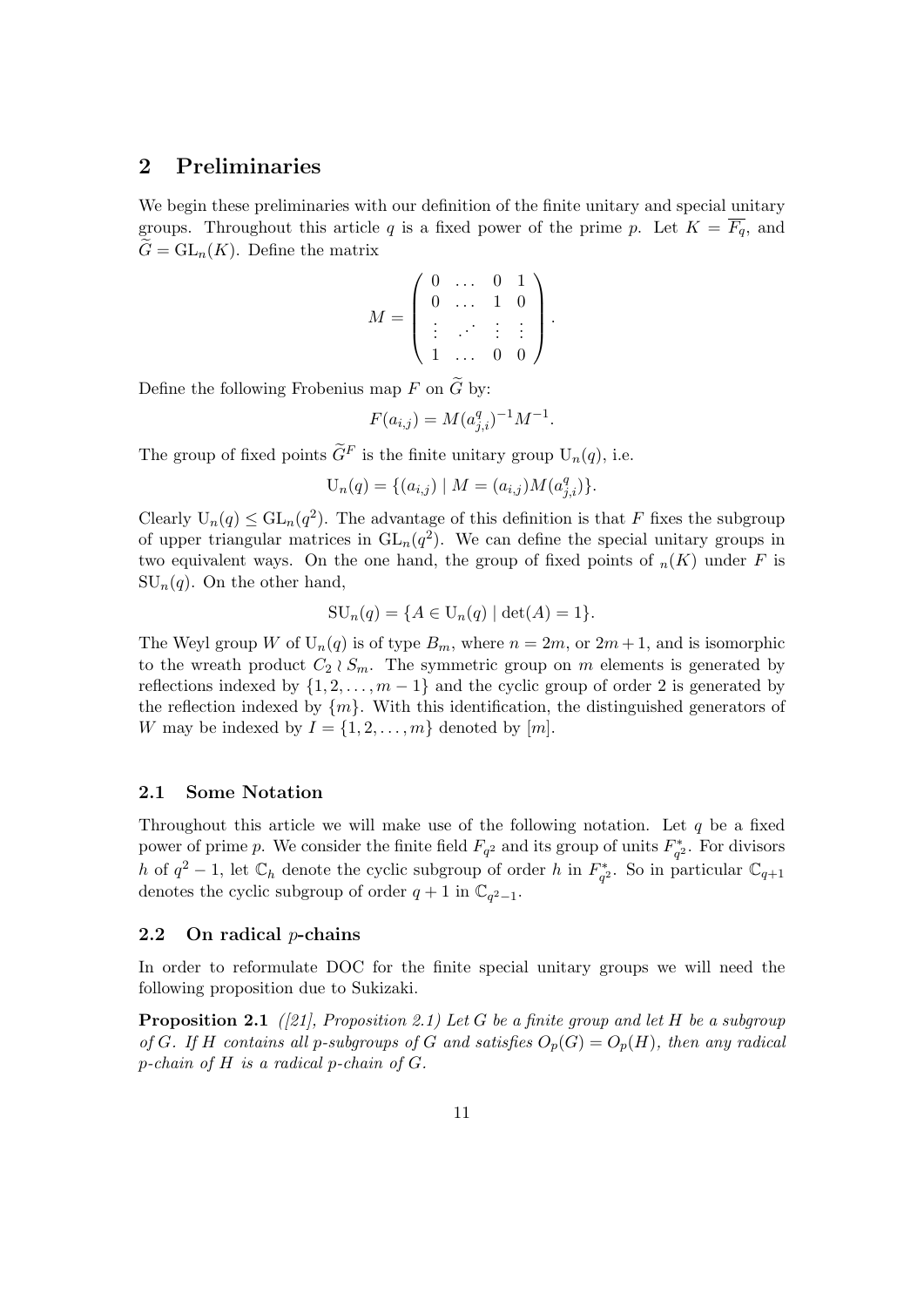## 2 Preliminaries

We begin these preliminaries with our definition of the finite unitary and special unitary groups. Throughout this article $q$ is a fixed power of the prime $p$. Let $K = \overline{F_q}$, and $\widetilde{G} = \mathrm{GL}_n(K)$. Define the matrix

$$M = \begin{pmatrix} 0 & \dots & 0 & 1 \\ 0 & \dots & 1 & 0 \\ \vdots & \iddots & \vdots & \vdots \\ 1 & \dots & 0 & 0 \end{pmatrix}.$$

Define the following Frobenius map $F$ on $\widetilde{G}$ by:

$$F(a_{i,j}) = M(a_{j,i}^q)^{-1}M^{-1}.$$

The group of fixed points $\widetilde{G}^F$ is the finite unitary group $\mathrm{U}_n(q)$, i.e.

$$\mathrm{U}_n(q) = \{(a_{i,j}) \mid M = (a_{i,j})M(a_{j,i}^q)\}.$$

Clearly $\mathrm{U}_n(q) \leq \mathrm{GL}_n(q^2)$. The advantage of this definition is that $F$ fixes the subgroup of upper triangular matrices in $\mathrm{GL}_n(q^2)$. We can define the special unitary groups in two equivalent ways. On the one hand, the group of fixed points of $_n(K)$ under $F$ is $\mathrm{SU}_n(q)$. On the other hand,

$$\mathrm{SU}_n(q) = \{A \in \mathrm{U}_n(q) \mid \det(A) = 1\}.$$

The Weyl group $W$ of $\mathrm{U}_n(q)$ is of type $B_m$, where $n = 2m$, or $2m+1$, and is isomorphic to the wreath product $C_2 \wr S_m$. The symmetric group on $m$ elements is generated by reflections indexed by $\{1, 2, \dots, m-1\}$ and the cyclic group of order 2 is generated by the reflection indexed by $\{m\}$. With this identification, the distinguished generators of $W$ may be indexed by $I = \{1, 2, \dots, m\}$ denoted by $[m]$.

### 2.1 Some Notation

Throughout this article we will make use of the following notation. Let $q$ be a fixed power of prime $p$. We consider the finite field $F_{q^2}$ and its group of units $F_{q^2}^*$. For divisors $h$ of $q^2 - 1$, let $\mathbb{C}_h$ denote the cyclic subgroup of order $h$ in $F_{q^2}^*$. So in particular $\mathbb{C}_{q+1}$ denotes the cyclic subgroup of order $q+1$ in $\mathbb{C}_{q^2-1}$.

### 2.2 On radical $p$-chains

In order to reformulate DOC for the finite special unitary groups we will need the following proposition due to Sukizaki.

**Proposition 2.1** *([21], Proposition 2.1) Let $G$ be a finite group and let $H$ be a subgroup of $G$. If $H$ contains all $p$-subgroups of $G$ and satisfies $O_p(G) = O_p(H)$, then any radical $p$-chain of $H$ is a radical $p$-chain of $G$.*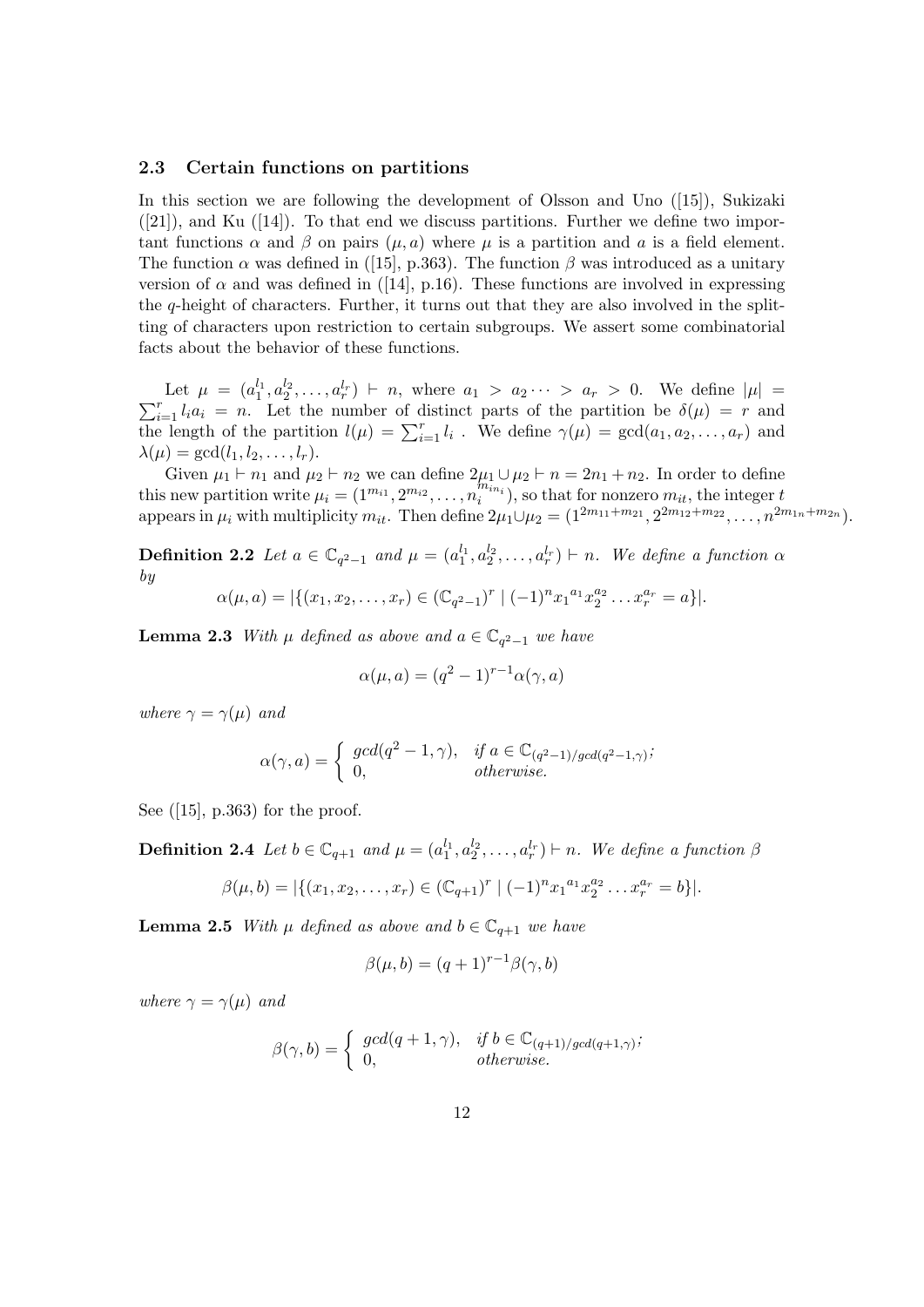### 2.3 Certain functions on partitions

In this section we are following the development of Olsson and Uno ([15]), Sukizaki ([21]), and Ku ([14]). To that end we discuss partitions. Further we define two important functions $\alpha$ and $\beta$ on pairs $(\mu, a)$ where $\mu$ is a partition and $a$ is a field element. The function $\alpha$ was defined in ([15], p.363). The function $\beta$ was introduced as a unitary version of $\alpha$ and was defined in ([14], p.16). These functions are involved in expressing the $q$-height of characters. Further, it turns out that they are also involved in the splitting of characters upon restriction to certain subgroups. We assert some combinatorial facts about the behavior of these functions.

Let $\mu = (a_1^{l_1}, a_2^{l_2}, \dots, a_r^{l_r}) \vdash n$, where $a_1 > a_2 \cdots > a_r > 0$. We define $|\mu| = \sum_{i=1}^{r} l_i a_i = n$. Let the number of distinct parts of the partition be $\delta(\mu) = r$ and the length of the partition $l(\mu) = \sum_{i=1}^{r} l_i$ . We define $\gamma(\mu) = \gcd(a_1, a_2, \dots, a_r)$ and $\lambda(\mu) = \gcd(l_1, l_2, \dots, l_r)$.

Given $\mu_1 \vdash n_1$ and $\mu_2 \vdash n_2$ we can define $2\mu_1 \cup \mu_2 \vdash n = 2n_1 + n_2$. In order to define this new partition write $\mu_i = (1^{m_{i1}}, 2^{m_{i2}}, \dots, n_i^{m_{in_i}})$, so that for nonzero $m_{it}$, the integer $t$ appears in $\mu_i$ with multiplicity $m_{it}$. Then define $2\mu_1 \cup \mu_2 = (1^{2m_{11}+m_{21}}, 2^{2m_{12}+m_{22}}, \dots, n^{2m_{1n}+m_{2n}})$.

**Definition 2.2** *Let $a \in \mathbb{C}_{q^2-1}$ and $\mu = (a_1^{l_1}, a_2^{l_2}, \dots, a_r^{l_r}) \vdash n$. We define a function $\alpha$ by*

$$\alpha(\mu, a) = |\{(x_1, x_2, \dots, x_r) \in (\mathbb{C}_{q^2-1})^r \mid (-1)^n {x_1}^{a_1} x_2^{a_2} \dots x_r^{a_r} = a\}|.$$

**Lemma 2.3** *With $\mu$ defined as above and $a \in \mathbb{C}_{q^2-1}$ we have*

$$\alpha(\mu, a) = (q^2 - 1)^{r-1} \alpha(\gamma, a)$$

*where $\gamma = \gamma(\mu)$ and*

$$\alpha(\gamma, a) = \begin{cases} gcd(q^2 - 1, \gamma), & \text{if } a \in \mathbb{C}_{(q^2-1)/gcd(q^2-1,\gamma)}; \\ 0, & \text{otherwise.} \end{cases}$$

See ([15], p.363) for the proof.

**Definition 2.4** *Let $b \in \mathbb{C}_{q+1}$ and $\mu = (a_1^{l_1}, a_2^{l_2}, \dots, a_r^{l_r}) \vdash n$. We define a function $\beta$*

$$\beta(\mu, b) = |\{(x_1, x_2, \dots, x_r) \in (\mathbb{C}_{q+1})^r \mid (-1)^n {x_1}^{a_1} x_2^{a_2} \dots x_r^{a_r} = b\}|.$$

**Lemma 2.5** *With $\mu$ defined as above and $b \in \mathbb{C}_{q+1}$ we have*

$$\beta(\mu, b) = (q + 1)^{r-1} \beta(\gamma, b)$$

*where $\gamma = \gamma(\mu)$ and*

$$\beta(\gamma, b) = \begin{cases} gcd(q + 1, \gamma), & \text{if } b \in \mathbb{C}_{(q+1)/gcd(q+1,\gamma)}; \\ 0, & \text{otherwise.} \end{cases}$$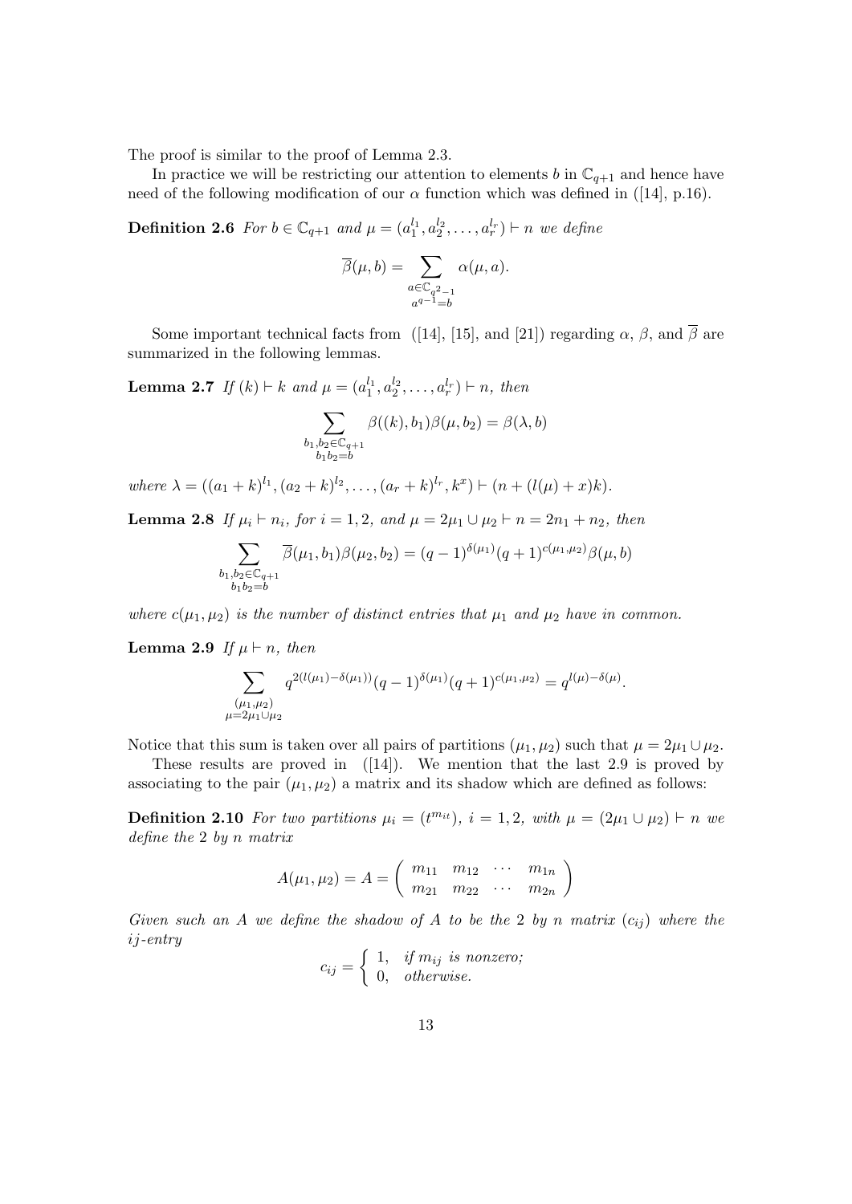The proof is similar to the proof of Lemma 2.3.

In practice we will be restricting our attention to elements $b$ in $\mathbb{C}_{q+1}$ and hence have need of the following modification of our $\alpha$ function which was defined in ([14], p.16).

**Definition 2.6** *For $b \in \mathbb{C}_{q+1}$ and $\mu = (a_1^{l_1}, a_2^{l_2}, \ldots, a_r^{l_r}) \vdash n$ we define*

$$\overline{\beta}(\mu, b) = \sum_{\substack{a \in \mathbb{C}_{q^2-1} \\ a^{q-1} = b}} \alpha(\mu, a).$$

Some important technical facts from ([14], [15], and [21]) regarding $\alpha$, $\beta$, and $\overline{\beta}$ are summarized in the following lemmas.

**Lemma 2.7** *If $(k) \vdash k$ and $\mu = (a_1^{l_1}, a_2^{l_2}, \ldots, a_r^{l_r}) \vdash n$, then*

$$\sum_{\substack{b_1, b_2 \in \mathbb{C}_{q+1} \\ b_1 b_2 = b}} \beta((k), b_1) \beta(\mu, b_2) = \beta(\lambda, b)$$

*where $\lambda = ((a_1 + k)^{l_1}, (a_2 + k)^{l_2}, \ldots, (a_r + k)^{l_r}, k^x) \vdash (n + (l(\mu) + x)k)$.*

**Lemma 2.8** *If $\mu_i \vdash n_i$, for $i = 1, 2$, and $\mu = 2\mu_1 \cup \mu_2 \vdash n = 2n_1 + n_2$, then*

$$\sum_{\substack{b_1, b_2 \in \mathbb{C}_{q+1} \\ b_1 b_2 = b}} \overline{\beta}(\mu_1, b_1) \beta(\mu_2, b_2) = (q-1)^{\delta(\mu_1)} (q+1)^{c(\mu_1, \mu_2)} \beta(\mu, b)$$

*where $c(\mu_1, \mu_2)$ is the number of distinct entries that $\mu_1$ and $\mu_2$ have in common.*

**Lemma 2.9** *If $\mu \vdash n$, then*

$$\sum_{\substack{(\mu_1, \mu_2) \\ \mu = 2\mu_1 \cup \mu_2}} q^{2(l(\mu_1) - \delta(\mu_1))} (q-1)^{\delta(\mu_1)} (q+1)^{c(\mu_1, \mu_2)} = q^{l(\mu) - \delta(\mu)}.$$

Notice that this sum is taken over all pairs of partitions $(\mu_1, \mu_2)$ such that $\mu = 2\mu_1 \cup \mu_2$.

These results are proved in ([14]). We mention that the last 2.9 is proved by associating to the pair $(\mu_1, \mu_2)$ a matrix and its shadow which are defined as follows:

**Definition 2.10** *For two partitions $\mu_i = (t^{m_{it}})$, $i = 1, 2$, with $\mu = (2\mu_1 \cup \mu_2) \vdash n$ we define the 2 by $n$ matrix*

$$A(\mu_1, \mu_2) = A = \begin{pmatrix} m_{11} & m_{12} & \cdots & m_{1n} \\ m_{21} & m_{22} & \cdots & m_{2n} \end{pmatrix}$$

*Given such an $A$ we define the shadow of $A$ to be the 2 by $n$ matrix $(c_{ij})$ where the $ij$-entry*

$$c_{ij} = \begin{cases} 1, & \text{if } m_{ij} \text{ is nonzero;} \\ 0, & \text{otherwise.} \end{cases}$$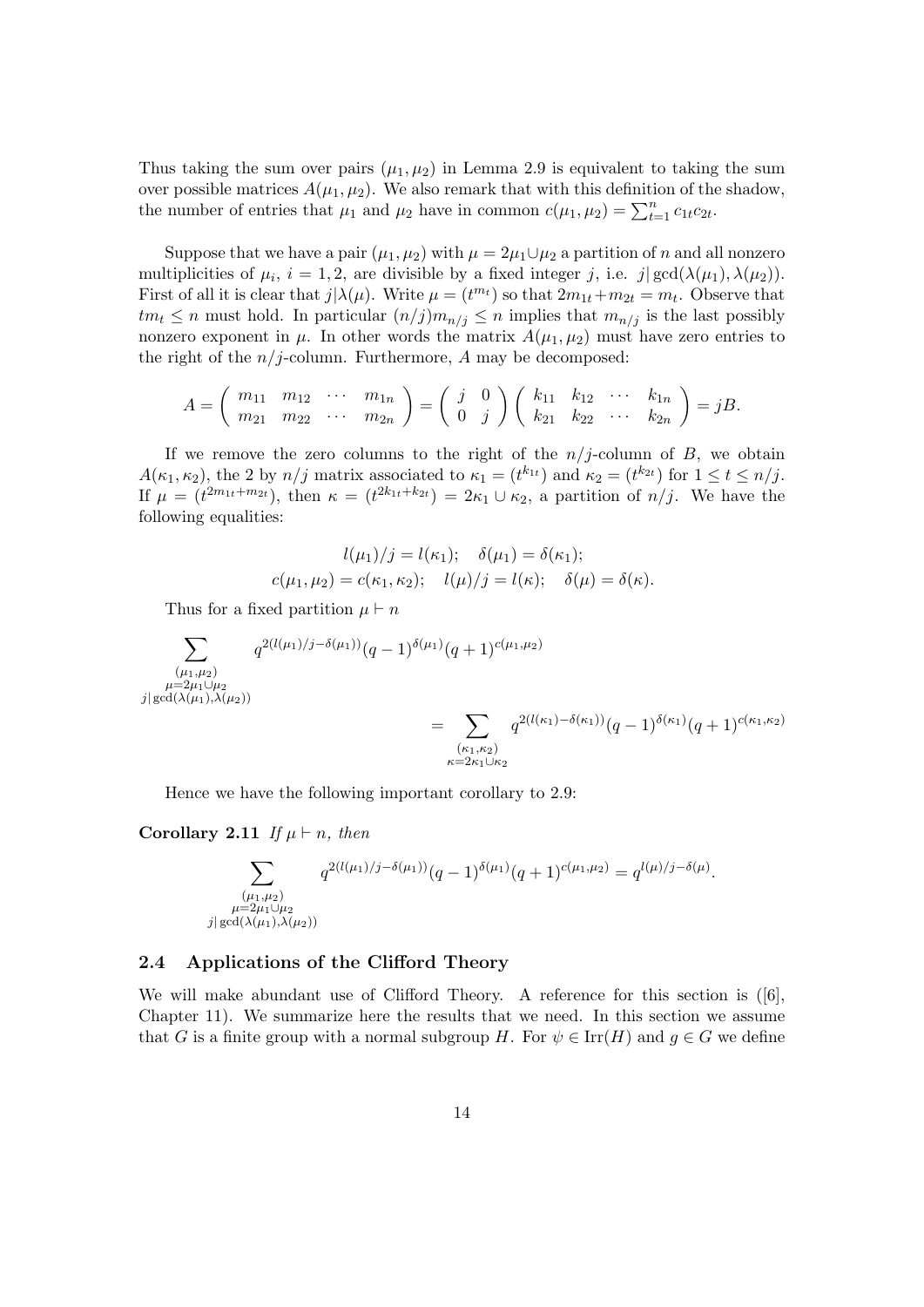Thus taking the sum over pairs $(\mu_1, \mu_2)$ in Lemma 2.9 is equivalent to taking the sum over possible matrices $A(\mu_1, \mu_2)$. We also remark that with this definition of the shadow, the number of entries that $\mu_1$ and $\mu_2$ have in common $c(\mu_1, \mu_2) = \sum_{t=1}^{n} c_{1t}c_{2t}$.

Suppose that we have a pair $(\mu_1, \mu_2)$ with $\mu = 2\mu_1 \cup \mu_2$ a partition of $n$ and all nonzero multiplicities of $\mu_i$, $i = 1, 2$, are divisible by a fixed integer $j$, i.e. $j|\gcd(\lambda(\mu_1), \lambda(\mu_2))$. First of all it is clear that $j|\lambda(\mu)$. Write $\mu = (t^{m_t})$ so that $2m_{1t} + m_{2t} = m_t$. Observe that $tm_t \leq n$ must hold. In particular $(n/j)m_{n/j} \leq n$ implies that $m_{n/j}$ is the last possibly nonzero exponent in $\mu$. In other words the matrix $A(\mu_1, \mu_2)$ must have zero entries to the right of the $n/j$-column. Furthermore, $A$ may be decomposed:

$$A = \begin{pmatrix} m_{11} & m_{12} & \cdots & m_{1n} \\ m_{21} & m_{22} & \cdots & m_{2n} \end{pmatrix} = \begin{pmatrix} j & 0 \\ 0 & j \end{pmatrix} \begin{pmatrix} k_{11} & k_{12} & \cdots & k_{1n} \\ k_{21} & k_{22} & \cdots & k_{2n} \end{pmatrix} = jB.$$

If we remove the zero columns to the right of the $n/j$-column of $B$, we obtain $A(\kappa_1, \kappa_2)$, the 2 by $n/j$ matrix associated to $\kappa_1 = (t^{k_{1t}})$ and $\kappa_2 = (t^{k_{2t}})$ for $1 \leq t \leq n/j$. If $\mu = (t^{2m_{1t}+m_{2t}})$, then $\kappa = (t^{2k_{1t}+k_{2t}}) = 2\kappa_1 \cup \kappa_2$, a partition of $n/j$. We have the following equalities:

$$l(\mu_1)/j = l(\kappa_1); \quad \delta(\mu_1) = \delta(\kappa_1);$$
$$c(\mu_1, \mu_2) = c(\kappa_1, \kappa_2); \quad l(\mu)/j = l(\kappa); \quad \delta(\mu) = \delta(\kappa).$$

Thus for a fixed partition $\mu \vdash n$

$$\sum_{\substack{(\mu_1,\mu_2) \\ \mu=2\mu_1\cup\mu_2 \\ j|\gcd(\lambda(\mu_1),\lambda(\mu_2))}} q^{2(l(\mu_1)/j-\delta(\mu_1))}(q-1)^{\delta(\mu_1)}(q+1)^{c(\mu_1,\mu_2)}$$
$$= \sum_{\substack{(\kappa_1,\kappa_2) \\ \kappa=2\kappa_1\cup\kappa_2}} q^{2(l(\kappa_1)-\delta(\kappa_1))}(q-1)^{\delta(\kappa_1)}(q+1)^{c(\kappa_1,\kappa_2)}$$

Hence we have the following important corollary to 2.9:

**Corollary 2.11** *If $\mu \vdash n$, then*

$$\sum_{\substack{(\mu_1,\mu_2) \\ \mu=2\mu_1\cup\mu_2 \\ j|\gcd(\lambda(\mu_1),\lambda(\mu_2))}} q^{2(l(\mu_1)/j-\delta(\mu_1))}(q-1)^{\delta(\mu_1)}(q+1)^{c(\mu_1,\mu_2)} = q^{l(\mu)/j-\delta(\mu)}.$$

### 2.4 Applications of the Clifford Theory

We will make abundant use of Clifford Theory. A reference for this section is ([6], Chapter 11). We summarize here the results that we need. In this section we assume that $G$ is a finite group with a normal subgroup $H$. For $\psi \in \mathrm{Irr}(H)$ and $g \in G$ we define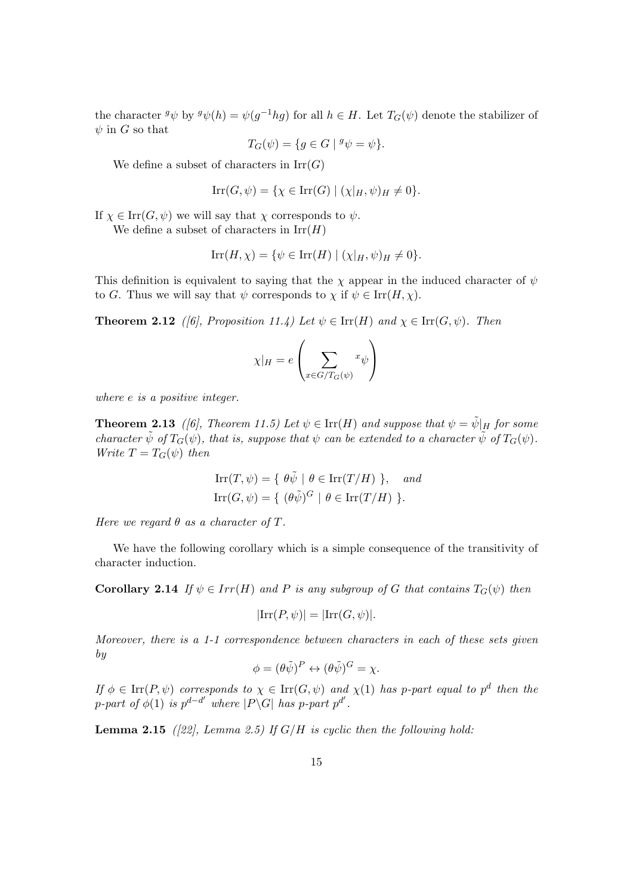the character ${}^g\psi$ by ${}^g\psi(h) = \psi(g^{-1}hg)$ for all $h \in H$. Let $T_G(\psi)$ denote the stabilizer of $\psi$ in $G$ so that

$$T_G(\psi) = \{g \in G \mid {}^g\psi = \psi\}.$$

We define a subset of characters in $\mathrm{Irr}(G)$

$$\mathrm{Irr}(G, \psi) = \{\chi \in \mathrm{Irr}(G) \mid (\chi|_H, \psi)_H \neq 0\}.$$

If $\chi \in \mathrm{Irr}(G, \psi)$ we will say that $\chi$ corresponds to $\psi$.

We define a subset of characters in $\mathrm{Irr}(H)$

$$\mathrm{Irr}(H, \chi) = \{\psi \in \mathrm{Irr}(H) \mid (\chi|_H, \psi)_H \neq 0\}.$$

This definition is equivalent to saying that the $\chi$ appear in the induced character of $\psi$ to $G$. Thus we will say that $\psi$ corresponds to $\chi$ if $\psi \in \mathrm{Irr}(H, \chi)$.

**Theorem 2.12** *([6], Proposition 11.4) Let $\psi \in \mathrm{Irr}(H)$ and $\chi \in \mathrm{Irr}(G, \psi)$. Then*

$$\chi|_H = e \left( \sum_{x \in G/T_G(\psi)} {}^x\psi \right)$$

*where $e$ is a positive integer.*

**Theorem 2.13** *([6], Theorem 11.5) Let $\psi \in \mathrm{Irr}(H)$ and suppose that $\psi = \tilde{\psi}|_H$ for some character $\tilde{\psi}$ of $T_G(\psi)$, that is, suppose that $\psi$ can be extended to a character $\tilde{\psi}$ of $T_G(\psi)$. Write $T = T_G(\psi)$ then*

$$\mathrm{Irr}(T, \psi) = \{ \ \theta\tilde{\psi} \mid \theta \in \mathrm{Irr}(T/H) \ \}, \quad \text{and}$$
$$\mathrm{Irr}(G, \psi) = \{ \ (\theta\tilde{\psi})^G \mid \theta \in \mathrm{Irr}(T/H) \ \}.$$

*Here we regard $\theta$ as a character of $T$.*

We have the following corollary which is a simple consequence of the transitivity of character induction.

**Corollary 2.14** *If $\psi \in Irr(H)$ and $P$ is any subgroup of $G$ that contains $T_G(\psi)$ then*

$$|\mathrm{Irr}(P, \psi)| = |\mathrm{Irr}(G, \psi)|.$$

*Moreover, there is a 1-1 correspondence between characters in each of these sets given by*

$$\phi = (\theta\tilde{\psi})^P \leftrightarrow (\theta\tilde{\psi})^G = \chi.$$

*If $\phi \in \mathrm{Irr}(P, \psi)$ corresponds to $\chi \in \mathrm{Irr}(G, \psi)$ and $\chi(1)$ has $p$-part equal to $p^d$ then the $p$-part of $\phi(1)$ is $p^{d-d'}$ where $|P\backslash G|$ has $p$-part $p^{d'}$.*

**Lemma 2.15** *([22], Lemma 2.5) If $G/H$ is cyclic then the following hold:*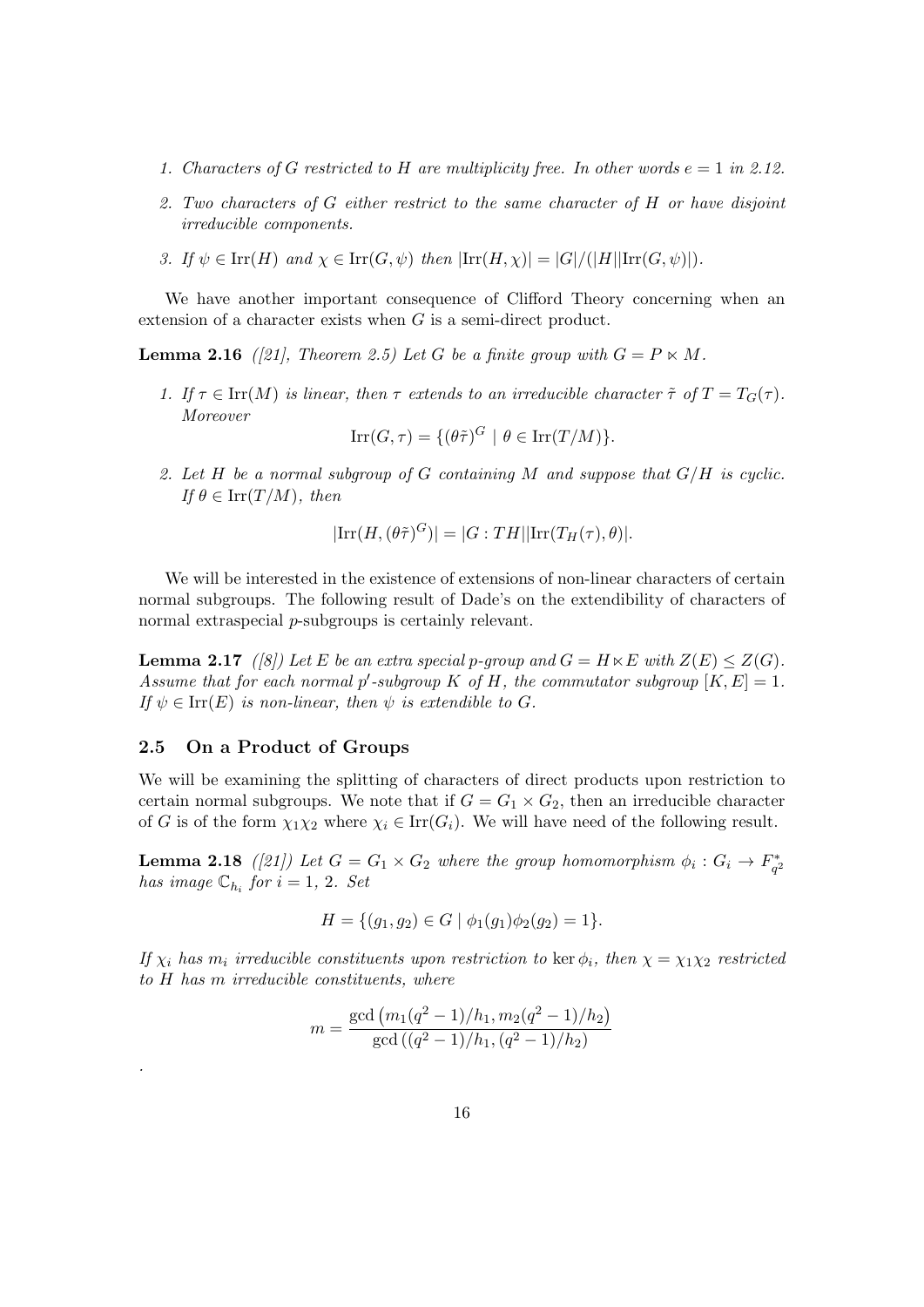1. *Characters of G restricted to H are multiplicity free. In other words $e = 1$ in 2.12.*

2. *Two characters of G either restrict to the same character of H or have disjoint irreducible components.*

3. *If $\psi \in \mathrm{Irr}(H)$ and $\chi \in \mathrm{Irr}(G, \psi)$ then $|\mathrm{Irr}(H, \chi)| = |G|/(|H||\mathrm{Irr}(G, \psi)|)$.*

We have another important consequence of Clifford Theory concerning when an extension of a character exists when $G$ is a semi-direct product.

**Lemma 2.16** *([21], Theorem 2.5) Let G be a finite group with $G = P \ltimes M$.*

1. *If $\tau \in \mathrm{Irr}(M)$ is linear, then $\tau$ extends to an irreducible character $\tilde{\tau}$ of $T = T_G(\tau)$. Moreover*
$$\mathrm{Irr}(G, \tau) = \{(\theta\tilde{\tau})^G \mid \theta \in \mathrm{Irr}(T/M)\}.$$

2. *Let H be a normal subgroup of G containing M and suppose that G/H is cyclic. If $\theta \in \mathrm{Irr}(T/M)$, then*
$$|\mathrm{Irr}(H, (\theta\tilde{\tau})^G)| = |G : TH||\mathrm{Irr}(T_H(\tau), \theta)|.$$

We will be interested in the existence of extensions of non-linear characters of certain normal subgroups. The following result of Dade's on the extendibility of characters of normal extraspecial $p$-subgroups is certainly relevant.

**Lemma 2.17** *([8]) Let E be an extra special p-group and $G = H \ltimes E$ with $Z(E) \leq Z(G)$. Assume that for each normal $p'$-subgroup K of H, the commutator subgroup $[K, E] = 1$. If $\psi \in \mathrm{Irr}(E)$ is non-linear, then $\psi$ is extendible to G.*

### 2.5 On a Product of Groups

We will be examining the splitting of characters of direct products upon restriction to certain normal subgroups. We note that if $G = G_1 \times G_2$, then an irreducible character of $G$ is of the form $\chi_1\chi_2$ where $\chi_i \in \mathrm{Irr}(G_i)$. We will have need of the following result.

**Lemma 2.18** *([21]) Let $G = G_1 \times G_2$ where the group homomorphism $\phi_i : G_i \to F^*_{q^2}$ has image $\mathbb{C}_{h_i}$ for $i = 1, 2$. Set*
$$H = \{(g_1, g_2) \in G \mid \phi_1(g_1)\phi_2(g_2) = 1\}.$$
*If $\chi_i$ has $m_i$ irreducible constituents upon restriction to $\ker \phi_i$, then $\chi = \chi_1\chi_2$ restricted to H has m irreducible constituents, where*
$$m = \frac{\gcd\left(m_1(q^2-1)/h_1, m_2(q^2-1)/h_2\right)}{\gcd\left((q^2-1)/h_1, (q^2-1)/h_2\right)}$$
.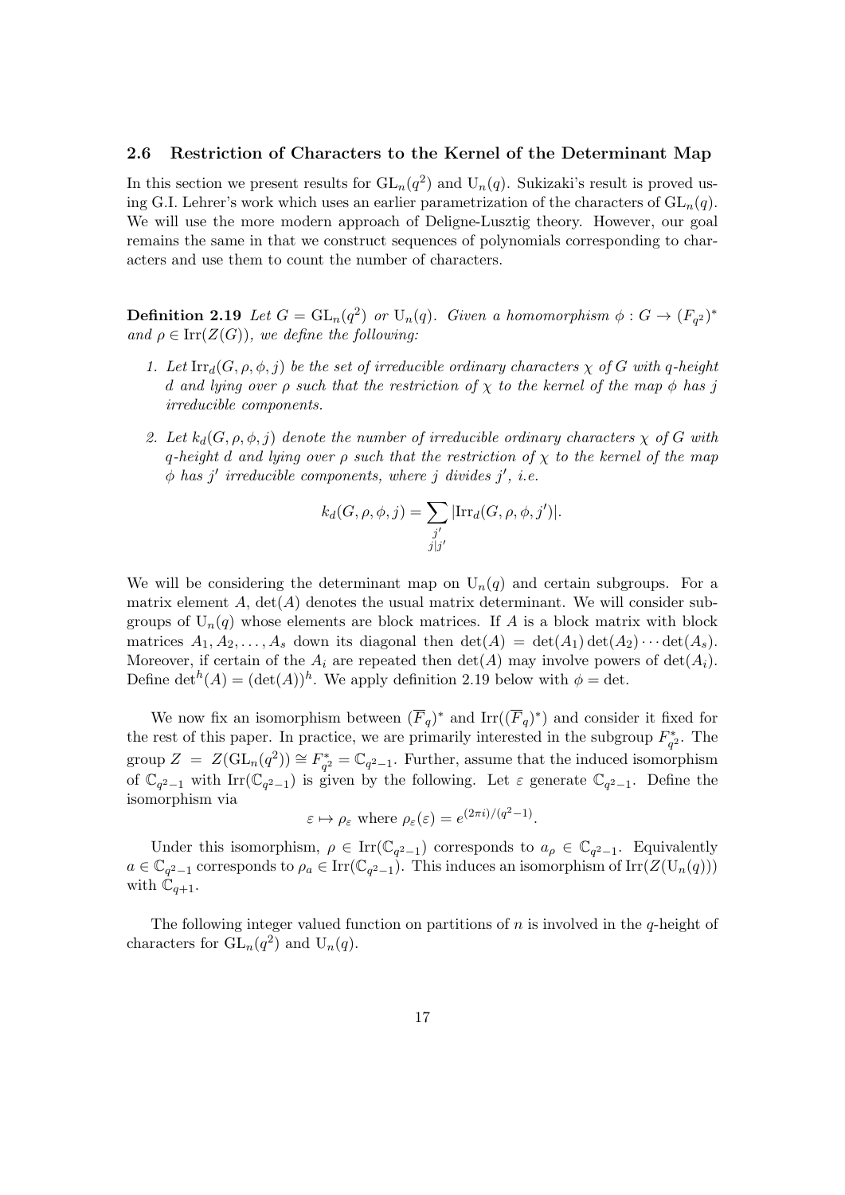### 2.6 Restriction of Characters to the Kernel of the Determinant Map

In this section we present results for $\mathrm{GL}_n(q^2)$ and $\mathrm{U}_n(q)$. Sukizaki's result is proved using G.I. Lehrer's work which uses an earlier parametrization of the characters of $\mathrm{GL}_n(q)$. We will use the more modern approach of Deligne-Lusztig theory. However, our goal remains the same in that we construct sequences of polynomials corresponding to characters and use them to count the number of characters.

**Definition 2.19** *Let $G = \mathrm{GL}_n(q^2)$ or $\mathrm{U}_n(q)$. Given a homomorphism $\phi : G \to (F_{q^2})^*$ and $\rho \in \mathrm{Irr}(Z(G))$, we define the following:*

1. *Let $\mathrm{Irr}_d(G, \rho, \phi, j)$ be the set of irreducible ordinary characters $\chi$ of $G$ with $q$-height $d$ and lying over $\rho$ such that the restriction of $\chi$ to the kernel of the map $\phi$ has $j$ irreducible components.*
2. *Let $k_d(G, \rho, \phi, j)$ denote the number of irreducible ordinary characters $\chi$ of $G$ with $q$-height $d$ and lying over $\rho$ such that the restriction of $\chi$ to the kernel of the map $\phi$ has $j'$ irreducible components, where $j$ divides $j'$, i.e.*

$$k_d(G, \rho, \phi, j) = \sum_{\substack{j' \\ j|j'}} |\mathrm{Irr}_d(G, \rho, \phi, j')|.$$

We will be considering the determinant map on $\mathrm{U}_n(q)$ and certain subgroups. For a matrix element $A$, $\det(A)$ denotes the usual matrix determinant. We will consider subgroups of $\mathrm{U}_n(q)$ whose elements are block matrices. If $A$ is a block matrix with block matrices $A_1, A_2, \ldots, A_s$ down its diagonal then $\det(A) = \det(A_1)\det(A_2)\cdots\det(A_s)$. Moreover, if certain of the $A_i$ are repeated then $\det(A)$ may involve powers of $\det(A_i)$. Define $\det^h(A) = (\det(A))^h$. We apply definition 2.19 below with $\phi = \det$.

We now fix an isomorphism between $(\overline{F}_q)^*$ and $\mathrm{Irr}((\overline{F}_q)^*)$ and consider it fixed for the rest of this paper. In practice, we are primarily interested in the subgroup $F_{q^2}^*$. The group $Z = Z(\mathrm{GL}_n(q^2)) \cong F_{q^2}^* = \mathbb{C}_{q^2-1}$. Further, assume that the induced isomorphism of $\mathbb{C}_{q^2-1}$ with $\mathrm{Irr}(\mathbb{C}_{q^2-1})$ is given by the following. Let $\varepsilon$ generate $\mathbb{C}_{q^2-1}$. Define the isomorphism via

$$\varepsilon \mapsto \rho_\varepsilon \text{ where } \rho_\varepsilon(\varepsilon) = e^{(2\pi i)/(q^2-1)}.$$

Under this isomorphism, $\rho \in \mathrm{Irr}(\mathbb{C}_{q^2-1})$ corresponds to $a_\rho \in \mathbb{C}_{q^2-1}$. Equivalently $a \in \mathbb{C}_{q^2-1}$ corresponds to $\rho_a \in \mathrm{Irr}(\mathbb{C}_{q^2-1})$. This induces an isomorphism of $\mathrm{Irr}(Z(\mathrm{U}_n(q)))$ with $\mathbb{C}_{q+1}$.

The following integer valued function on partitions of $n$ is involved in the $q$-height of characters for $\mathrm{GL}_n(q^2)$ and $\mathrm{U}_n(q)$.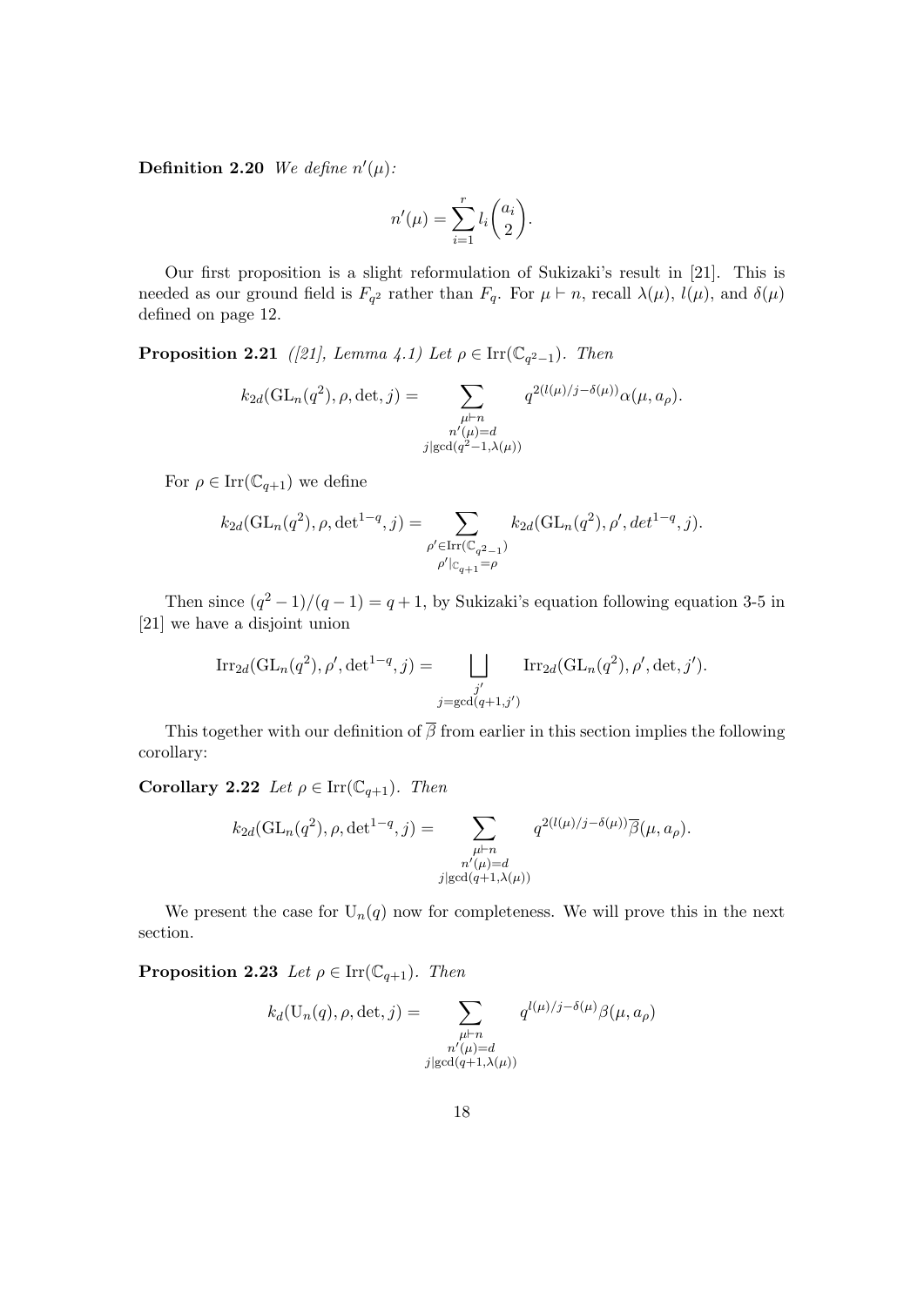**Definition 2.20** *We define $n'(\mu)$:*

$$n'(\mu) = \sum_{i=1}^{r} l_i \binom{a_i}{2}.$$

Our first proposition is a slight reformulation of Sukizaki's result in [21]. This is needed as our ground field is $F_{q^2}$ rather than $F_q$. For $\mu \vdash n$, recall $\lambda(\mu)$, $l(\mu)$, and $\delta(\mu)$ defined on page 12.

**Proposition 2.21** *([21], Lemma 4.1) Let $\rho \in \mathrm{Irr}(\mathbb{C}_{q^2-1})$. Then*

$$k_{2d}(\mathrm{GL}_n(q^2), \rho, \det, j) = \sum_{\substack{\mu \vdash n \\ n'(\mu)=d \\ j|\gcd(q^2-1,\lambda(\mu))}} q^{2(l(\mu)/j-\delta(\mu))}\alpha(\mu, a_\rho).$$

For $\rho \in \mathrm{Irr}(\mathbb{C}_{q+1})$ we define

$$k_{2d}(\mathrm{GL}_n(q^2), \rho, \det^{1-q}, j) = \sum_{\substack{\rho' \in \mathrm{Irr}(\mathbb{C}_{q^2-1}) \\ \rho'|_{\mathbb{C}_{q+1}}=\rho}} k_{2d}(\mathrm{GL}_n(q^2), \rho', det^{1-q}, j).$$

Then since $(q^2-1)/(q-1) = q+1$, by Sukizaki's equation following equation 3-5 in [21] we have a disjoint union

$$\mathrm{Irr}_{2d}(\mathrm{GL}_n(q^2), \rho', \det^{1-q}, j) = \bigsqcup_{\substack{j' \\ j=\gcd(q+1,j')}} \mathrm{Irr}_{2d}(\mathrm{GL}_n(q^2), \rho', \det, j').$$

This together with our definition of $\overline{\beta}$ from earlier in this section implies the following corollary:

**Corollary 2.22** *Let $\rho \in \mathrm{Irr}(\mathbb{C}_{q+1})$. Then*

$$k_{2d}(\mathrm{GL}_n(q^2), \rho, \det^{1-q}, j) = \sum_{\substack{\mu \vdash n \\ n'(\mu)=d \\ j|\gcd(q+1,\lambda(\mu))}} q^{2(l(\mu)/j-\delta(\mu))}\overline{\beta}(\mu, a_\rho).$$

We present the case for $\mathrm{U}_n(q)$ now for completeness. We will prove this in the next section.

**Proposition 2.23** *Let $\rho \in \mathrm{Irr}(\mathbb{C}_{q+1})$. Then*

$$k_d(\mathrm{U}_n(q), \rho, \det, j) = \sum_{\substack{\mu \vdash n \\ n'(\mu)=d \\ j|\gcd(q+1,\lambda(\mu))}} q^{l(\mu)/j-\delta(\mu)}\beta(\mu, a_\rho)$$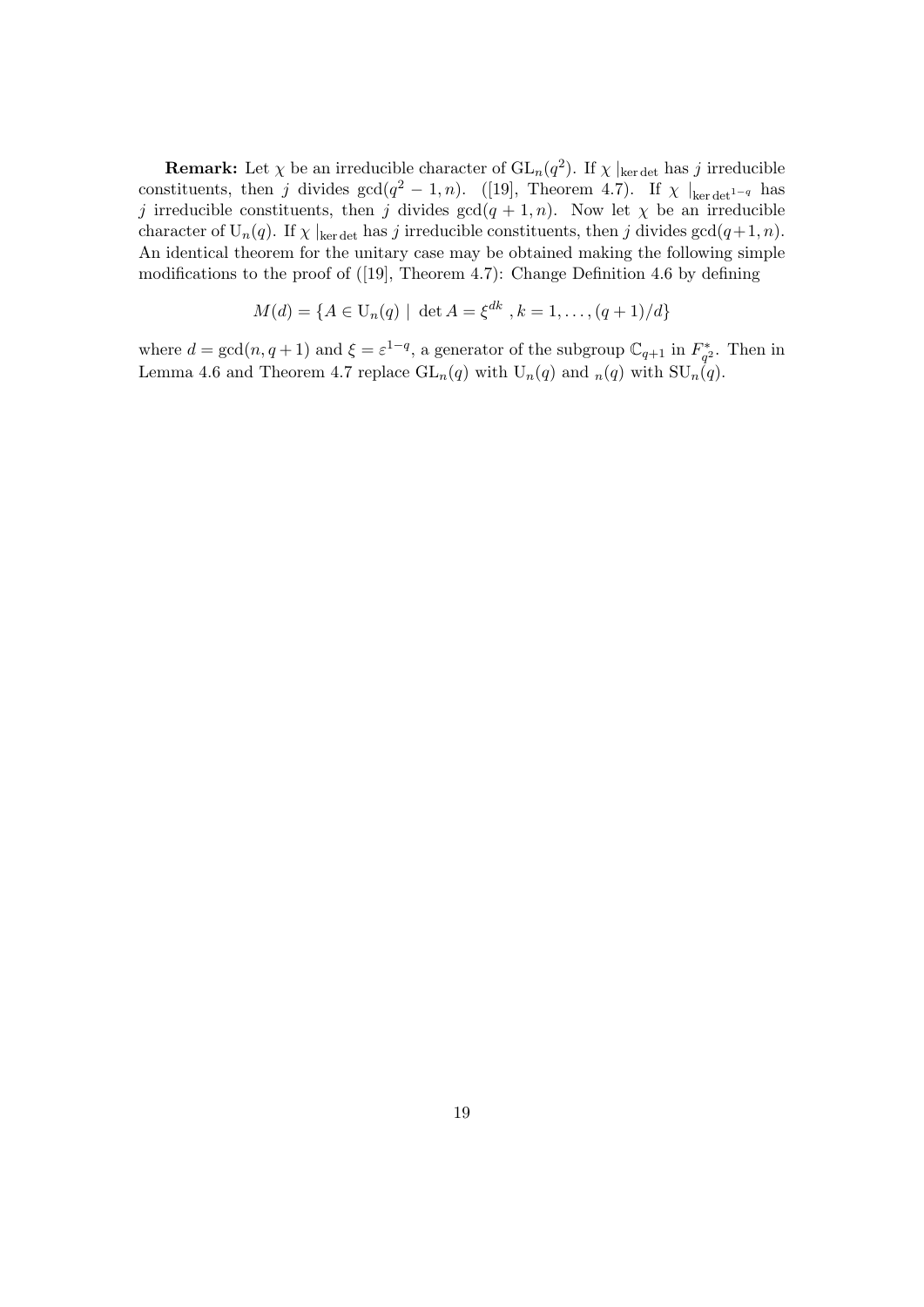**Remark:** Let $\chi$ be an irreducible character of $\mathrm{GL}_n(q^2)$. If $\chi\mid_{\ker\det}$ has $j$ irreducible constituents, then $j$ divides $\gcd(q^2-1,n)$. ([19], Theorem 4.7). If $\chi\mid_{\ker\det^{1-q}}$ has $j$ irreducible constituents, then $j$ divides $\gcd(q+1,n)$. Now let $\chi$ be an irreducible character of $\mathrm{U}_n(q)$. If $\chi\mid_{\ker\det}$ has $j$ irreducible constituents, then $j$ divides $\gcd(q+1,n)$. An identical theorem for the unitary case may be obtained making the following simple modifications to the proof of ([19], Theorem 4.7): Change Definition 4.6 by defining

$$M(d) = \{A \in \mathrm{U}_n(q) \mid \det A = \xi^{dk}\ , k = 1, \ldots, (q+1)/d\}$$

where $d = \gcd(n, q+1)$ and $\xi = \varepsilon^{1-q}$, a generator of the subgroup $\mathbb{C}_{q+1}$ in $F_{q^2}^*$. Then in Lemma 4.6 and Theorem 4.7 replace $\mathrm{GL}_n(q)$ with $\mathrm{U}_n(q)$ and ${}_n(q)$ with $\mathrm{SU}_n(q)$.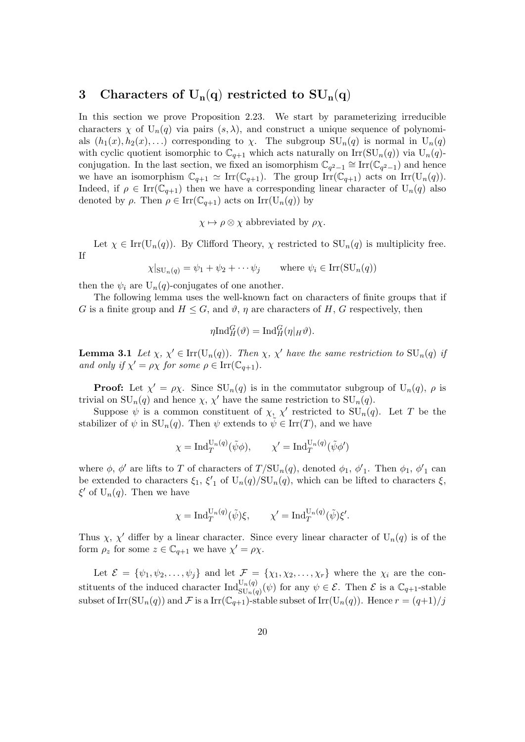## 3 Characters of $\mathrm{U_n(q)}$ restricted to $\mathrm{SU_n(q)}$

In this section we prove Proposition 2.23. We start by parameterizing irreducible characters $\chi$ of $\mathrm{U}_n(q)$ via pairs $(s, \lambda)$, and construct a unique sequence of polynomials $(h_1(x), h_2(x), \ldots)$ corresponding to $\chi$. The subgroup $\mathrm{SU}_n(q)$ is normal in $\mathrm{U}_n(q)$ with cyclic quotient isomorphic to $\mathbb{C}_{q+1}$ which acts naturally on $\mathrm{Irr}(\mathrm{SU}_n(q))$ via $\mathrm{U}_n(q)$-conjugation. In the last section, we fixed an isomorphism $\mathbb{C}_{q^2-1} \cong \mathrm{Irr}(\mathbb{C}_{q^2-1})$ and hence we have an isomorphism $\mathbb{C}_{q+1} \simeq \mathrm{Irr}(\mathbb{C}_{q+1})$. The group $\mathrm{Irr}(\mathbb{C}_{q+1})$ acts on $\mathrm{Irr}(\mathrm{U}_n(q))$. Indeed, if $\rho \in \mathrm{Irr}(\mathbb{C}_{q+1})$ then we have a corresponding linear character of $\mathrm{U}_n(q)$ also denoted by $\rho$. Then $\rho \in \mathrm{Irr}(\mathbb{C}_{q+1})$ acts on $\mathrm{Irr}(\mathrm{U}_n(q))$ by

$$\chi \mapsto \rho \otimes \chi \text{ abbreviated by } \rho\chi.$$

Let $\chi \in \mathrm{Irr}(\mathrm{U}_n(q))$. By Clifford Theory, $\chi$ restricted to $\mathrm{SU}_n(q)$ is multiplicity free. If

$$\chi|_{\mathrm{SU}_n(q)} = \psi_1 + \psi_2 + \cdots \psi_j \qquad \text{where } \psi_i \in \mathrm{Irr}(\mathrm{SU}_n(q))$$

then the $\psi_i$ are $\mathrm{U}_n(q)$-conjugates of one another.

The following lemma uses the well-known fact on characters of finite groups that if $G$ is a finite group and $H \leq G$, and $\vartheta$, $\eta$ are characters of $H$, $G$ respectively, then

$$\eta \mathrm{Ind}_H^G(\vartheta) = \mathrm{Ind}_H^G(\eta|_H \vartheta).$$

**Lemma 3.1** *Let $\chi$, $\chi' \in \mathrm{Irr}(\mathrm{U}_n(q))$. Then $\chi$, $\chi'$ have the same restriction to $\mathrm{SU}_n(q)$ if and only if $\chi' = \rho\chi$ for some $\rho \in \mathrm{Irr}(\mathbb{C}_{q+1})$.*

**Proof:** Let $\chi' = \rho\chi$. Since $\mathrm{SU}_n(q)$ is in the commutator subgroup of $\mathrm{U}_n(q)$, $\rho$ is trivial on $\mathrm{SU}_n(q)$ and hence $\chi$, $\chi'$ have the same restriction to $\mathrm{SU}_n(q)$.

Suppose $\psi$ is a common constituent of $\chi$, $\chi'$ restricted to $\mathrm{SU}_n(q)$. Let $T$ be the stabilizer of $\psi$ in $\mathrm{SU}_n(q)$. Then $\psi$ extends to $\tilde{\psi} \in \mathrm{Irr}(T)$, and we have

$$\chi = \mathrm{Ind}_T^{\mathrm{U}_n(q)}(\tilde{\psi}\phi), \qquad \chi' = \mathrm{Ind}_T^{\mathrm{U}_n(q)}(\tilde{\psi}\phi')$$

where $\phi$, $\phi'$ are lifts to $T$ of characters of $T/\mathrm{SU}_n(q)$, denoted $\phi_1$, ${\phi'}_1$. Then $\phi_1$, ${\phi'}_1$ can be extended to characters $\xi_1$, ${\xi'}_1$ of $\mathrm{U}_n(q)/\mathrm{SU}_n(q)$, which can be lifted to characters $\xi$, $\xi'$ of $\mathrm{U}_n(q)$. Then we have

$$\chi = \mathrm{Ind}_T^{\mathrm{U}_n(q)}(\tilde{\psi})\xi, \qquad \chi' = \mathrm{Ind}_T^{\mathrm{U}_n(q)}(\tilde{\psi})\xi'.$$

Thus $\chi$, $\chi'$ differ by a linear character. Since every linear character of $\mathrm{U}_n(q)$ is of the form $\rho_z$ for some $z \in \mathbb{C}_{q+1}$ we have $\chi' = \rho\chi$.

Let $\mathcal{E} = \{\psi_1, \psi_2, \ldots, \psi_j\}$ and let $\mathcal{F} = \{\chi_1, \chi_2, \ldots, \chi_r\}$ where the $\chi_i$ are the constituents of the induced character $\mathrm{Ind}_{\mathrm{SU}_n(q)}^{\mathrm{U}_n(q)}(\psi)$ for any $\psi \in \mathcal{E}$. Then $\mathcal{E}$ is a $\mathbb{C}_{q+1}$-stable subset of $\mathrm{Irr}(\mathrm{SU}_n(q))$ and $\mathcal{F}$ is a $\mathrm{Irr}(\mathbb{C}_{q+1})$-stable subset of $\mathrm{Irr}(\mathrm{U}_n(q))$. Hence $r = (q+1)/j$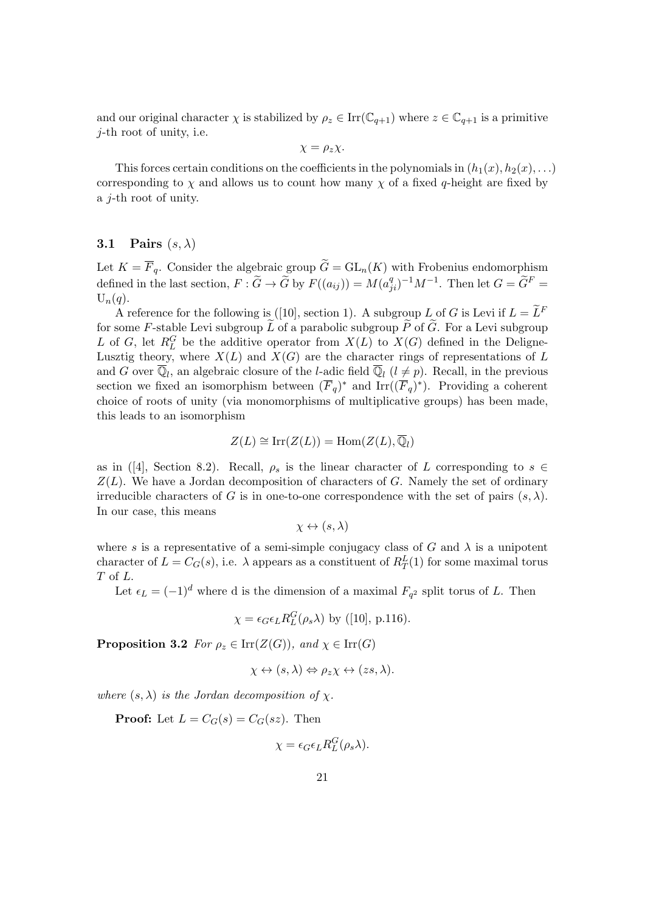and our original character $\chi$ is stabilized by $\rho_z \in \mathrm{Irr}(\mathbb{C}_{q+1})$ where $z \in \mathbb{C}_{q+1}$ is a primitive $j$-th root of unity, i.e.

$$\chi = \rho_z \chi.$$

This forces certain conditions on the coefficients in the polynomials in $(h_1(x), h_2(x), \ldots)$ corresponding to $\chi$ and allows us to count how many $\chi$ of a fixed $q$-height are fixed by a $j$-th root of unity.

### 3.1 Pairs $(s, \lambda)$

Let $K = \overline{F}_q$. Consider the algebraic group $\widetilde{G} = \mathrm{GL}_n(K)$ with Frobenius endomorphism defined in the last section, $F : \widetilde{G} \to \widetilde{G}$ by $F((a_{ij})) = M(a_{ji}^q)^{-1} M^{-1}$. Then let $G = \widetilde{G}^F = \mathrm{U}_n(q)$.

A reference for the following is ([10], section 1). A subgroup $L$ of $G$ is Levi if $L = \widetilde{L}^F$ for some $F$-stable Levi subgroup $\widetilde{L}$ of a parabolic subgroup $\widetilde{P}$ of $\widetilde{G}$. For a Levi subgroup $L$ of $G$, let $R_L^G$ be the additive operator from $X(L)$ to $X(G)$ defined in the Deligne-Lusztig theory, where $X(L)$ and $X(G)$ are the character rings of representations of $L$ and $G$ over $\overline{\mathbb{Q}}_l$, an algebraic closure of the $l$-adic field $\overline{\mathbb{Q}}_l$ ($l \neq p$). Recall, in the previous section we fixed an isomorphism between $(\overline{F}_q)^*$ and $\mathrm{Irr}((\overline{F}_q)^*)$. Providing a coherent choice of roots of unity (via monomorphisms of multiplicative groups) has been made, this leads to an isomorphism

$$Z(L) \cong \mathrm{Irr}(Z(L)) = \mathrm{Hom}(Z(L), \overline{\mathbb{Q}}_l)$$

as in ([4], Section 8.2). Recall, $\rho_s$ is the linear character of $L$ corresponding to $s \in Z(L)$. We have a Jordan decomposition of characters of $G$. Namely the set of ordinary irreducible characters of $G$ is in one-to-one correspondence with the set of pairs $(s, \lambda)$. In our case, this means

$$\chi \leftrightarrow (s, \lambda)$$

where $s$ is a representative of a semi-simple conjugacy class of $G$ and $\lambda$ is a unipotent character of $L = C_G(s)$, i.e. $\lambda$ appears as a constituent of $R_T^L(1)$ for some maximal torus $T$ of $L$.

Let $\epsilon_L = (-1)^d$ where d is the dimension of a maximal $F_{q^2}$ split torus of $L$. Then

$$\chi = \epsilon_G \epsilon_L R_L^G(\rho_s \lambda) \text{ by ([10], p.116).}$$

**Proposition 3.2** *For $\rho_z \in \mathrm{Irr}(Z(G))$, and $\chi \in \mathrm{Irr}(G)$*

$$\chi \leftrightarrow (s, \lambda) \Leftrightarrow \rho_z \chi \leftrightarrow (zs, \lambda).$$

*where $(s, \lambda)$ is the Jordan decomposition of $\chi$.*

**Proof:** Let $L = C_G(s) = C_G(sz)$. Then

$$\chi = \epsilon_G \epsilon_L R_L^G(\rho_s \lambda).$$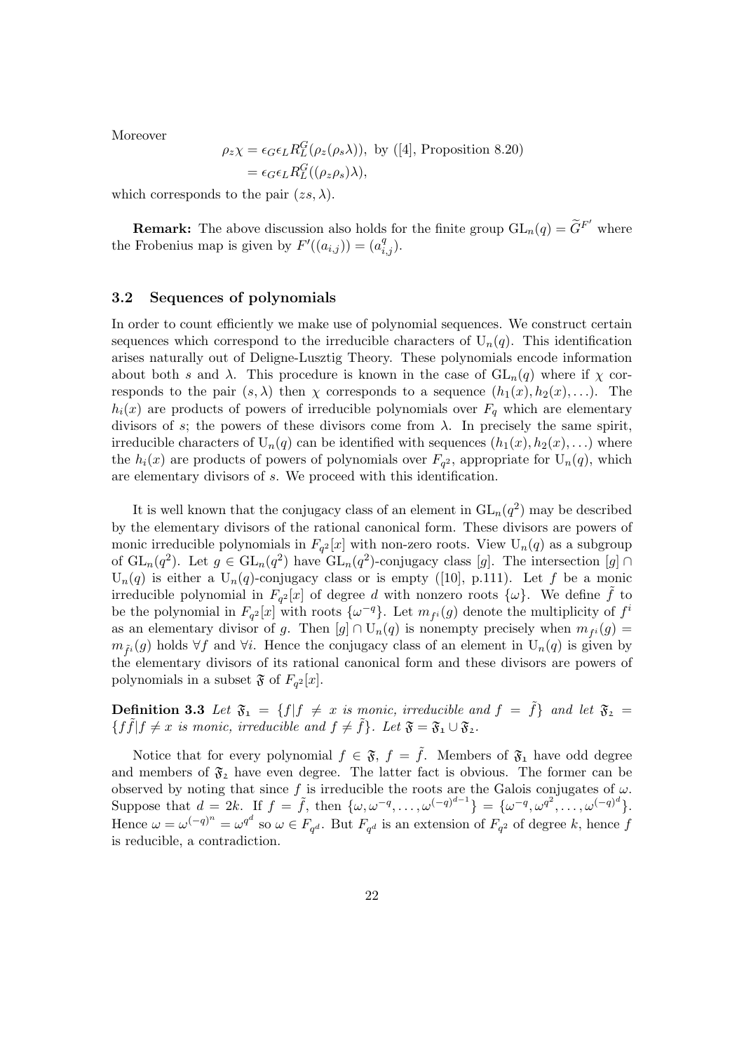Moreover

$$
\begin{aligned}
\rho_z \chi &= \epsilon_G \epsilon_L R_L^G(\rho_z(\rho_s \lambda)), \text{ by ([4], Proposition 8.20)} \\
&= \epsilon_G \epsilon_L R_L^G((\rho_z \rho_s)\lambda),
\end{aligned}
$$

which corresponds to the pair $(zs, \lambda)$.

**Remark:** The above discussion also holds for the finite group $\mathrm{GL}_n(q) = \widetilde{G}^{F'}$ where the Frobenius map is given by $F'((a_{i,j})) = (a_{i,j}^q)$.

### 3.2 Sequences of polynomials

In order to count efficiently we make use of polynomial sequences. We construct certain sequences which correspond to the irreducible characters of $\mathrm{U}_n(q)$. This identification arises naturally out of Deligne-Lusztig Theory. These polynomials encode information about both $s$ and $\lambda$. This procedure is known in the case of $\mathrm{GL}_n(q)$ where if $\chi$ corresponds to the pair $(s, \lambda)$ then $\chi$ corresponds to a sequence $(h_1(x), h_2(x), \ldots)$. The $h_i(x)$ are products of powers of irreducible polynomials over $F_q$ which are elementary divisors of $s$; the powers of these divisors come from $\lambda$. In precisely the same spirit, irreducible characters of $\mathrm{U}_n(q)$ can be identified with sequences $(h_1(x), h_2(x), \ldots)$ where the $h_i(x)$ are products of powers of polynomials over $F_{q^2}$, appropriate for $\mathrm{U}_n(q)$, which are elementary divisors of $s$. We proceed with this identification.

It is well known that the conjugacy class of an element in $\mathrm{GL}_n(q^2)$ may be described by the elementary divisors of the rational canonical form. These divisors are powers of monic irreducible polynomials in $F_{q^2}[x]$ with non-zero roots. View $\mathrm{U}_n(q)$ as a subgroup of $\mathrm{GL}_n(q^2)$. Let $g \in \mathrm{GL}_n(q^2)$ have $\mathrm{GL}_n(q^2)$-conjugacy class $[g]$. The intersection $[g] \cap \mathrm{U}_n(q)$ is either a $\mathrm{U}_n(q)$-conjugacy class or is empty ([10], p.111). Let $f$ be a monic irreducible polynomial in $F_{q^2}[x]$ of degree $d$ with nonzero roots $\{\omega\}$. We define $\tilde{f}$ to be the polynomial in $F_{q^2}[x]$ with roots $\{\omega^{-q}\}$. Let $m_{f^i}(g)$ denote the multiplicity of $f^i$ as an elementary divisor of $g$. Then $[g] \cap \mathrm{U}_n(q)$ is nonempty precisely when $m_{f^i}(g) = m_{\tilde{f}^i}(g)$ holds $\forall f$ and $\forall i$. Hence the conjugacy class of an element in $\mathrm{U}_n(q)$ is given by the elementary divisors of its rational canonical form and these divisors are powers of polynomials in a subset $\mathfrak{F}$ of $F_{q^2}[x]$.

**Definition 3.3** *Let $\mathfrak{F}_1 = \{f | f \neq x$ is monic, irreducible and $f = \tilde{f}\}$ and let $\mathfrak{F}_2 = \{f\tilde{f} | f \neq x$ is monic, irreducible and $f \neq \tilde{f}\}$. Let $\mathfrak{F} = \mathfrak{F}_1 \cup \mathfrak{F}_2$.*

Notice that for every polynomial $f \in \mathfrak{F}$, $f = \tilde{f}$. Members of $\mathfrak{F}_1$ have odd degree and members of $\mathfrak{F}_2$ have even degree. The latter fact is obvious. The former can be observed by noting that since $f$ is irreducible the roots are the Galois conjugates of $\omega$. Suppose that $d = 2k$. If $f = \tilde{f}$, then $\{\omega, \omega^{-q}, \ldots, \omega^{(-q)^{d-1}}\} = \{\omega^{-q}, \omega^{q^2}, \ldots, \omega^{(-q)^d}\}$. Hence $\omega = \omega^{(-q)^n} = \omega^{q^d}$ so $\omega \in F_{q^d}$. But $F_{q^d}$ is an extension of $F_{q^2}$ of degree $k$, hence $f$ is reducible, a contradiction.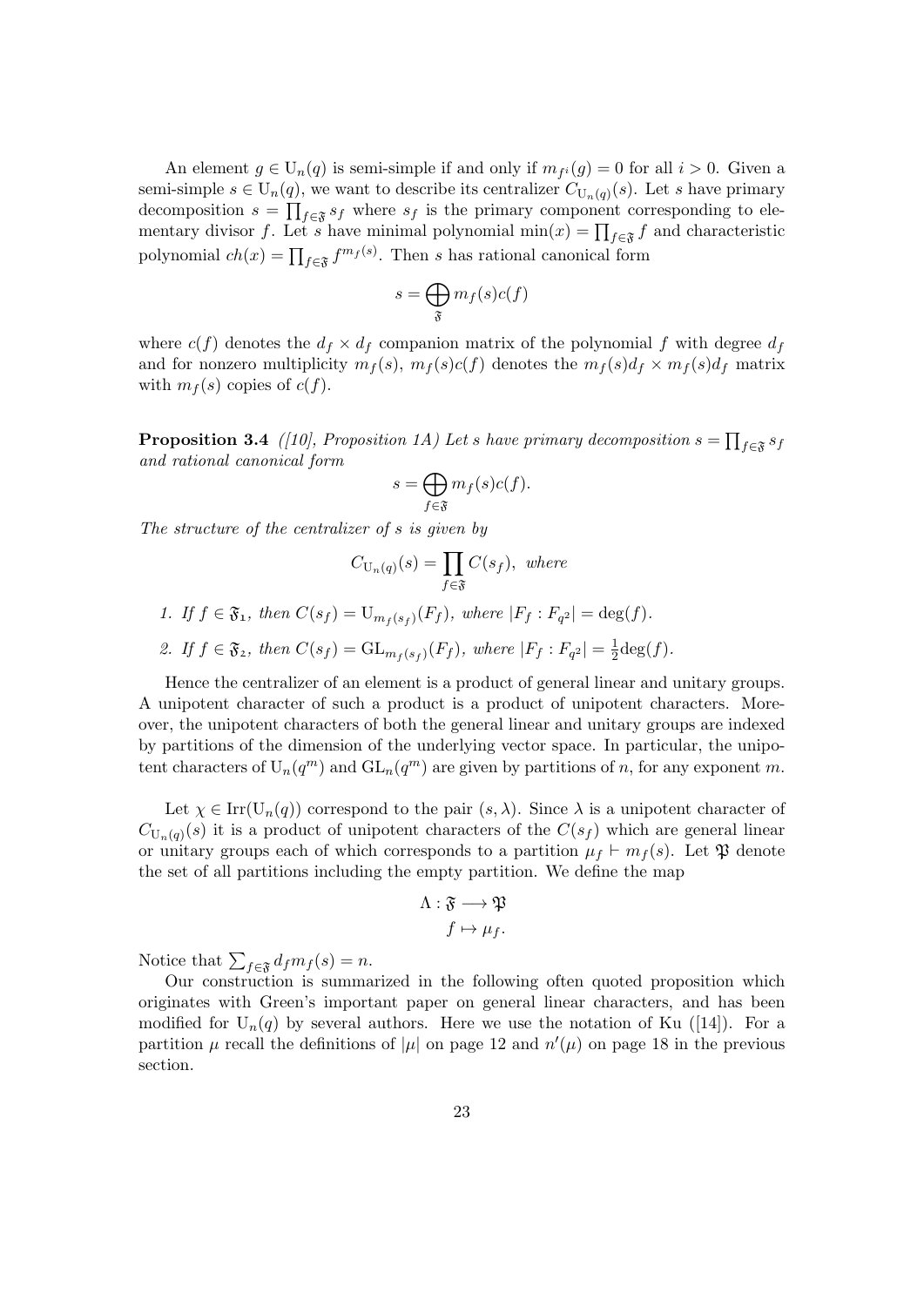An element $g \in \mathrm{U}_n(q)$ is semi-simple if and only if $m_{f^i}(g) = 0$ for all $i > 0$. Given a semi-simple $s \in \mathrm{U}_n(q)$, we want to describe its centralizer $C_{\mathrm{U}_n(q)}(s)$. Let $s$ have primary decomposition $s = \prod_{f \in \mathfrak{F}} s_f$ where $s_f$ is the primary component corresponding to elementary divisor $f$. Let $s$ have minimal polynomial $\min(x) = \prod_{f \in \mathfrak{F}} f$ and characteristic polynomial $ch(x) = \prod_{f \in \mathfrak{F}} f^{m_f(s)}$. Then $s$ has rational canonical form

$$s = \bigoplus_{\mathfrak{F}} m_f(s) c(f)$$

where $c(f)$ denotes the $d_f \times d_f$ companion matrix of the polynomial $f$ with degree $d_f$ and for nonzero multiplicity $m_f(s)$, $m_f(s)c(f)$ denotes the $m_f(s)d_f \times m_f(s)d_f$ matrix with $m_f(s)$ copies of $c(f)$.

**Proposition 3.4** *([10], Proposition 1A) Let $s$ have primary decomposition $s = \prod_{f \in \mathfrak{F}} s_f$ and rational canonical form*

$$s = \bigoplus_{f \in \mathfrak{F}} m_f(s) c(f).$$

*The structure of the centralizer of $s$ is given by*

$$C_{\mathrm{U}_n(q)}(s) = \prod_{f \in \mathfrak{F}} C(s_f), \text{ where}$$

1. *If $f \in \mathfrak{F}_1$, then $C(s_f) = \mathrm{U}_{m_f(s_f)}(F_f)$, where $|F_f : F_{q^2}| = \deg(f)$.*
2. *If $f \in \mathfrak{F}_2$, then $C(s_f) = \mathrm{GL}_{m_f(s_f)}(F_f)$, where $|F_f : F_{q^2}| = \frac{1}{2}\deg(f)$.*

Hence the centralizer of an element is a product of general linear and unitary groups. A unipotent character of such a product is a product of unipotent characters. Moreover, the unipotent characters of both the general linear and unitary groups are indexed by partitions of the dimension of the underlying vector space. In particular, the unipotent characters of $\mathrm{U}_n(q^m)$ and $\mathrm{GL}_n(q^m)$ are given by partitions of $n$, for any exponent $m$.

Let $\chi \in \mathrm{Irr}(\mathrm{U}_n(q))$ correspond to the pair $(s, \lambda)$. Since $\lambda$ is a unipotent character of $C_{\mathrm{U}_n(q)}(s)$ it is a product of unipotent characters of the $C(s_f)$ which are general linear or unitary groups each of which corresponds to a partition $\mu_f \vdash m_f(s)$. Let $\mathfrak{P}$ denote the set of all partitions including the empty partition. We define the map

$$\begin{aligned} \Lambda : \mathfrak{F} &\longrightarrow \mathfrak{P} \\ f &\mapsto \mu_f. \end{aligned}$$

Notice that $\sum_{f \in \mathfrak{F}} d_f m_f(s) = n$.

Our construction is summarized in the following often quoted proposition which originates with Green's important paper on general linear characters, and has been modified for $\mathrm{U}_n(q)$ by several authors. Here we use the notation of Ku ([14]). For a partition $\mu$ recall the definitions of $|\mu|$ on page 12 and $n'(\mu)$ on page 18 in the previous section.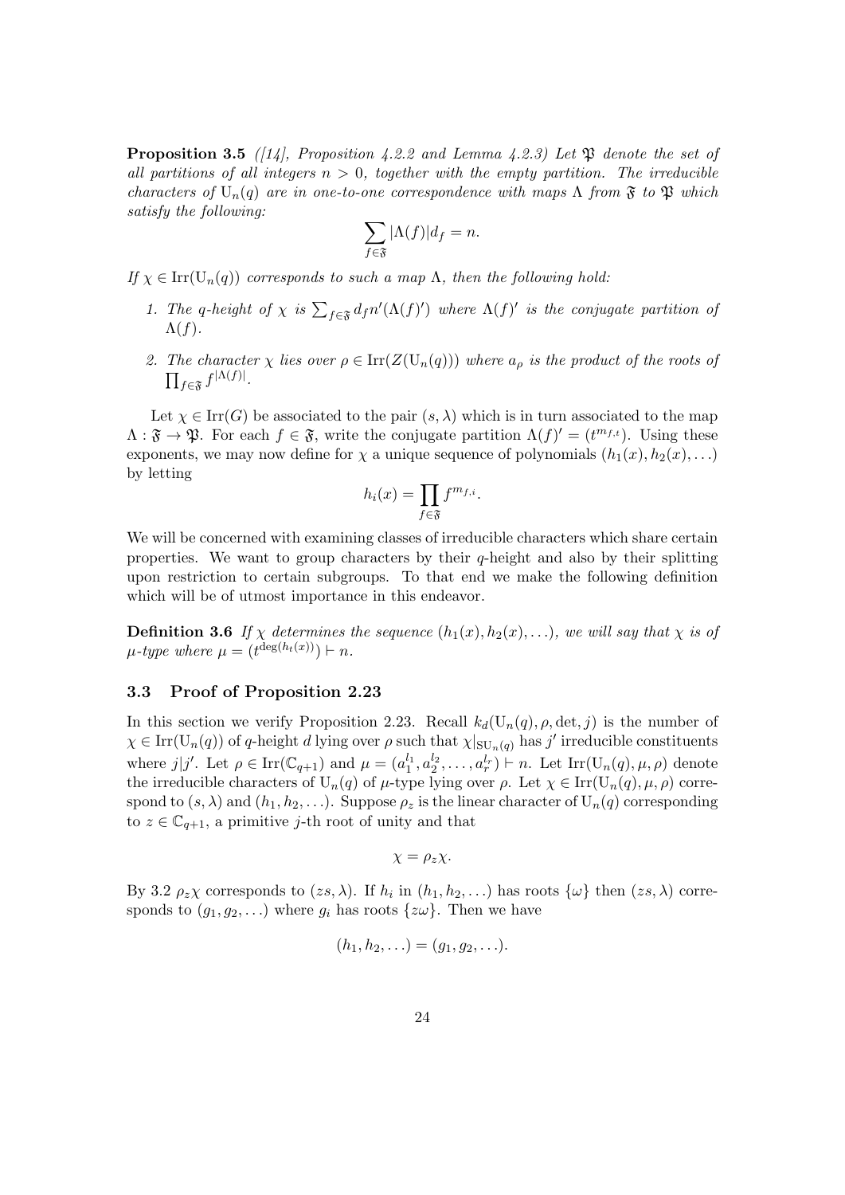**Proposition 3.5** *([14], Proposition 4.2.2 and Lemma 4.2.3) Let $\mathfrak{P}$ denote the set of all partitions of all integers $n > 0$, together with the empty partition. The irreducible characters of $\mathrm{U}_n(q)$ are in one-to-one correspondence with maps $\Lambda$ from $\mathfrak{F}$ to $\mathfrak{P}$ which satisfy the following:*

$$\sum_{f \in \mathfrak{F}} |\Lambda(f)| d_f = n.$$

*If $\chi \in \mathrm{Irr}(\mathrm{U}_n(q))$ corresponds to such a map $\Lambda$, then the following hold:*

1. *The $q$-height of $\chi$ is $\sum_{f \in \mathfrak{F}} d_f n'(\Lambda(f)')$ where $\Lambda(f)'$ is the conjugate partition of $\Lambda(f)$.*

2. *The character $\chi$ lies over $\rho \in \mathrm{Irr}(Z(\mathrm{U}_n(q)))$ where $a_\rho$ is the product of the roots of $\prod_{f \in \mathfrak{F}} f^{|\Lambda(f)|}$.*

Let $\chi \in \mathrm{Irr}(G)$ be associated to the pair $(s, \lambda)$ which is in turn associated to the map $\Lambda : \mathfrak{F} \to \mathfrak{P}$. For each $f \in \mathfrak{F}$, write the conjugate partition $\Lambda(f)' = (t^{m_{f,t}})$. Using these exponents, we may now define for $\chi$ a unique sequence of polynomials $(h_1(x), h_2(x), \ldots)$ by letting

$$h_i(x) = \prod_{f \in \mathfrak{F}} f^{m_{f,i}}.$$

We will be concerned with examining classes of irreducible characters which share certain properties. We want to group characters by their $q$-height and also by their splitting upon restriction to certain subgroups. To that end we make the following definition which will be of utmost importance in this endeavor.

**Definition 3.6** *If $\chi$ determines the sequence $(h_1(x), h_2(x), \ldots)$, we will say that $\chi$ is of $\mu$-type where $\mu = (t^{\deg(h_t(x))}) \vdash n$.*

### 3.3 Proof of Proposition 2.23

In this section we verify Proposition 2.23. Recall $k_d(\mathrm{U}_n(q), \rho, \det, j)$ is the number of $\chi \in \mathrm{Irr}(\mathrm{U}_n(q))$ of $q$-height $d$ lying over $\rho$ such that $\chi|_{\mathrm{SU}_n(q)}$ has $j'$ irreducible constituents where $j | j'$. Let $\rho \in \mathrm{Irr}(\mathbb{C}_{q+1})$ and $\mu = (a_1^{l_1}, a_2^{l_2}, \ldots, a_r^{l_r}) \vdash n$. Let $\mathrm{Irr}(\mathrm{U}_n(q), \mu, \rho)$ denote the irreducible characters of $\mathrm{U}_n(q)$ of $\mu$-type lying over $\rho$. Let $\chi \in \mathrm{Irr}(\mathrm{U}_n(q), \mu, \rho)$ correspond to $(s, \lambda)$ and $(h_1, h_2, \ldots)$. Suppose $\rho_z$ is the linear character of $\mathrm{U}_n(q)$ corresponding to $z \in \mathbb{C}_{q+1}$, a primitive $j$-th root of unity and that

$$\chi = \rho_z \chi.$$

By 3.2 $\rho_z \chi$ corresponds to $(zs, \lambda)$. If $h_i$ in $(h_1, h_2, \ldots)$ has roots $\{\omega\}$ then $(zs, \lambda)$ corresponds to $(g_1, g_2, \ldots)$ where $g_i$ has roots $\{z\omega\}$. Then we have

$$(h_1, h_2, \ldots) = (g_1, g_2, \ldots).$$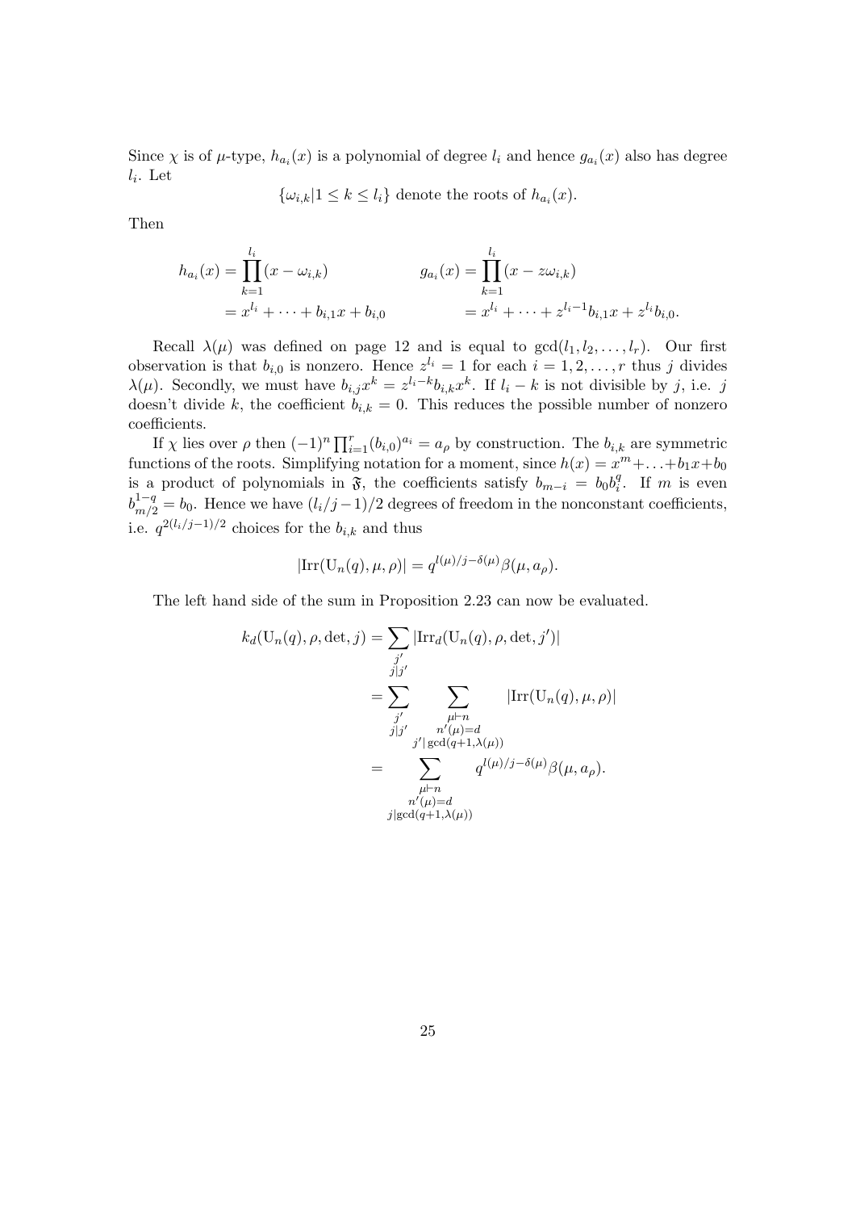Since $\chi$ is of $\mu$-type, $h_{a_i}(x)$ is a polynomial of degree $l_i$ and hence $g_{a_i}(x)$ also has degree $l_i$. Let

$$\{\omega_{i,k} | 1 \leq k \leq l_i\} \text{ denote the roots of } h_{a_i}(x).$$

Then

$$\begin{aligned} h_{a_i}(x) &= \prod_{k=1}^{l_i}(x - \omega_{i,k}) & g_{a_i}(x) &= \prod_{k=1}^{l_i}(x - z\omega_{i,k}) \\ &= x^{l_i} + \cdots + b_{i,1}x + b_{i,0} & &= x^{l_i} + \cdots + z^{l_i - 1}b_{i,1}x + z^{l_i}b_{i,0}. \end{aligned}$$

Recall $\lambda(\mu)$ was defined on page 12 and is equal to $\gcd(l_1, l_2, \ldots, l_r)$. Our first observation is that $b_{i,0}$ is nonzero. Hence $z^{l_i} = 1$ for each $i = 1, 2, \ldots, r$ thus $j$ divides $\lambda(\mu)$. Secondly, we must have $b_{i,j}x^k = z^{l_i - k}b_{i,k}x^k$. If $l_i - k$ is not divisible by $j$, i.e. $j$ doesn't divide $k$, the coefficient $b_{i,k} = 0$. This reduces the possible number of nonzero coefficients.

If $\chi$ lies over $\rho$ then $(-1)^n \prod_{i=1}^{r}(b_{i,0})^{a_i} = a_\rho$ by construction. The $b_{i,k}$ are symmetric functions of the roots. Simplifying notation for a moment, since $h(x) = x^m + \ldots + b_1 x + b_0$ is a product of polynomials in $\mathfrak{F}$, the coefficients satisfy $b_{m-i} = b_0 b_i^q$. If $m$ is even $b_{m/2}^{1-q} = b_0$. Hence we have $(l_i/j - 1)/2$ degrees of freedom in the nonconstant coefficients, i.e. $q^{2(l_i/j-1)/2}$ choices for the $b_{i,k}$ and thus

$$|\mathrm{Irr}(\mathrm{U}_n(q), \mu, \rho)| = q^{l(\mu)/j - \delta(\mu)}\beta(\mu, a_\rho).$$

The left hand side of the sum in Proposition 2.23 can now be evaluated.

$$\begin{aligned} k_d(\mathrm{U}_n(q), \rho, \det, j) &= \sum_{\substack{j' \\ j | j'}} |\mathrm{Irr}_d(\mathrm{U}_n(q), \rho, \det, j')| \\ &= \sum_{\substack{j' \\ j|j'}} \sum_{\substack{\mu \vdash n \\ n'(\mu) = d \\ j' | \gcd(q+1, \lambda(\mu))}} |\mathrm{Irr}(\mathrm{U}_n(q), \mu, \rho)| \\ &= \sum_{\substack{\mu \vdash n \\ n'(\mu) = d \\ j | \gcd(q+1, \lambda(\mu))}} q^{l(\mu)/j - \delta(\mu)}\beta(\mu, a_\rho). \end{aligned}$$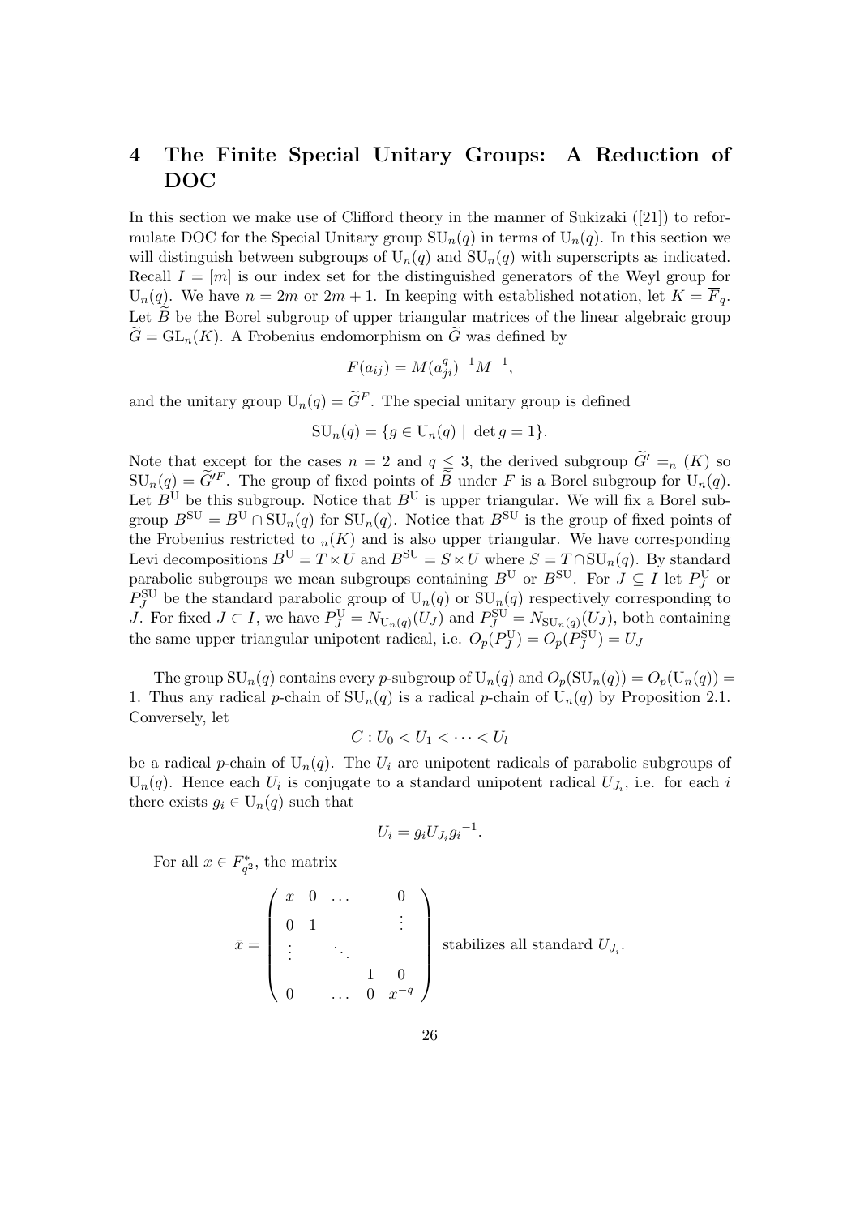## 4 The Finite Special Unitary Groups: A Reduction of DOC

In this section we make use of Clifford theory in the manner of Sukizaki ([21]) to reformulate DOC for the Special Unitary group $\mathrm{SU}_n(q)$ in terms of $\mathrm{U}_n(q)$. In this section we will distinguish between subgroups of $\mathrm{U}_n(q)$ and $\mathrm{SU}_n(q)$ with superscripts as indicated. Recall $I = [m]$ is our index set for the distinguished generators of the Weyl group for $\mathrm{U}_n(q)$. We have $n = 2m$ or $2m + 1$. In keeping with established notation, let $K = \overline{F}_q$. Let $\widetilde{B}$ be the Borel subgroup of upper triangular matrices of the linear algebraic group $\widetilde{G} = \mathrm{GL}_n(K)$. A Frobenius endomorphism on $\widetilde{G}$ was defined by

$$F(a_{ij}) = M(a_{ji}^q)^{-1}M^{-1},$$

and the unitary group $\mathrm{U}_n(q) = \widetilde{G}^F$. The special unitary group is defined

$$\mathrm{SU}_n(q) = \{g \in \mathrm{U}_n(q) \mid \det g = 1\}.$$

Note that except for the cases $n = 2$ and $q \leq 3$, the derived subgroup $\widetilde{G}' =_n (K)$ so $\mathrm{SU}_n(q) = \widetilde{G}'^F$. The group of fixed points of $\widetilde{\widetilde{B}}$ under $F$ is a Borel subgroup for $\mathrm{U}_n(q)$. Let $B^{\mathrm{U}}$ be this subgroup. Notice that $B^{\mathrm{U}}$ is upper triangular. We will fix a Borel subgroup $B^{\mathrm{SU}} = B^{\mathrm{U}} \cap \mathrm{SU}_n(q)$ for $\mathrm{SU}_n(q)$. Notice that $B^{\mathrm{SU}}$ is the group of fixed points of the Frobenius restricted to $_n(K)$ and is also upper triangular. We have corresponding Levi decompositions $B^{\mathrm{U}} = T \ltimes U$ and $B^{\mathrm{SU}} = S \ltimes U$ where $S = T \cap \mathrm{SU}_n(q)$. By standard parabolic subgroups we mean subgroups containing $B^{\mathrm{U}}$ or $B^{\mathrm{SU}}$. For $J \subseteq I$ let $P_J^{\mathrm{U}}$ or $P_J^{\mathrm{SU}}$ be the standard parabolic group of $\mathrm{U}_n(q)$ or $\mathrm{SU}_n(q)$ respectively corresponding to $J$. For fixed $J \subset I$, we have $P_J^{\mathrm{U}} = N_{\mathrm{U}_n(q)}(U_J)$ and $P_J^{\mathrm{SU}} = N_{\mathrm{SU}_n(q)}(U_J)$, both containing the same upper triangular unipotent radical, i.e. $O_p(P_J^{\mathrm{U}}) = O_p(P_J^{\mathrm{SU}}) = U_J$

The group $\mathrm{SU}_n(q)$ contains every $p$-subgroup of $\mathrm{U}_n(q)$ and $O_p(\mathrm{SU}_n(q)) = O_p(\mathrm{U}_n(q)) = 1$. Thus any radical $p$-chain of $\mathrm{SU}_n(q)$ is a radical $p$-chain of $\mathrm{U}_n(q)$ by Proposition 2.1. Conversely, let

$$C : U_0 < U_1 < \cdots < U_l$$

be a radical $p$-chain of $\mathrm{U}_n(q)$. The $U_i$ are unipotent radicals of parabolic subgroups of $\mathrm{U}_n(q)$. Hence each $U_i$ is conjugate to a standard unipotent radical $U_{J_i}$, i.e. for each $i$ there exists $g_i \in \mathrm{U}_n(q)$ such that

$$U_i = g_i U_{J_i} {g_i}^{-1}.$$

For all $x \in F_{q^2}^*$, the matrix

$$\bar{x} = \begin{pmatrix} x & 0 & \dots & & 0 \\ 0 & 1 & & & \vdots \\ \vdots & & \ddots & & \\ & & & 1 & 0 \\ 0 & & \dots & 0 & x^{-q} \end{pmatrix} \text{ stabilizes all standard } U_{J_i}.$$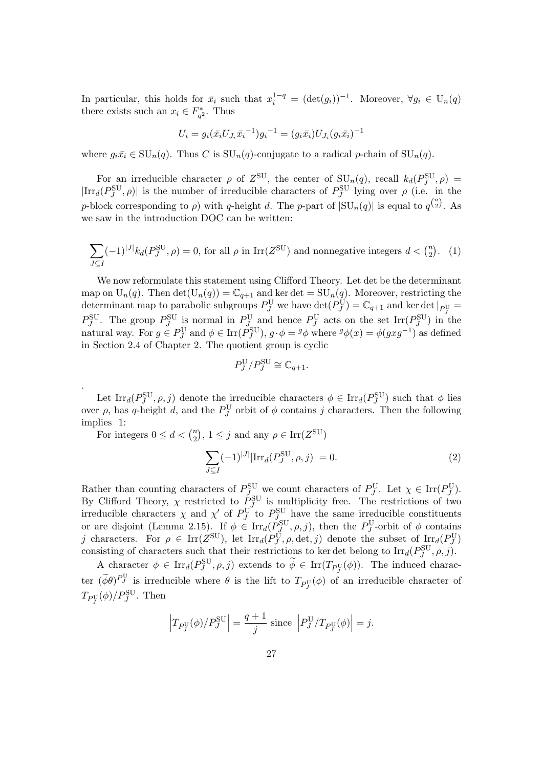In particular, this holds for $\bar{x}_i$ such that $x_i^{1-q} = (\det(g_i))^{-1}$. Moreover, $\forall g_i \in \mathrm{U}_n(q)$ there exists such an $x_i \in F_{q^2}^*$. Thus

$$U_i = g_i(\bar{x_i} U_{J_i} \bar{x_i}^{-1}) g_i^{-1} = (g_i \bar{x_i}) U_{J_i} (g_i \bar{x_i})^{-1}$$

where $g_i \bar{x_i} \in \mathrm{SU}_n(q)$. Thus $C$ is $\mathrm{SU}_n(q)$-conjugate to a radical $p$-chain of $\mathrm{SU}_n(q)$.

For an irreducible character $\rho$ of $Z^{\mathrm{SU}}$, the center of $\mathrm{SU}_n(q)$, recall $k_d(P_J^{\mathrm{SU}}, \rho) = |\mathrm{Irr}_d(P_J^{\mathrm{SU}}, \rho)|$ is the number of irreducible characters of $P_J^{\mathrm{SU}}$ lying over $\rho$ (i.e. in the $p$-block corresponding to $\rho$) with $q$-height $d$. The $p$-part of $|\mathrm{SU}_n(q)|$ is equal to $q^{\binom{n}{2}}$. As we saw in the introduction DOC can be written:

$$\sum_{J \subseteq I} (-1)^{|J|} k_d(P_J^{\mathrm{SU}}, \rho) = 0, \text{ for all } \rho \text{ in } \mathrm{Irr}(Z^{\mathrm{SU}}) \text{ and nonnegative integers } d < \tbinom{n}{2}. \quad (1)$$

We now reformulate this statement using Clifford Theory. Let det be the determinant map on $\mathrm{U}_n(q)$. Then $\det(\mathrm{U}_n(q)) = \mathbb{C}_{q+1}$ and $\ker \det = \mathrm{SU}_n(q)$. Moreover, restricting the determinant map to parabolic subgroups $P_J^{\mathrm{SU}}$ we have $\det(P_J^{\mathrm{U}}) = \mathbb{C}_{q+1}$ and $\ker \det|_{P_J^{\mathrm{U}}} = P_J^{\mathrm{SU}}$. The group $P_J^{\mathrm{SU}}$ is normal in $P_J^{\mathrm{U}}$ and hence $P_J^{\mathrm{U}}$ acts on the set $\mathrm{Irr}(P_J^{\mathrm{SU}})$ in the natural way. For $g \in P_J^{\mathrm{U}}$ and $\phi \in \mathrm{Irr}(P_J^{\mathrm{SU}})$, $g \cdot \phi = {}^g\phi$ where ${}^g\phi(x) = \phi(gxg^{-1})$ as defined in Section 2.4 of Chapter 2. The quotient group is cyclic

$$P_J^{\mathrm{U}}/P_J^{\mathrm{SU}} \cong \mathbb{C}_{q+1}.$$

.

Let $\mathrm{Irr}_d(P_J^{\mathrm{SU}}, \rho, j)$ denote the irreducible characters $\phi \in \mathrm{Irr}_d(P_J^{\mathrm{SU}})$ such that $\phi$ lies over $\rho$, has $q$-height $d$, and the $P_J^{\mathrm{U}}$ orbit of $\phi$ contains $j$ characters. Then the following implies 1:

For integers $0 \leq d < \binom{n}{2}$, $1 \leq j$ and any $\rho \in \mathrm{Irr}(Z^{\mathrm{SU}})$

$$\sum_{J \subseteq I} (-1)^{|J|} |\mathrm{Irr}_d(P_J^{\mathrm{SU}}, \rho, j)| = 0. \quad (2)$$

Rather than counting characters of $P_J^{\mathrm{SU}}$ we count characters of $P_J^{\mathrm{U}}$. Let $\chi \in \mathrm{Irr}(P_J^{\mathrm{U}})$. By Clifford Theory, $\chi$ restricted to $P_J^{\mathrm{SU}}$ is multiplicity free. The restrictions of two irreducible characters $\chi$ and $\chi'$ of $P_J^{\mathrm{U}}$ to $P_J^{\mathrm{SU}}$ have the same irreducible constituents or are disjoint (Lemma 2.15). If $\phi \in \mathrm{Irr}_d(P_J^{\mathrm{SU}}, \rho, j)$, then the $P_J^{\mathrm{U}}$-orbit of $\phi$ contains $j$ characters. For $\rho \in \mathrm{Irr}(Z^{\mathrm{SU}})$, let $\mathrm{Irr}_d(P_J^{\mathrm{U}}, \rho, \det, j)$ denote the subset of $\mathrm{Irr}_d(P_J^{\mathrm{U}})$ consisting of characters such that their restrictions to ker det belong to $\mathrm{Irr}_d(P_J^{\mathrm{SU}}, \rho, j)$.

A character $\phi \in \mathrm{Irr}_d(P_J^{\mathrm{SU}}, \rho, j)$ extends to $\widetilde{\phi} \in \mathrm{Irr}(T_{P_J^{\mathrm{U}}}(\phi))$. The induced character $(\widetilde{\phi}\theta)^{P_J^{\mathrm{U}}}$ is irreducible where $\theta$ is the lift to $T_{P_J^{\mathrm{U}}}(\phi)$ of an irreducible character of $T_{P_J^{\mathrm{U}}}(\phi)/P_J^{\mathrm{SU}}$. Then

$$\left| T_{P_J^{\mathrm{U}}}(\phi)/P_J^{\mathrm{SU}} \right| = \frac{q+1}{j} \text{ since } \left| P_J^{\mathrm{U}}/T_{P_J^{\mathrm{U}}}(\phi) \right| = j.$$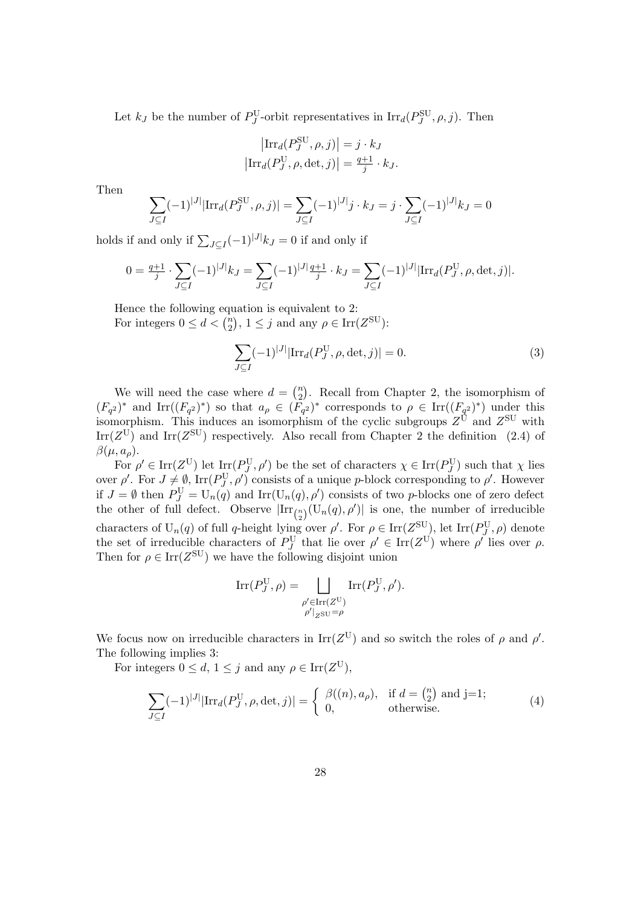Let $k_J$ be the number of $P_J^{\mathrm{U}}$-orbit representatives in $\mathrm{Irr}_d(P_J^{\mathrm{SU}}, \rho, j)$. Then

$$\begin{aligned} \left|\mathrm{Irr}_d(P_J^{\mathrm{SU}}, \rho, j)\right| &= j \cdot k_J \\ \left|\mathrm{Irr}_d(P_J^{\mathrm{U}}, \rho, \det, j)\right| &= \tfrac{q+1}{j} \cdot k_J. \end{aligned}$$

Then

$$\sum_{J \subseteq I} (-1)^{|J|} |\mathrm{Irr}_d(P_J^{\mathrm{SU}}, \rho, j)| = \sum_{J \subseteq I} (-1)^{|J|} j \cdot k_J = j \cdot \sum_{J \subseteq I} (-1)^{|J|} k_J = 0$$

holds if and only if $\sum_{J \subseteq I} (-1)^{|J|} k_J = 0$ if and only if

$$0 = \tfrac{q+1}{j} \cdot \sum_{J \subseteq I} (-1)^{|J|} k_J = \sum_{J \subseteq I} (-1)^{|J|} \tfrac{q+1}{j} \cdot k_J = \sum_{J \subseteq I} (-1)^{|J|} |\mathrm{Irr}_d(P_J^{\mathrm{U}}, \rho, \det, j)|.$$

Hence the following equation is equivalent to 2:
For integers $0 \leq d < \binom{n}{2}$, $1 \leq j$ and any $\rho \in \mathrm{Irr}(Z^{\mathrm{SU}})$:

$$\sum_{J \subseteq I} (-1)^{|J|} |\mathrm{Irr}_d(P_J^{\mathrm{U}}, \rho, \det, j)| = 0. \tag{3}$$

We will need the case where $d = \binom{n}{2}$. Recall from Chapter 2, the isomorphism of $(F_{q^2})^*$ and $\mathrm{Irr}((F_{q^2})^*)$ so that $a_\rho \in (F_{q^2})^*$ corresponds to $\rho \in \mathrm{Irr}((F_{q^2})^*)$ under this isomorphism. This induces an isomorphism of the cyclic subgroups $Z^{\mathrm{U}}$ and $Z^{\mathrm{SU}}$ with $\mathrm{Irr}(Z^{\mathrm{U}})$ and $\mathrm{Irr}(Z^{\mathrm{SU}})$ respectively. Also recall from Chapter 2 the definition (2.4) of $\beta(\mu, a_\rho)$.

For $\rho' \in \mathrm{Irr}(Z^{\mathrm{U}})$ let $\mathrm{Irr}(P_J^{\mathrm{U}}, \rho')$ be the set of characters $\chi \in \mathrm{Irr}(P_J^{\mathrm{U}})$ such that $\chi$ lies over $\rho'$. For $J \neq \emptyset$, $\mathrm{Irr}(P_J^{\mathrm{U}}, \rho')$ consists of a unique $p$-block corresponding to $\rho'$. However if $J = \emptyset$ then $P_J^{\mathrm{U}} = \mathrm{U}_n(q)$ and $\mathrm{Irr}(\mathrm{U}_n(q), \rho')$ consists of two $p$-blocks one of zero defect the other of full defect. Observe $|\mathrm{Irr}_{\binom{n}{2}}(\mathrm{U}_n(q), \rho')|$ is one, the number of irreducible characters of $\mathrm{U}_n(q)$ of full $q$-height lying over $\rho'$. For $\rho \in \mathrm{Irr}(Z^{\mathrm{SU}})$, let $\mathrm{Irr}(P_J^{\mathrm{U}}, \rho)$ denote the set of irreducible characters of $P_J^{\mathrm{U}}$ that lie over $\rho' \in \mathrm{Irr}(Z^{\mathrm{U}})$ where $\rho'$ lies over $\rho$. Then for $\rho \in \mathrm{Irr}(Z^{\mathrm{SU}})$ we have the following disjoint union

$$\mathrm{Irr}(P_J^{\mathrm{U}}, \rho) = \bigsqcup_{\substack{\rho' \in \mathrm{Irr}(Z^{\mathrm{U}}) \\ \rho'|_{Z^{\mathrm{SU}}} = \rho}} \mathrm{Irr}(P_J^{\mathrm{U}}, \rho').$$

We focus now on irreducible characters in $\mathrm{Irr}(Z^{\mathrm{U}})$ and so switch the roles of $\rho$ and $\rho'$. The following implies 3:

For integers $0 \leq d$, $1 \leq j$ and any $\rho \in \mathrm{Irr}(Z^{\mathrm{U}})$,

$$\sum_{J \subseteq I} (-1)^{|J|} |\mathrm{Irr}_d(P_J^{\mathrm{U}}, \rho, \det, j)| = \begin{cases} \beta((n), a_\rho), & \text{if } d = \binom{n}{2} \text{ and j=1;} \\ 0, & \text{otherwise.} \end{cases} \tag{4}$$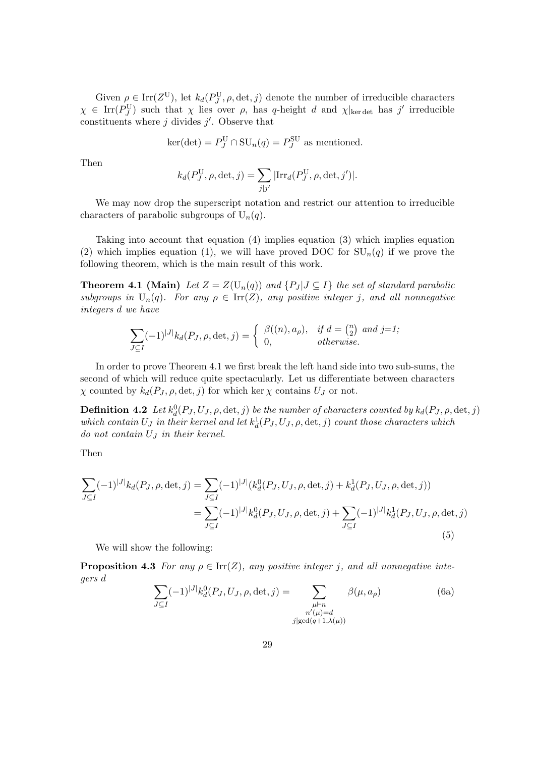Given $\rho \in \mathrm{Irr}(Z^{\mathrm{U}})$, let $k_d(P_J^{\mathrm{U}}, \rho, \det, j)$ denote the number of irreducible characters $\chi \in \mathrm{Irr}(P_J^{\mathrm{U}})$ such that $\chi$ lies over $\rho$, has $q$-height $d$ and $\chi|_{\ker \det}$ has $j'$ irreducible constituents where $j$ divides $j'$. Observe that

$$\ker(\det) = P_J^{\mathrm{U}} \cap \mathrm{SU}_n(q) = P_J^{\mathrm{SU}} \text{ as mentioned.}$$

Then

$$k_d(P_J^{\mathrm{U}}, \rho, \det, j) = \sum_{j|j'} |\mathrm{Irr}_d(P_J^{\mathrm{U}}, \rho, \det, j')|.$$

We may now drop the superscript notation and restrict our attention to irreducible characters of parabolic subgroups of $\mathrm{U}_n(q)$.

Taking into account that equation (4) implies equation (3) which implies equation (2) which implies equation (1), we will have proved DOC for $\mathrm{SU}_n(q)$ if we prove the following theorem, which is the main result of this work.

**Theorem 4.1 (Main)** *Let $Z = Z(\mathrm{U}_n(q))$ and $\{P_J | J \subseteq I\}$ the set of standard parabolic subgroups in $\mathrm{U}_n(q)$. For any $\rho \in \mathrm{Irr}(Z)$, any positive integer $j$, and all nonnegative integers $d$ we have*

$$\sum_{J \subseteq I} (-1)^{|J|} k_d(P_J, \rho, \det, j) = \begin{cases} \beta((n), a_\rho), & \text{if } d = \binom{n}{2} \text{ and } j{=}1; \\ 0, & \text{otherwise.} \end{cases}$$

In order to prove Theorem 4.1 we first break the left hand side into two sub-sums, the second of which will reduce quite spectacularly. Let us differentiate between characters $\chi$ counted by $k_d(P_J, \rho, \det, j)$ for which $\ker \chi$ contains $U_J$ or not.

**Definition 4.2** *Let $k_d^0(P_J, U_J, \rho, \det, j)$ be the number of characters counted by $k_d(P_J, \rho, \det, j)$ which contain $U_J$ in their kernel and let $k_d^1(P_J, U_J, \rho, \det, j)$ count those characters which do not contain $U_J$ in their kernel.*

Then

$$\begin{aligned}
\sum_{J \subseteq I} (-1)^{|J|} k_d(P_J, \rho, \det, j) &= \sum_{J \subseteq I} (-1)^{|J|} (k_d^0(P_J, U_J, \rho, \det, j) + k_d^1(P_J, U_J, \rho, \det, j)) \\
&= \sum_{J \subseteq I} (-1)^{|J|} k_d^0(P_J, U_J, \rho, \det, j) + \sum_{J \subseteq I} (-1)^{|J|} k_d^1(P_J, U_J, \rho, \det, j)
\end{aligned} \tag{5}$$

We will show the following:

**Proposition 4.3** *For any $\rho \in \mathrm{Irr}(Z)$, any positive integer $j$, and all nonnegative integers $d$*

$$\sum_{J \subseteq I} (-1)^{|J|} k_d^0(P_J, U_J, \rho, \det, j) = \sum_{\substack{\mu \vdash n \\ n'(\mu) = d \\ j | \gcd(q+1, \lambda(\mu))}} \beta(\mu, a_\rho) \tag{6a}$$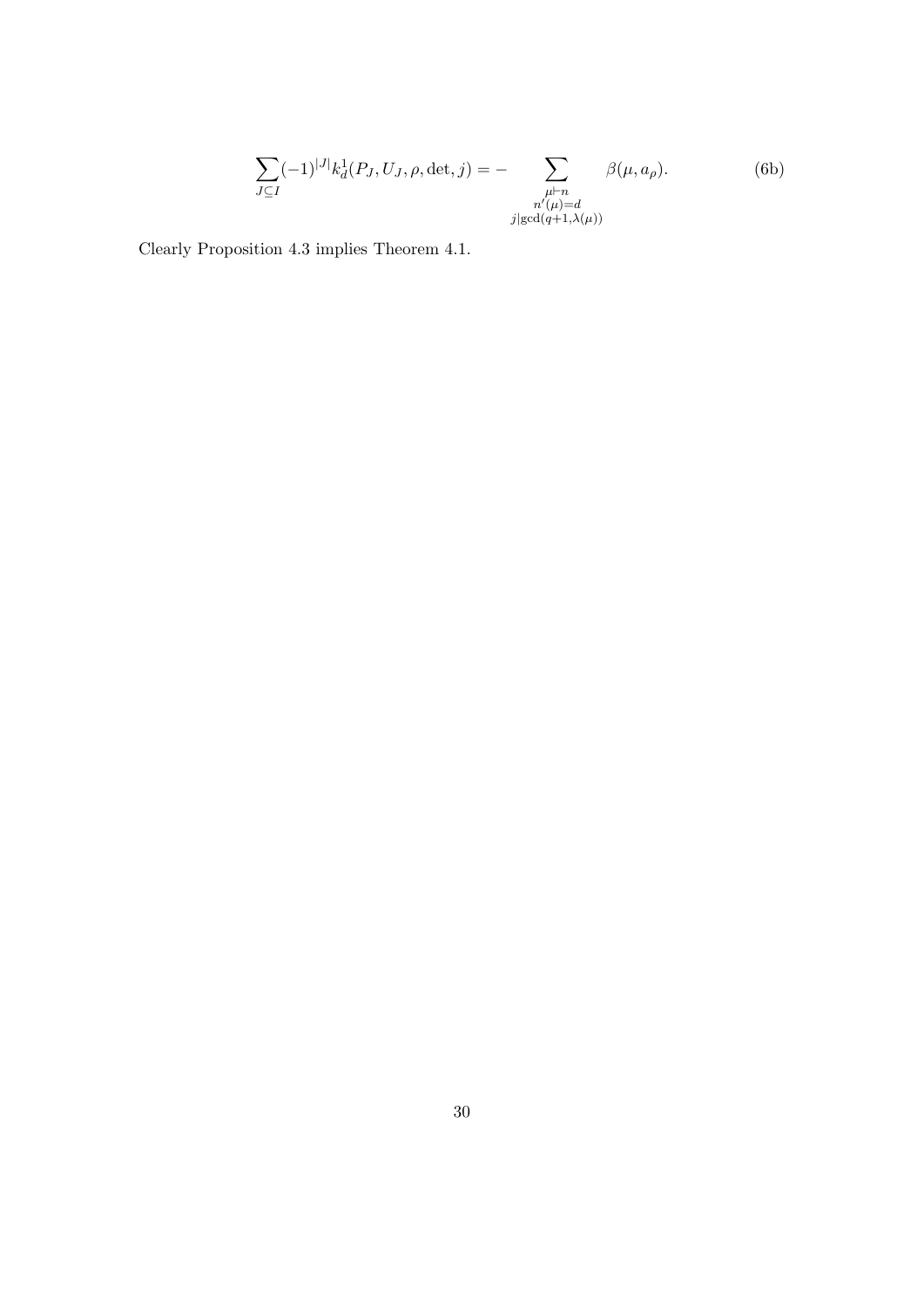$$\sum_{J \subseteq I} (-1)^{|J|} k_d^1(P_J, U_J, \rho, \det, j) = - \sum_{\substack{\mu \vdash n \\ n'(\mu) = d \\ j | \gcd(q+1, \lambda(\mu))}} \beta(\mu, a_\rho). \tag{6b}$$

Clearly Proposition 4.3 implies Theorem 4.1.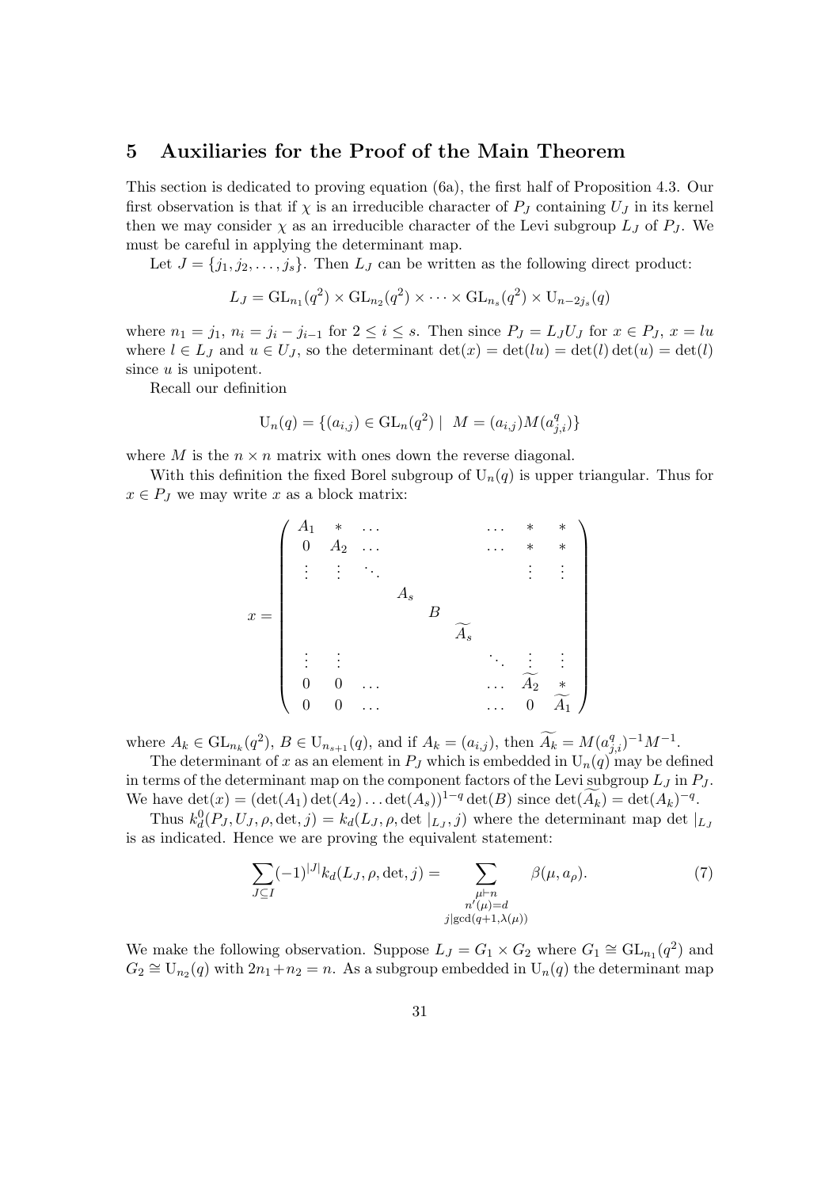## 5 Auxiliaries for the Proof of the Main Theorem

This section is dedicated to proving equation (6a), the first half of Proposition 4.3. Our first observation is that if $\chi$ is an irreducible character of $P_J$ containing $U_J$ in its kernel then we may consider $\chi$ as an irreducible character of the Levi subgroup $L_J$ of $P_J$. We must be careful in applying the determinant map.

Let $J = \{j_1, j_2, \ldots, j_s\}$. Then $L_J$ can be written as the following direct product:

$$L_J = \mathrm{GL}_{n_1}(q^2) \times \mathrm{GL}_{n_2}(q^2) \times \cdots \times \mathrm{GL}_{n_s}(q^2) \times \mathrm{U}_{n-2j_s}(q)$$

where $n_1 = j_1$, $n_i = j_i - j_{i-1}$ for $2 \le i \le s$. Then since $P_J = L_J U_J$ for $x \in P_J$, $x = lu$ where $l \in L_J$ and $u \in U_J$, so the determinant $\det(x) = \det(lu) = \det(l)\det(u) = \det(l)$ since $u$ is unipotent.

Recall our definition

$$\mathrm{U}_n(q) = \{(a_{i,j}) \in \mathrm{GL}_n(q^2) \mid \; M = (a_{i,j})M(a_{j,i}^q)\}$$

where $M$ is the $n \times n$ matrix with ones down the reverse diagonal.

With this definition the fixed Borel subgroup of $\mathrm{U}_n(q)$ is upper triangular. Thus for $x \in P_J$ we may write $x$ as a block matrix:

$$x = \begin{pmatrix} A_1 & * & \ldots & & & & \ldots & * & * \\ 0 & A_2 & \ldots & & & & \ldots & * & * \\ \vdots & \vdots & \ddots & & & & & \vdots & \vdots \\ & & & A_s & & & & & \\ & & & & B & & & & \\ & & & & & \widetilde{A_s} & & & \\ \vdots & \vdots & & & & & \ddots & \vdots & \vdots \\ 0 & 0 & \ldots & & & & \ldots & \widetilde{A_2} & * \\ 0 & 0 & \ldots & & & & \ldots & 0 & \widetilde{A_1} \end{pmatrix}$$

where $A_k \in \mathrm{GL}_{n_k}(q^2)$, $B \in \mathrm{U}_{n_{s+1}}(q)$, and if $A_k = (a_{i,j})$, then $\widetilde{A_k} = M(a_{j,i}^q)^{-1}M^{-1}$.

The determinant of $x$ as an element in $P_J$ which is embedded in $\mathrm{U}_n(q)$ may be defined in terms of the determinant map on the component factors of the Levi subgroup $L_J$ in $P_J$. We have $\det(x) = (\det(A_1)\det(A_2)\ldots\det(A_s))^{1-q}\det(B)$ since $\det(\widetilde{A_k}) = \det(A_k)^{-q}$.

Thus $k_d^0(P_J, U_J, \rho, \det, j) = k_d(L_J, \rho, \det|_{L_J}, j)$ where the determinant map $\det|_{L_J}$ is as indicated. Hence we are proving the equivalent statement:

$$\sum_{J \subseteq I} (-1)^{|J|} k_d(L_J, \rho, \det, j) = \sum_{\substack{\mu \vdash n \\ n'(\mu) = d \\ j \mid \gcd(q+1, \lambda(\mu))}} \beta(\mu, a_\rho). \tag{7}$$

We make the following observation. Suppose $L_J = G_1 \times G_2$ where $G_1 \cong \mathrm{GL}_{n_1}(q^2)$ and $G_2 \cong \mathrm{U}_{n_2}(q)$ with $2n_1 + n_2 = n$. As a subgroup embedded in $\mathrm{U}_n(q)$ the determinant map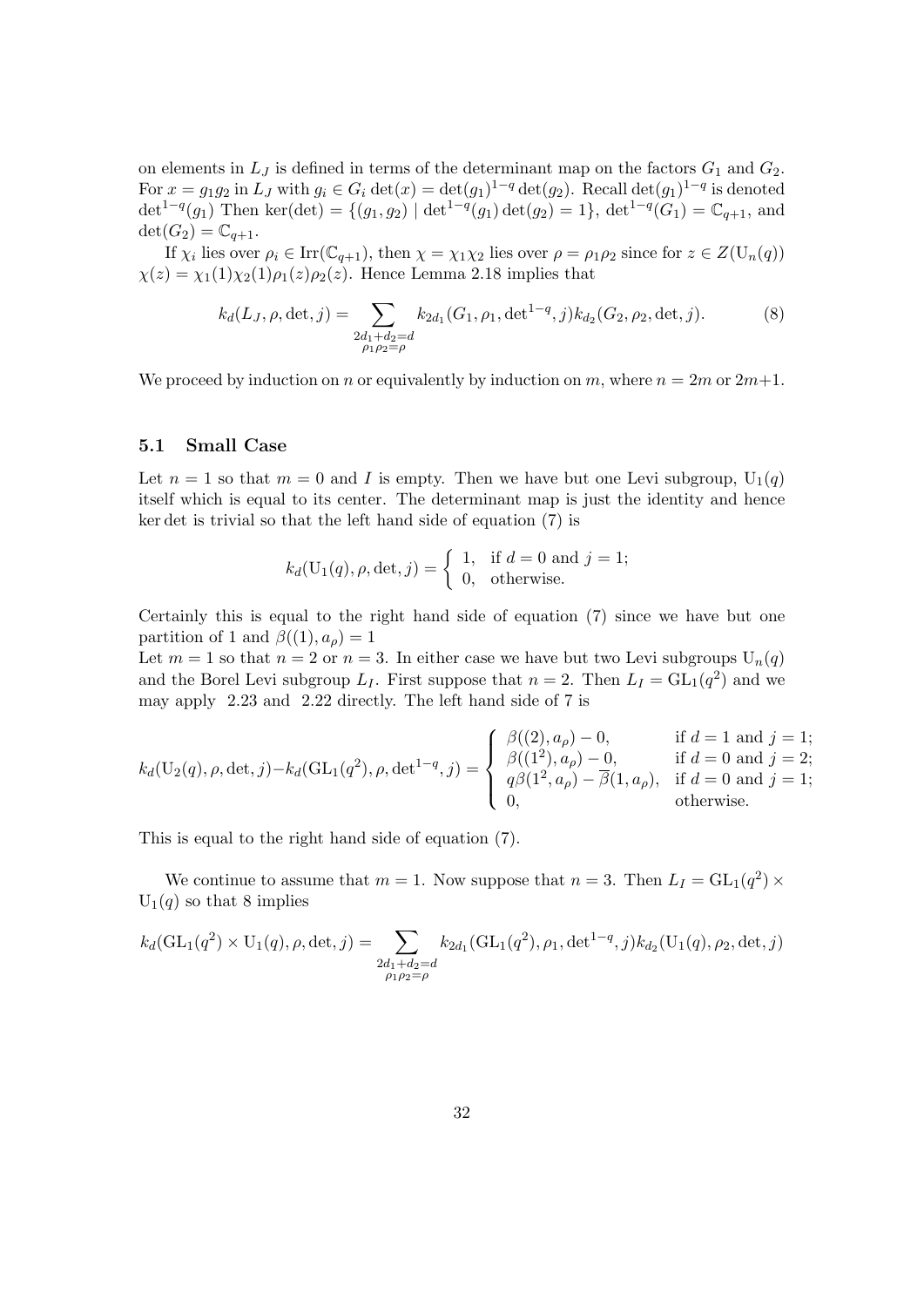on elements in $L_J$ is defined in terms of the determinant map on the factors $G_1$ and $G_2$. For $x = g_1 g_2$ in $L_J$ with $g_i \in G_i$ $\det(x) = \det(g_1)^{1-q}\det(g_2)$. Recall $\det(g_1)^{1-q}$ is denoted $\det^{1-q}(g_1)$ Then $\ker(\det) = \{(g_1, g_2) \mid \det^{1-q}(g_1)\det(g_2) = 1\}$, $\det^{1-q}(G_1) = \mathbb{C}_{q+1}$, and $\det(G_2) = \mathbb{C}_{q+1}$.

If $\chi_i$ lies over $\rho_i \in \mathrm{Irr}(\mathbb{C}_{q+1})$, then $\chi = \chi_1\chi_2$ lies over $\rho = \rho_1\rho_2$ since for $z \in Z(\mathrm{U}_n(q))$ $\chi(z) = \chi_1(1)\chi_2(1)\rho_1(z)\rho_2(z)$. Hence Lemma 2.18 implies that

$$k_d(L_J, \rho, \det, j) = \sum_{\substack{2d_1+d_2=d \\ \rho_1\rho_2=\rho}} k_{2d_1}(G_1, \rho_1, \det^{1-q}, j) k_{d_2}(G_2, \rho_2, \det, j). \tag{8}$$

We proceed by induction on $n$ or equivalently by induction on $m$, where $n = 2m$ or $2m+1$.

### 5.1 Small Case

Let $n = 1$ so that $m = 0$ and $I$ is empty. Then we have but one Levi subgroup, $\mathrm{U}_1(q)$ itself which is equal to its center. The determinant map is just the identity and hence $\ker\det$ is trivial so that the left hand side of equation (7) is

$$k_d(\mathrm{U}_1(q), \rho, \det, j) = \begin{cases} 1, & \text{if } d = 0 \text{ and } j = 1; \\ 0, & \text{otherwise.} \end{cases}$$

Certainly this is equal to the right hand side of equation (7) since we have but one partition of 1 and $\beta((1), a_\rho) = 1$

Let $m = 1$ so that $n = 2$ or $n = 3$. In either case we have but two Levi subgroups $\mathrm{U}_n(q)$ and the Borel Levi subgroup $L_I$. First suppose that $n = 2$. Then $L_I = \mathrm{GL}_1(q^2)$ and we may apply 2.23 and 2.22 directly. The left hand side of 7 is

$$k_d(\mathrm{U}_2(q), \rho, \det, j) - k_d(\mathrm{GL}_1(q^2), \rho, \det^{1-q}, j) = \begin{cases} \beta((2), a_\rho) - 0, & \text{if } d = 1 \text{ and } j = 1; \\ \beta((1^2), a_\rho) - 0, & \text{if } d = 0 \text{ and } j = 2; \\ q\beta(1^2, a_\rho) - \overline{\beta}(1, a_\rho), & \text{if } d = 0 \text{ and } j = 1; \\ 0, & \text{otherwise.} \end{cases}$$

This is equal to the right hand side of equation (7).

We continue to assume that $m = 1$. Now suppose that $n = 3$. Then $L_I = \mathrm{GL}_1(q^2) \times \mathrm{U}_1(q)$ so that 8 implies

$$k_d(\mathrm{GL}_1(q^2) \times \mathrm{U}_1(q), \rho, \det, j) = \sum_{\substack{2d_1+d_2=d \\ \rho_1\rho_2=\rho}} k_{2d_1}(\mathrm{GL}_1(q^2), \rho_1, \det^{1-q}, j) k_{d_2}(\mathrm{U}_1(q), \rho_2, \det, j)$$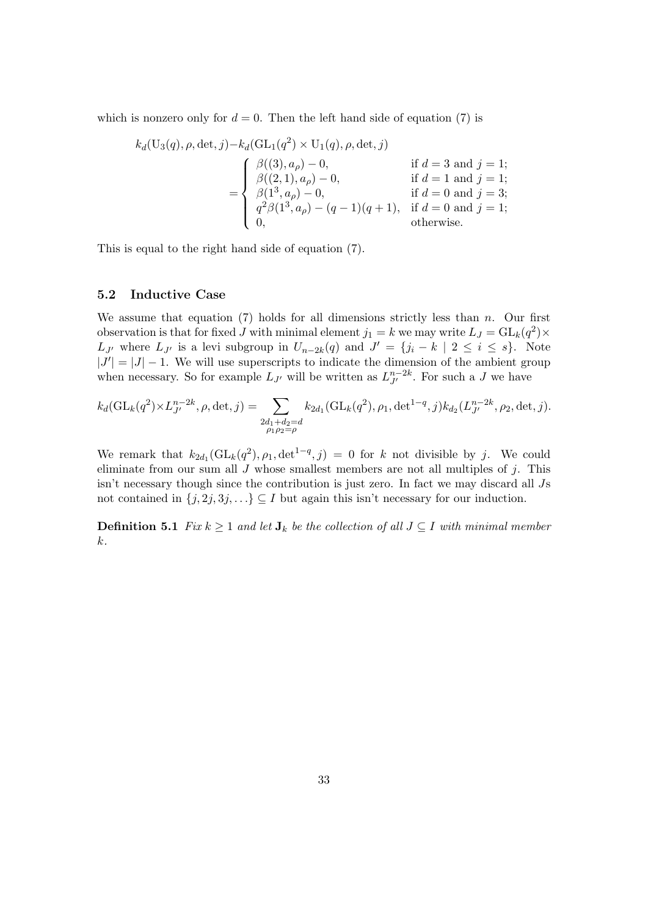which is nonzero only for $d = 0$. Then the left hand side of equation (7) is

$$
\begin{aligned}
&k_d(\mathrm{U}_3(q), \rho, \det, j) - k_d(\mathrm{GL}_1(q^2) \times \mathrm{U}_1(q), \rho, \det, j) \\
&\qquad = \begin{cases}
\beta((3), a_\rho) - 0, & \text{if } d = 3 \text{ and } j = 1; \\
\beta((2,1), a_\rho) - 0, & \text{if } d = 1 \text{ and } j = 1; \\
\beta(1^3, a_\rho) - 0, & \text{if } d = 0 \text{ and } j = 3; \\
q^2 \beta(1^3, a_\rho) - (q-1)(q+1), & \text{if } d = 0 \text{ and } j = 1; \\
0, & \text{otherwise.}
\end{cases}
\end{aligned}
$$

This is equal to the right hand side of equation (7).

### 5.2 Inductive Case

We assume that equation (7) holds for all dimensions strictly less than $n$. Our first observation is that for fixed $J$ with minimal element $j_1 = k$ we may write $L_J = \mathrm{GL}_k(q^2) \times L_{J'}$ where $L_{J'}$ is a levi subgroup in $U_{n-2k}(q)$ and $J' = \{j_i - k \mid 2 \leq i \leq s\}$. Note $|J'| = |J| - 1$. We will use superscripts to indicate the dimension of the ambient group when necessary. So for example $L_{J'}$ will be written as $L_{J'}^{n-2k}$. For such a $J$ we have

$$
k_d(\mathrm{GL}_k(q^2) \times L_{J'}^{n-2k}, \rho, \det, j) = \sum_{\substack{2d_1 + d_2 = d \\ \rho_1 \rho_2 = \rho}} k_{2d_1}(\mathrm{GL}_k(q^2), \rho_1, \det^{1-q}, j) k_{d_2}(L_{J'}^{n-2k}, \rho_2, \det, j).
$$

We remark that $k_{2d_1}(\mathrm{GL}_k(q^2), \rho_1, \det^{1-q}, j) = 0$ for $k$ not divisible by $j$. We could eliminate from our sum all $J$ whose smallest members are not all multiples of $j$. This isn't necessary though since the contribution is just zero. In fact we may discard all $J$s not contained in $\{j, 2j, 3j, \ldots\} \subseteq I$ but again this isn't necessary for our induction.

**Definition 5.1** *Fix $k \geq 1$ and let $\mathbf{J}_k$ be the collection of all $J \subseteq I$ with minimal member $k$.*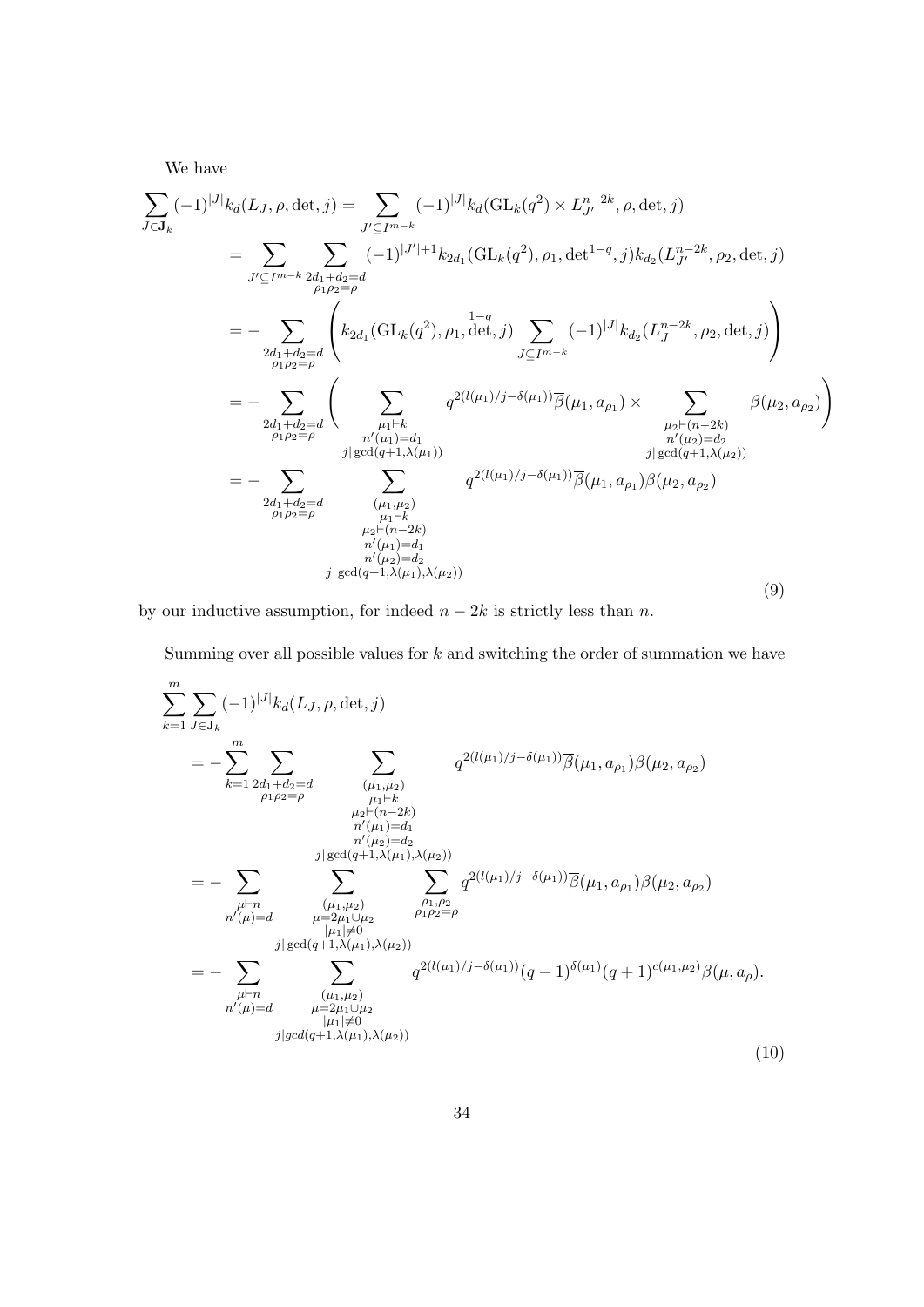We have

$$
\begin{aligned}
\sum_{J\in\mathbf{J}_k}(-1)^{|J|}k_d(L_J,\rho,\det,j) &= \sum_{J'\subseteq I^{m-k}}(-1)^{|J|}k_d(\mathrm{GL}_k(q^2)\times L_{J'}^{n-2k},\rho,\det,j)\\
&= \sum_{J'\subseteq I^{m-k}}\sum_{\substack{2d_1+d_2=d\\ \rho_1\rho_2=\rho}}(-1)^{|J'|+1}k_{2d_1}(\mathrm{GL}_k(q^2),\rho_1,\det{}^{1-q},j)k_{d_2}(L_{J'}^{n-2k},\rho_2,\det,j)\\
&= -\sum_{\substack{2d_1+d_2=d\\ \rho_1\rho_2=\rho}}\left(k_{2d_1}(\mathrm{GL}_k(q^2),\rho_1,\overset{1-q}{\det},j)\sum_{J\subseteq I^{m-k}}(-1)^{|J|}k_{d_2}(L_J^{n-2k},\rho_2,\det,j)\right)\\
&= -\sum_{\substack{2d_1+d_2=d\\ \rho_1\rho_2=\rho}}\left(\sum_{\substack{\mu_1\vdash k\\ n'(\mu_1)=d_1\\ j|\gcd(q+1,\lambda(\mu_1))}} q^{2(l(\mu_1)/j-\delta(\mu_1))}\overline{\beta}(\mu_1,a_{\rho_1})\times\sum_{\substack{\mu_2\vdash(n-2k)\\ n'(\mu_2)=d_2\\ j|\gcd(q+1,\lambda(\mu_2))}}\beta(\mu_2,a_{\rho_2})\right)\\
&= -\sum_{\substack{2d_1+d_2=d\\ \rho_1\rho_2=\rho}}\sum_{\substack{(\mu_1,\mu_2)\\ \mu_1\vdash k\\ \mu_2\vdash(n-2k)\\ n'(\mu_1)=d_1\\ n'(\mu_2)=d_2\\ j|\gcd(q+1,\lambda(\mu_1),\lambda(\mu_2))}} q^{2(l(\mu_1)/j-\delta(\mu_1))}\overline{\beta}(\mu_1,a_{\rho_1})\beta(\mu_2,a_{\rho_2})
\end{aligned}
\tag{9}
$$

by our inductive assumption, for indeed $n-2k$ is strictly less than $n$.

Summing over all possible values for $k$ and switching the order of summation we have

$$
\begin{aligned}
&\sum_{k=1}^{m}\sum_{J\in\mathbf{J}_k}(-1)^{|J|}k_d(L_J,\rho,\det,j)\\
&= -\sum_{k=1}^{m}\sum_{\substack{2d_1+d_2=d\\ \rho_1\rho_2=\rho}}\sum_{\substack{(\mu_1,\mu_2)\\ \mu_1\vdash k\\ \mu_2\vdash(n-2k)\\ n'(\mu_1)=d_1\\ n'(\mu_2)=d_2\\ j|\gcd(q+1,\lambda(\mu_1),\lambda(\mu_2))}} q^{2(l(\mu_1)/j-\delta(\mu_1))}\overline{\beta}(\mu_1,a_{\rho_1})\beta(\mu_2,a_{\rho_2})\\
&= -\sum_{\substack{\mu\vdash n\\ n'(\mu)=d}}\sum_{\substack{(\mu_1,\mu_2)\\ \mu=2\mu_1\cup\mu_2\\ |\mu_1|\neq 0\\ j|\gcd(q+1,\lambda(\mu_1),\lambda(\mu_2))}}\sum_{\substack{\rho_1,\rho_2\\ \rho_1\rho_2=\rho}} q^{2(l(\mu_1)/j-\delta(\mu_1))}\overline{\beta}(\mu_1,a_{\rho_1})\beta(\mu_2,a_{\rho_2})\\
&= -\sum_{\substack{\mu\vdash n\\ n'(\mu)=d}}\sum_{\substack{(\mu_1,\mu_2)\\ \mu=2\mu_1\cup\mu_2\\ |\mu_1|\neq 0\\ j|gcd(q+1,\lambda(\mu_1),\lambda(\mu_2))}} q^{2(l(\mu_1)/j-\delta(\mu_1))}(q-1)^{\delta(\mu_1)}(q+1)^{c(\mu_1,\mu_2)}\beta(\mu,a_\rho).
\end{aligned}
\tag{10}
$$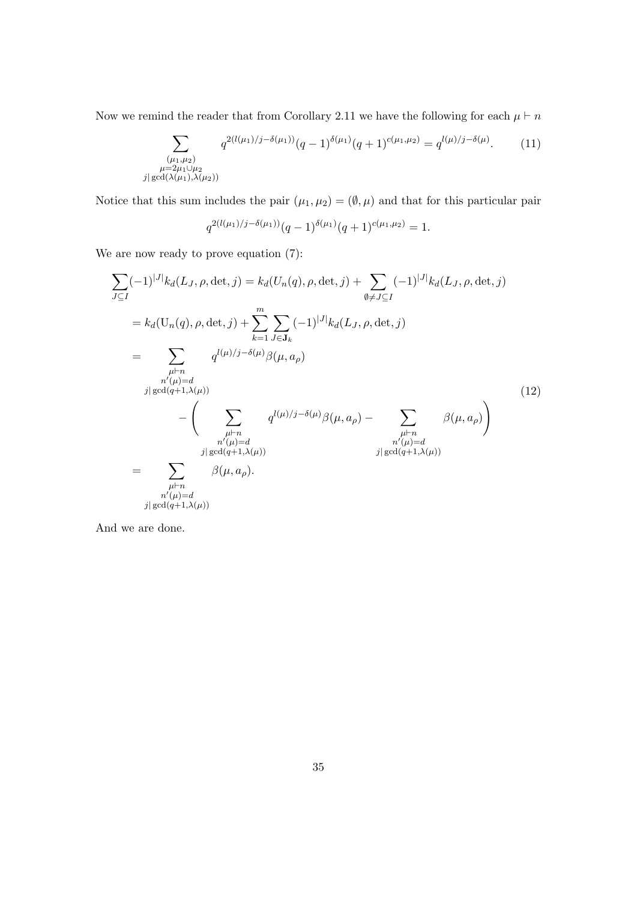Now we remind the reader that from Corollary 2.11 we have the following for each $\mu \vdash n$

$$\sum_{\substack{(\mu_1,\mu_2) \\ \mu = 2\mu_1 \cup \mu_2 \\ j \mid \gcd(\lambda(\mu_1),\lambda(\mu_2))}} q^{2(l(\mu_1)/j - \delta(\mu_1))}(q-1)^{\delta(\mu_1)}(q+1)^{c(\mu_1,\mu_2)} = q^{l(\mu)/j - \delta(\mu)}. \tag{11}$$

Notice that this sum includes the pair $(\mu_1, \mu_2) = (\emptyset, \mu)$ and that for this particular pair

$$q^{2(l(\mu_1)/j - \delta(\mu_1))}(q-1)^{\delta(\mu_1)}(q+1)^{c(\mu_1,\mu_2)} = 1.$$

We are now ready to prove equation (7):

$$\begin{aligned}
\sum_{J \subseteq I} (-1)^{|J|} k_d(L_J, \rho, \det, j) &= k_d(U_n(q), \rho, \det, j) + \sum_{\emptyset \neq J \subseteq I} (-1)^{|J|} k_d(L_J, \rho, \det, j) \\
&= k_d(\mathrm{U}_n(q), \rho, \det, j) + \sum_{k=1}^{m} \sum_{J \in \mathbf{J}_k} (-1)^{|J|} k_d(L_J, \rho, \det, j) \\
&= \sum_{\substack{\mu \vdash n \\ n'(\mu) = d \\ j \mid \gcd(q+1, \lambda(\mu))}} q^{l(\mu)/j - \delta(\mu)} \beta(\mu, a_\rho) \\
&\qquad - \left( \sum_{\substack{\mu \vdash n \\ n'(\mu) = d \\ j \mid \gcd(q+1, \lambda(\mu))}} q^{l(\mu)/j - \delta(\mu)} \beta(\mu, a_\rho) - \sum_{\substack{\mu \vdash n \\ n'(\mu) = d \\ j \mid \gcd(q+1, \lambda(\mu))}} \beta(\mu, a_\rho) \right) \\
&= \sum_{\substack{\mu \vdash n \\ n'(\mu) = d \\ j \mid \gcd(q+1, \lambda(\mu))}} \beta(\mu, a_\rho).
\end{aligned} \tag{12}$$

And we are done.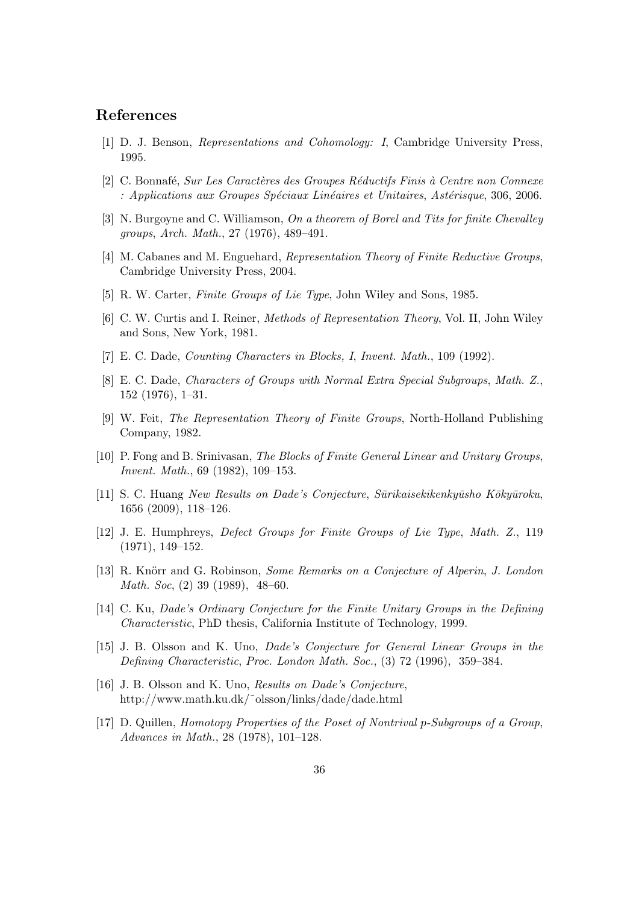## References

[1] D. J. Benson, *Representations and Cohomology: I*, Cambridge University Press, 1995.

[2] C. Bonnafé, *Sur Les Caractères des Groupes Réductifs Finis à Centre non Connexe : Applications aux Groupes Spéciaux Linéaires et Unitaires*, *Astérisque*, 306, 2006.

[3] N. Burgoyne and C. Williamson, *On a theorem of Borel and Tits for finite Chevalley groups*, *Arch. Math.*, 27 (1976), 489–491.

[4] M. Cabanes and M. Enguehard, *Representation Theory of Finite Reductive Groups*, Cambridge University Press, 2004.

[5] R. W. Carter, *Finite Groups of Lie Type*, John Wiley and Sons, 1985.

[6] C. W. Curtis and I. Reiner, *Methods of Representation Theory*, Vol. II, John Wiley and Sons, New York, 1981.

[7] E. C. Dade, *Counting Characters in Blocks, I*, *Invent. Math.*, 109 (1992).

[8] E. C. Dade, *Characters of Groups with Normal Extra Special Subgroups*, *Math. Z.*, 152 (1976), 1–31.

[9] W. Feit, *The Representation Theory of Finite Groups*, North-Holland Publishing Company, 1982.

[10] P. Fong and B. Srinivasan, *The Blocks of Finite General Linear and Unitary Groups*, *Invent. Math.*, 69 (1982), 109–153.

[11] S. C. Huang *New Results on Dade's Conjecture*, *Sūrikaisekikenkyūsho Kōkyūroku*, 1656 (2009), 118–126.

[12] J. E. Humphreys, *Defect Groups for Finite Groups of Lie Type*, *Math. Z.*, 119 (1971), 149–152.

[13] R. Knörr and G. Robinson, *Some Remarks on a Conjecture of Alperin*, *J. London Math. Soc*, (2) 39 (1989), 48–60.

[14] C. Ku, *Dade's Ordinary Conjecture for the Finite Unitary Groups in the Defining Characteristic*, PhD thesis, California Institute of Technology, 1999.

[15] J. B. Olsson and K. Uno, *Dade's Conjecture for General Linear Groups in the Defining Characteristic*, *Proc. London Math. Soc.*, (3) 72 (1996), 359–384.

[16] J. B. Olsson and K. Uno, *Results on Dade's Conjecture*, http://www.math.ku.dk/~olsson/links/dade/dade.html

[17] D. Quillen, *Homotopy Properties of the Poset of Nontrivial p-Subgroups of a Group*, *Advances in Math.*, 28 (1978), 101–128.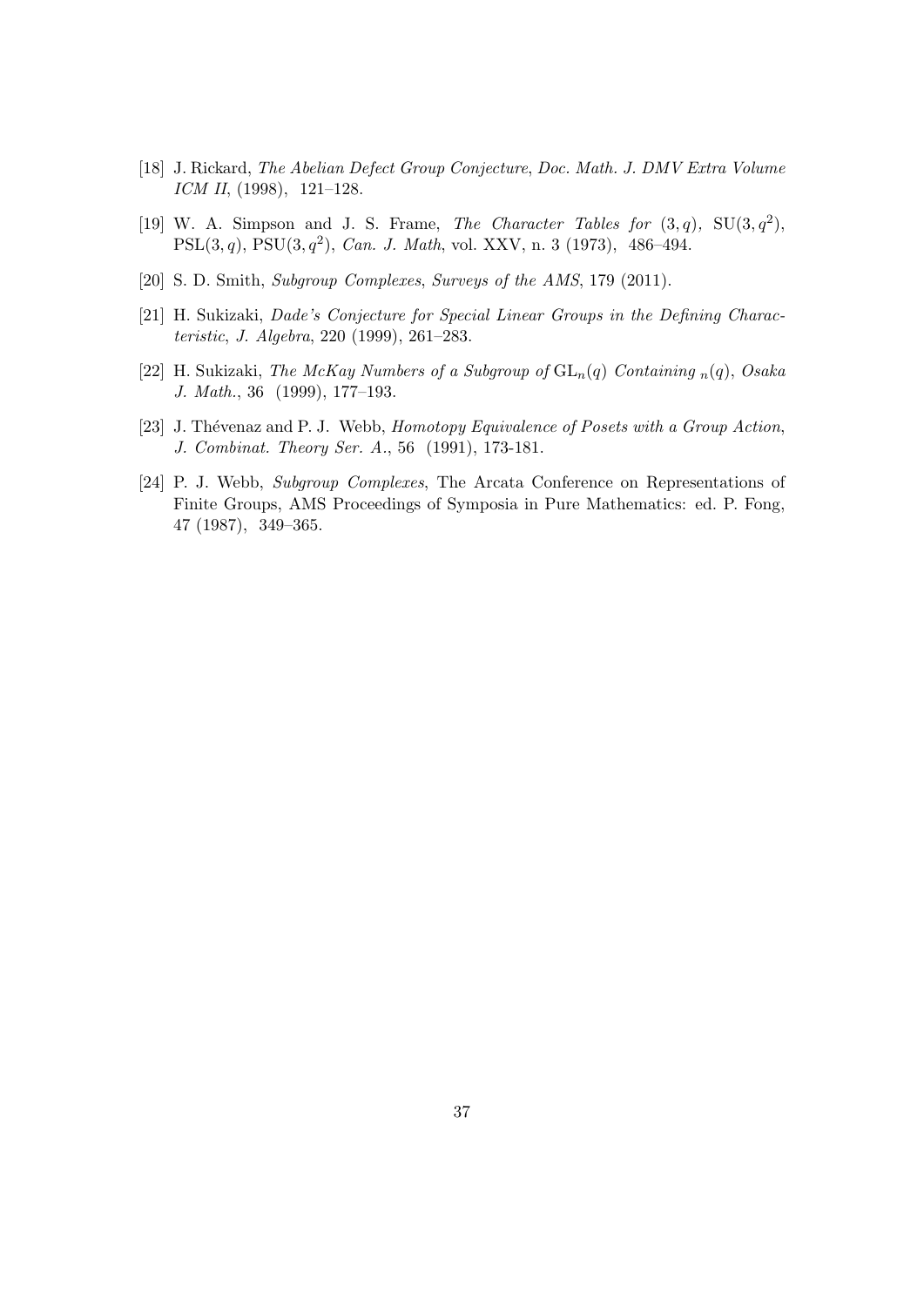[18] J. Rickard, *The Abelian Defect Group Conjecture*, *Doc. Math. J. DMV Extra Volume ICM II*, (1998), 121–128.

[19] W. A. Simpson and J. S. Frame, *The Character Tables for* $(3, q)$, $\mathrm{SU}(3, q^2)$, $\mathrm{PSL}(3, q)$, $\mathrm{PSU}(3, q^2)$, *Can. J. Math*, vol. XXV, n. 3 (1973), 486–494.

[20] S. D. Smith, *Subgroup Complexes*, *Surveys of the AMS*, 179 (2011).

[21] H. Sukizaki, *Dade's Conjecture for Special Linear Groups in the Defining Characteristic*, *J. Algebra*, 220 (1999), 261–283.

[22] H. Sukizaki, *The McKay Numbers of a Subgroup of* $\mathrm{GL}_n(q)$ *Containing* ${}_n(q)$, *Osaka J. Math.*, 36 (1999), 177–193.

[23] J. Thévenaz and P. J. Webb, *Homotopy Equivalence of Posets with a Group Action*, *J. Combinat. Theory Ser. A.*, 56 (1991), 173-181.

[24] P. J. Webb, *Subgroup Complexes*, The Arcata Conference on Representations of Finite Groups, AMS Proceedings of Symposia in Pure Mathematics: ed. P. Fong, 47 (1987), 349–365.